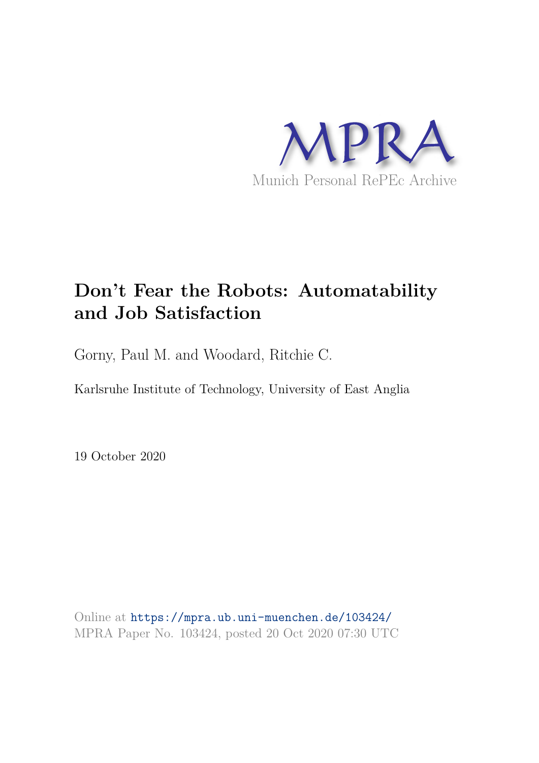MPRA

Munich Personal RePEc Archive

# Don't Fear the Robots: Automatability and Job Satisfaction

Gorny, Paul M. and Woodard, Ritchie C.

Karlsruhe Institute of Technology, University of East Anglia

19 October 2020

Online at https://mpra.ub.uni-muenchen.de/103424/
MPRA Paper No. 103424, posted 20 Oct 2020 07:30 UTC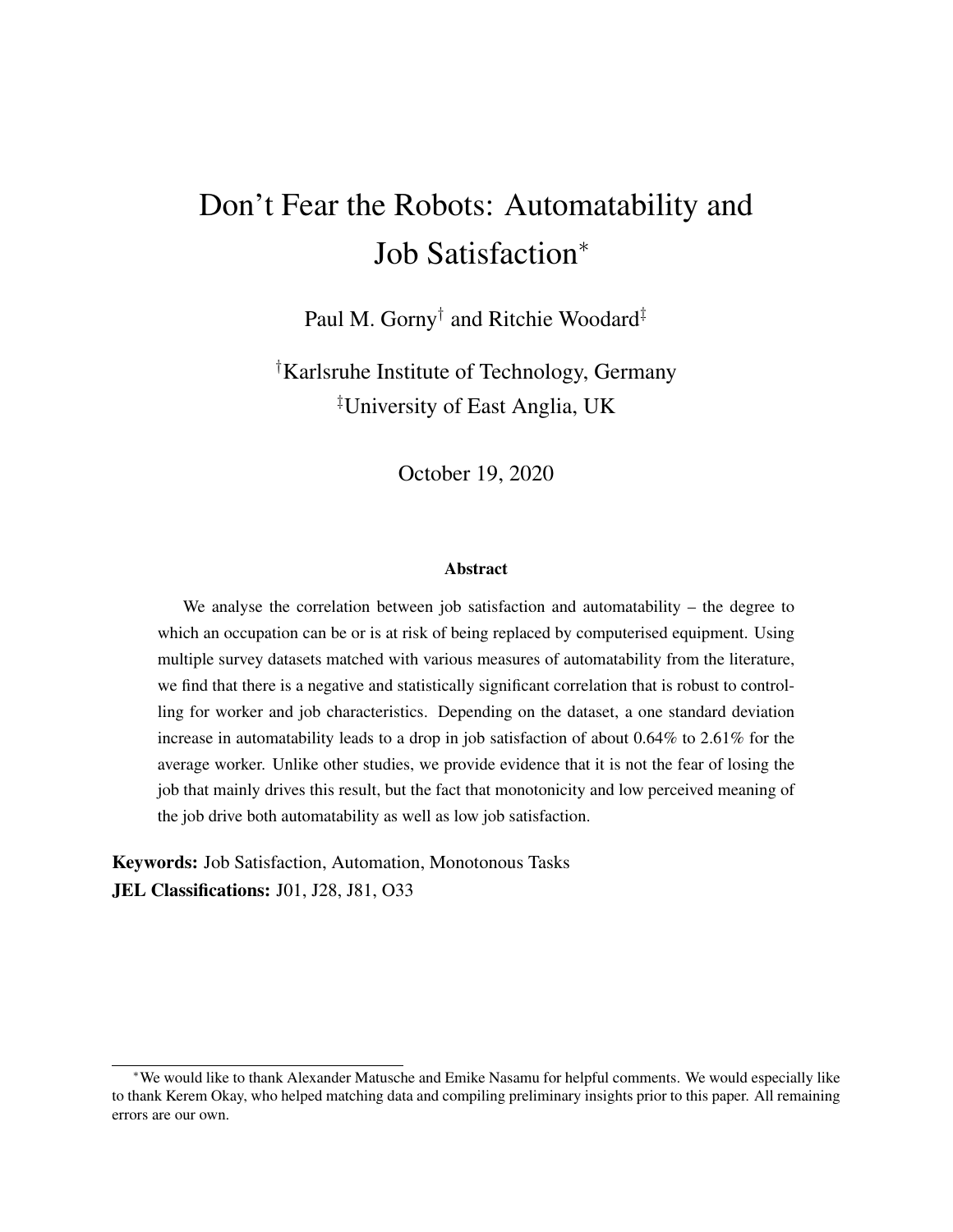# Don't Fear the Robots: Automatability and Job Satisfaction*

Paul M. Gorny[†] and Ritchie Woodard[‡]

[†]Karlsruhe Institute of Technology, Germany

[‡]University of East Anglia, UK

October 19, 2020

### Abstract

We analyse the correlation between job satisfaction and automatability – the degree to which an occupation can be or is at risk of being replaced by computerised equipment. Using multiple survey datasets matched with various measures of automatability from the literature, we find that there is a negative and statistically significant correlation that is robust to controlling for worker and job characteristics. Depending on the dataset, a one standard deviation increase in automatability leads to a drop in job satisfaction of about 0.64% to 2.61% for the average worker. Unlike other studies, we provide evidence that it is not the fear of losing the job that mainly drives this result, but the fact that monotonicity and low perceived meaning of the job drive both automatability as well as low job satisfaction.

**Keywords:** Job Satisfaction, Automation, Monotonous Tasks

**JEL Classifications:** J01, J28, J81, O33

*We would like to thank Alexander Matusche and Emike Nasamu for helpful comments. We would especially like to thank Kerem Okay, who helped matching data and compiling preliminary insights prior to this paper. All remaining errors are our own.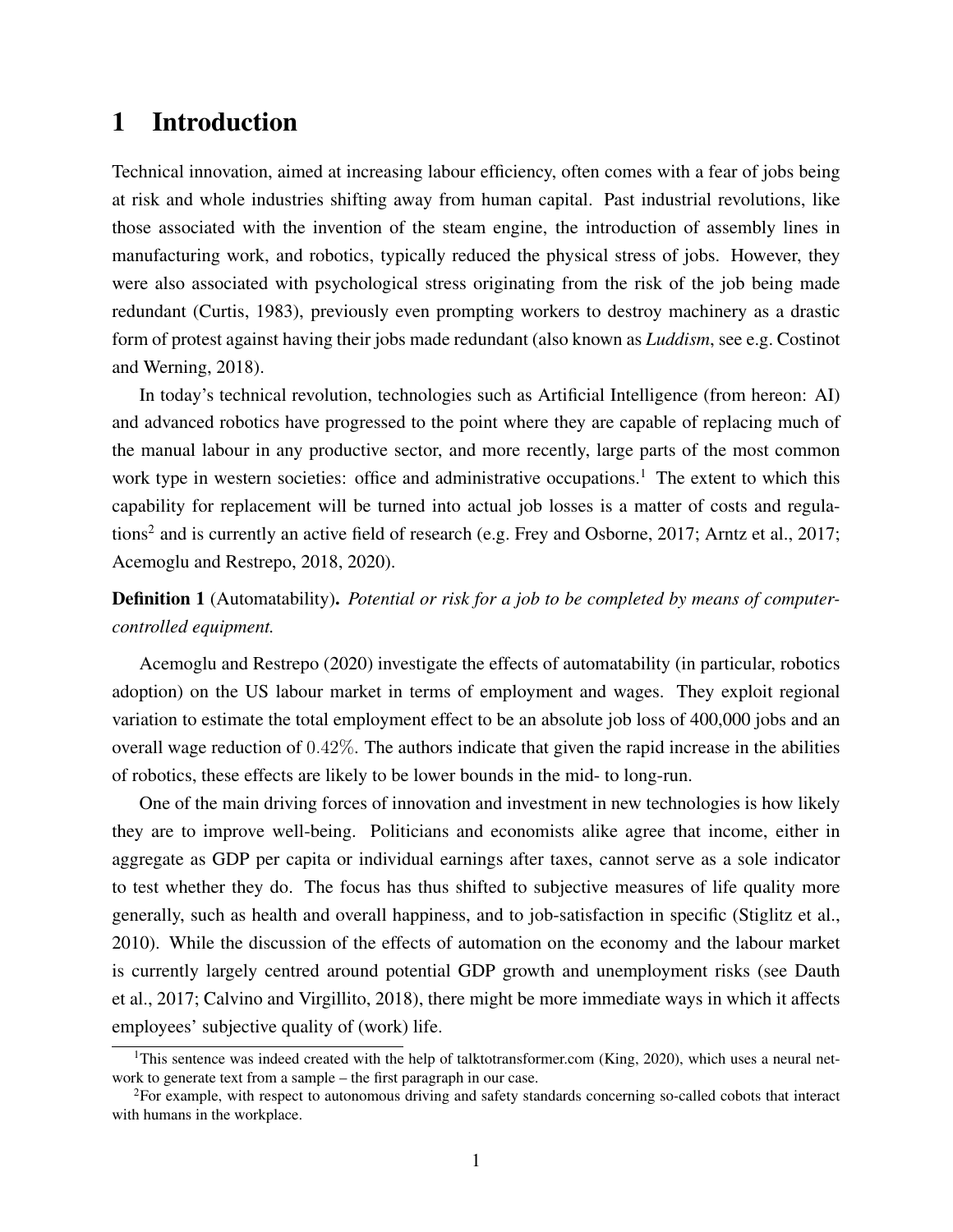# 1 Introduction

Technical innovation, aimed at increasing labour efficiency, often comes with a fear of jobs being at risk and whole industries shifting away from human capital. Past industrial revolutions, like those associated with the invention of the steam engine, the introduction of assembly lines in manufacturing work, and robotics, typically reduced the physical stress of jobs. However, they were also associated with psychological stress originating from the risk of the job being made redundant (Curtis, 1983), previously even prompting workers to destroy machinery as a drastic form of protest against having their jobs made redundant (also known as *Luddism*, see e.g. Costinot and Werning, 2018).

In today's technical revolution, technologies such as Artificial Intelligence (from hereon: AI) and advanced robotics have progressed to the point where they are capable of replacing much of the manual labour in any productive sector, and more recently, large parts of the most common work type in western societies: office and administrative occupations.[1] The extent to which this capability for replacement will be turned into actual job losses is a matter of costs and regulations[2] and is currently an active field of research (e.g. Frey and Osborne, 2017; Arntz et al., 2017; Acemoglu and Restrepo, 2018, 2020).

**Definition 1** (Automatability). *Potential or risk for a job to be completed by means of computer-controlled equipment.*

Acemoglu and Restrepo (2020) investigate the effects of automatability (in particular, robotics adoption) on the US labour market in terms of employment and wages. They exploit regional variation to estimate the total employment effect to be an absolute job loss of 400,000 jobs and an overall wage reduction of $0.42\%$. The authors indicate that given the rapid increase in the abilities of robotics, these effects are likely to be lower bounds in the mid- to long-run.

One of the main driving forces of innovation and investment in new technologies is how likely they are to improve well-being. Politicians and economists alike agree that income, either in aggregate as GDP per capita or individual earnings after taxes, cannot serve as a sole indicator to test whether they do. The focus has thus shifted to subjective measures of life quality more generally, such as health and overall happiness, and to job-satisfaction in specific (Stiglitz et al., 2010). While the discussion of the effects of automation on the economy and the labour market is currently largely centred around potential GDP growth and unemployment risks (see Dauth et al., 2017; Calvino and Virgillito, 2018), there might be more immediate ways in which it affects employees' subjective quality of (work) life.

[1]This sentence was indeed created with the help of talktotransformer.com (King, 2020), which uses a neural network to generate text from a sample – the first paragraph in our case.

[2]For example, with respect to autonomous driving and safety standards concerning so-called cobots that interact with humans in the workplace.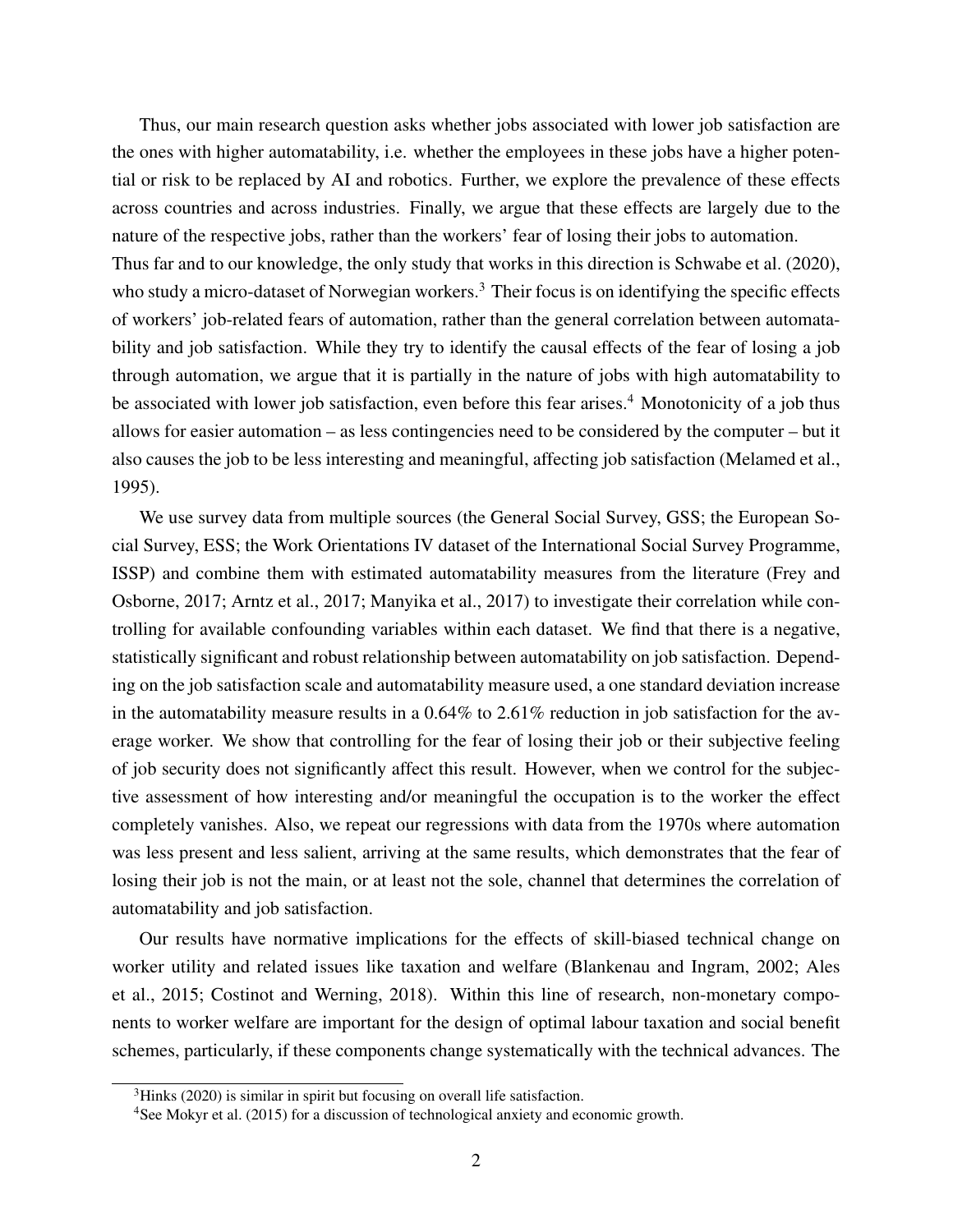Thus, our main research question asks whether jobs associated with lower job satisfaction are the ones with higher automatability, i.e. whether the employees in these jobs have a higher potential or risk to be replaced by AI and robotics. Further, we explore the prevalence of these effects across countries and across industries. Finally, we argue that these effects are largely due to the nature of the respective jobs, rather than the workers' fear of losing their jobs to automation.
Thus far and to our knowledge, the only study that works in this direction is Schwabe et al. (2020), who study a micro-dataset of Norwegian workers.[3] Their focus is on identifying the specific effects of workers' job-related fears of automation, rather than the general correlation between automatability and job satisfaction. While they try to identify the causal effects of the fear of losing a job through automation, we argue that it is partially in the nature of jobs with high automatability to be associated with lower job satisfaction, even before this fear arises.[4] Monotonicity of a job thus allows for easier automation – as less contingencies need to be considered by the computer – but it also causes the job to be less interesting and meaningful, affecting job satisfaction (Melamed et al., 1995).

We use survey data from multiple sources (the General Social Survey, GSS; the European Social Survey, ESS; the Work Orientations IV dataset of the International Social Survey Programme, ISSP) and combine them with estimated automatability measures from the literature (Frey and Osborne, 2017; Arntz et al., 2017; Manyika et al., 2017) to investigate their correlation while controlling for available confounding variables within each dataset. We find that there is a negative, statistically significant and robust relationship between automatability on job satisfaction. Depending on the job satisfaction scale and automatability measure used, a one standard deviation increase in the automatability measure results in a 0.64% to 2.61% reduction in job satisfaction for the average worker. We show that controlling for the fear of losing their job or their subjective feeling of job security does not significantly affect this result. However, when we control for the subjective assessment of how interesting and/or meaningful the occupation is to the worker the effect completely vanishes. Also, we repeat our regressions with data from the 1970s where automation was less present and less salient, arriving at the same results, which demonstrates that the fear of losing their job is not the main, or at least not the sole, channel that determines the correlation of automatability and job satisfaction.

Our results have normative implications for the effects of skill-biased technical change on worker utility and related issues like taxation and welfare (Blankenau and Ingram, 2002; Ales et al., 2015; Costinot and Werning, 2018). Within this line of research, non-monetary components to worker welfare are important for the design of optimal labour taxation and social benefit schemes, particularly, if these components change systematically with the technical advances. The

[3] Hinks (2020) is similar in spirit but focusing on overall life satisfaction.

[4] See Mokyr et al. (2015) for a discussion of technological anxiety and economic growth.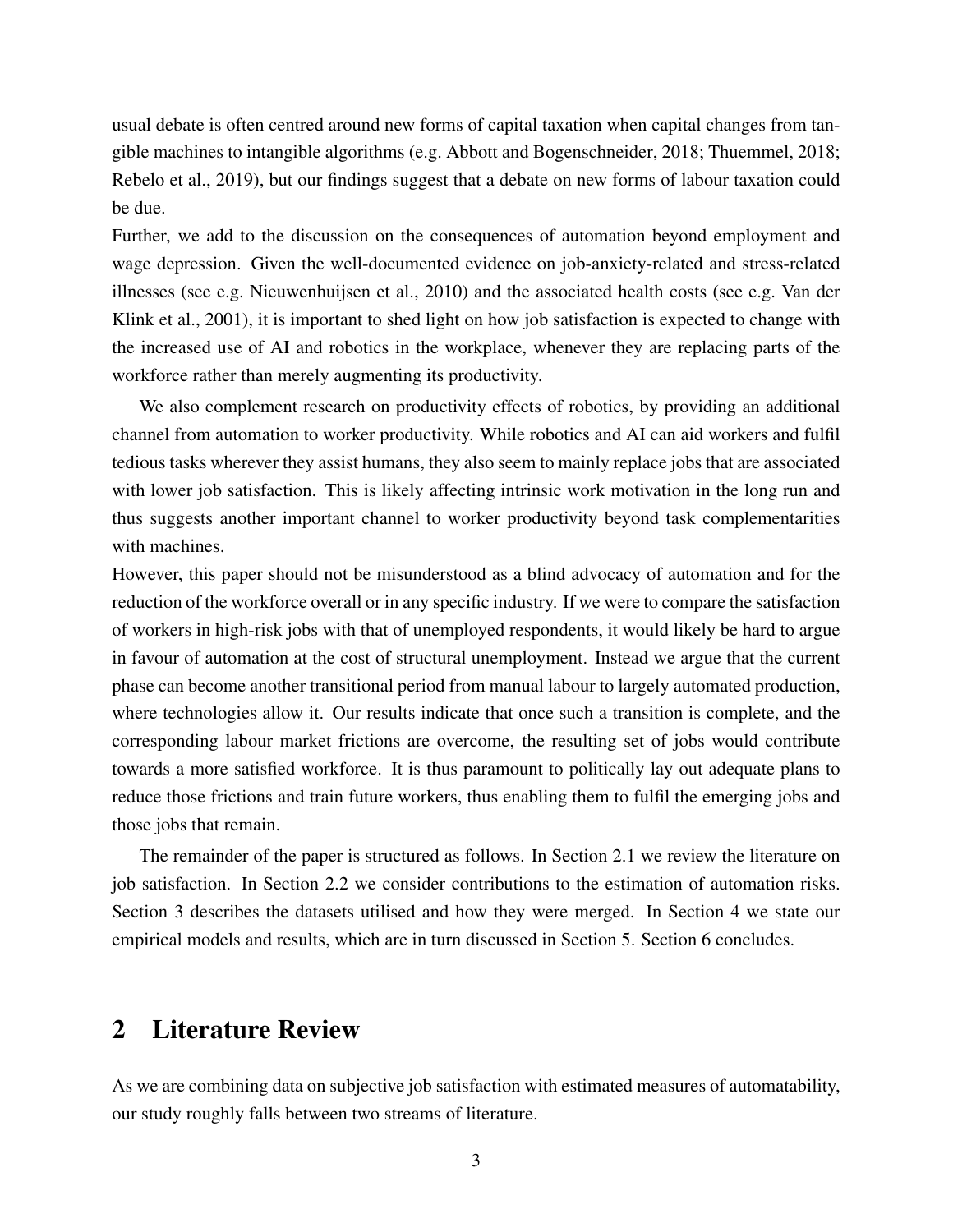usual debate is often centred around new forms of capital taxation when capital changes from tangible machines to intangible algorithms (e.g. Abbott and Bogenschneider, 2018; Thuemmel, 2018; Rebelo et al., 2019), but our findings suggest that a debate on new forms of labour taxation could be due.

Further, we add to the discussion on the consequences of automation beyond employment and wage depression. Given the well-documented evidence on job-anxiety-related and stress-related illnesses (see e.g. Nieuwenhuijsen et al., 2010) and the associated health costs (see e.g. Van der Klink et al., 2001), it is important to shed light on how job satisfaction is expected to change with the increased use of AI and robotics in the workplace, whenever they are replacing parts of the workforce rather than merely augmenting its productivity.

We also complement research on productivity effects of robotics, by providing an additional channel from automation to worker productivity. While robotics and AI can aid workers and fulfil tedious tasks wherever they assist humans, they also seem to mainly replace jobs that are associated with lower job satisfaction. This is likely affecting intrinsic work motivation in the long run and thus suggests another important channel to worker productivity beyond task complementarities with machines.

However, this paper should not be misunderstood as a blind advocacy of automation and for the reduction of the workforce overall or in any specific industry. If we were to compare the satisfaction of workers in high-risk jobs with that of unemployed respondents, it would likely be hard to argue in favour of automation at the cost of structural unemployment. Instead we argue that the current phase can become another transitional period from manual labour to largely automated production, where technologies allow it. Our results indicate that once such a transition is complete, and the corresponding labour market frictions are overcome, the resulting set of jobs would contribute towards a more satisfied workforce. It is thus paramount to politically lay out adequate plans to reduce those frictions and train future workers, thus enabling them to fulfil the emerging jobs and those jobs that remain.

The remainder of the paper is structured as follows. In Section 2.1 we review the literature on job satisfaction. In Section 2.2 we consider contributions to the estimation of automation risks. Section 3 describes the datasets utilised and how they were merged. In Section 4 we state our empirical models and results, which are in turn discussed in Section 5. Section 6 concludes.

# 2 Literature Review

As we are combining data on subjective job satisfaction with estimated measures of automatability, our study roughly falls between two streams of literature.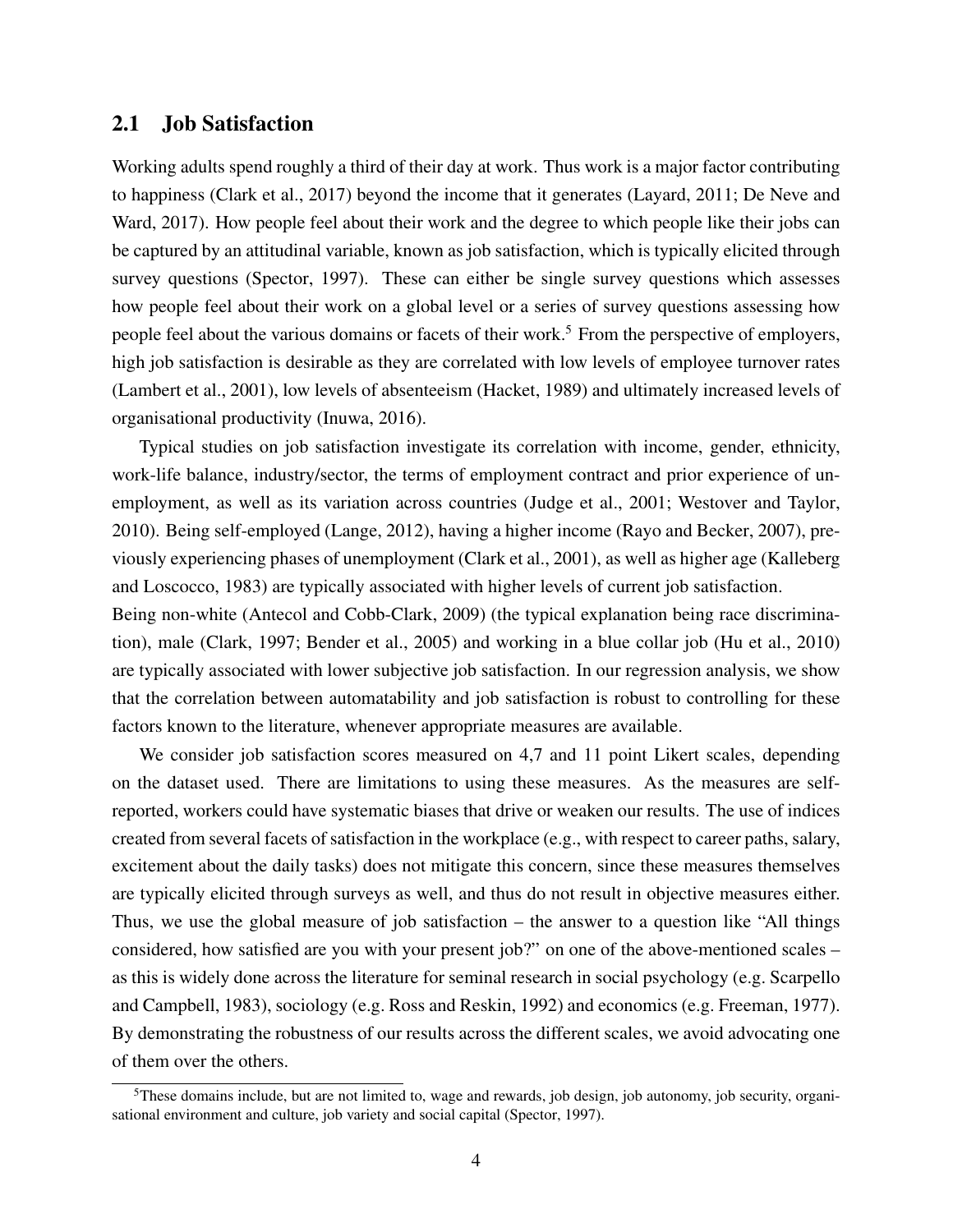## 2.1 Job Satisfaction

Working adults spend roughly a third of their day at work. Thus work is a major factor contributing to happiness (Clark et al., 2017) beyond the income that it generates (Layard, 2011; De Neve and Ward, 2017). How people feel about their work and the degree to which people like their jobs can be captured by an attitudinal variable, known as job satisfaction, which is typically elicited through survey questions (Spector, 1997). These can either be single survey questions which assesses how people feel about their work on a global level or a series of survey questions assessing how people feel about the various domains or facets of their work.[5] From the perspective of employers, high job satisfaction is desirable as they are correlated with low levels of employee turnover rates (Lambert et al., 2001), low levels of absenteeism (Hacket, 1989) and ultimately increased levels of organisational productivity (Inuwa, 2016).

Typical studies on job satisfaction investigate its correlation with income, gender, ethnicity, work-life balance, industry/sector, the terms of employment contract and prior experience of unemployment, as well as its variation across countries (Judge et al., 2001; Westover and Taylor, 2010). Being self-employed (Lange, 2012), having a higher income (Rayo and Becker, 2007), previously experiencing phases of unemployment (Clark et al., 2001), as well as higher age (Kalleberg and Loscocco, 1983) are typically associated with higher levels of current job satisfaction. Being non-white (Antecol and Cobb-Clark, 2009) (the typical explanation being race discrimination), male (Clark, 1997; Bender et al., 2005) and working in a blue collar job (Hu et al., 2010) are typically associated with lower subjective job satisfaction. In our regression analysis, we show that the correlation between automatability and job satisfaction is robust to controlling for these factors known to the literature, whenever appropriate measures are available.

We consider job satisfaction scores measured on 4,7 and 11 point Likert scales, depending on the dataset used. There are limitations to using these measures. As the measures are self-reported, workers could have systematic biases that drive or weaken our results. The use of indices created from several facets of satisfaction in the workplace (e.g., with respect to career paths, salary, excitement about the daily tasks) does not mitigate this concern, since these measures themselves are typically elicited through surveys as well, and thus do not result in objective measures either. Thus, we use the global measure of job satisfaction – the answer to a question like "All things considered, how satisfied are you with your present job?" on one of the above-mentioned scales – as this is widely done across the literature for seminal research in social psychology (e.g. Scarpello and Campbell, 1983), sociology (e.g. Ross and Reskin, 1992) and economics (e.g. Freeman, 1977). By demonstrating the robustness of our results across the different scales, we avoid advocating one of them over the others.

[5] These domains include, but are not limited to, wage and rewards, job design, job autonomy, job security, organisational environment and culture, job variety and social capital (Spector, 1997).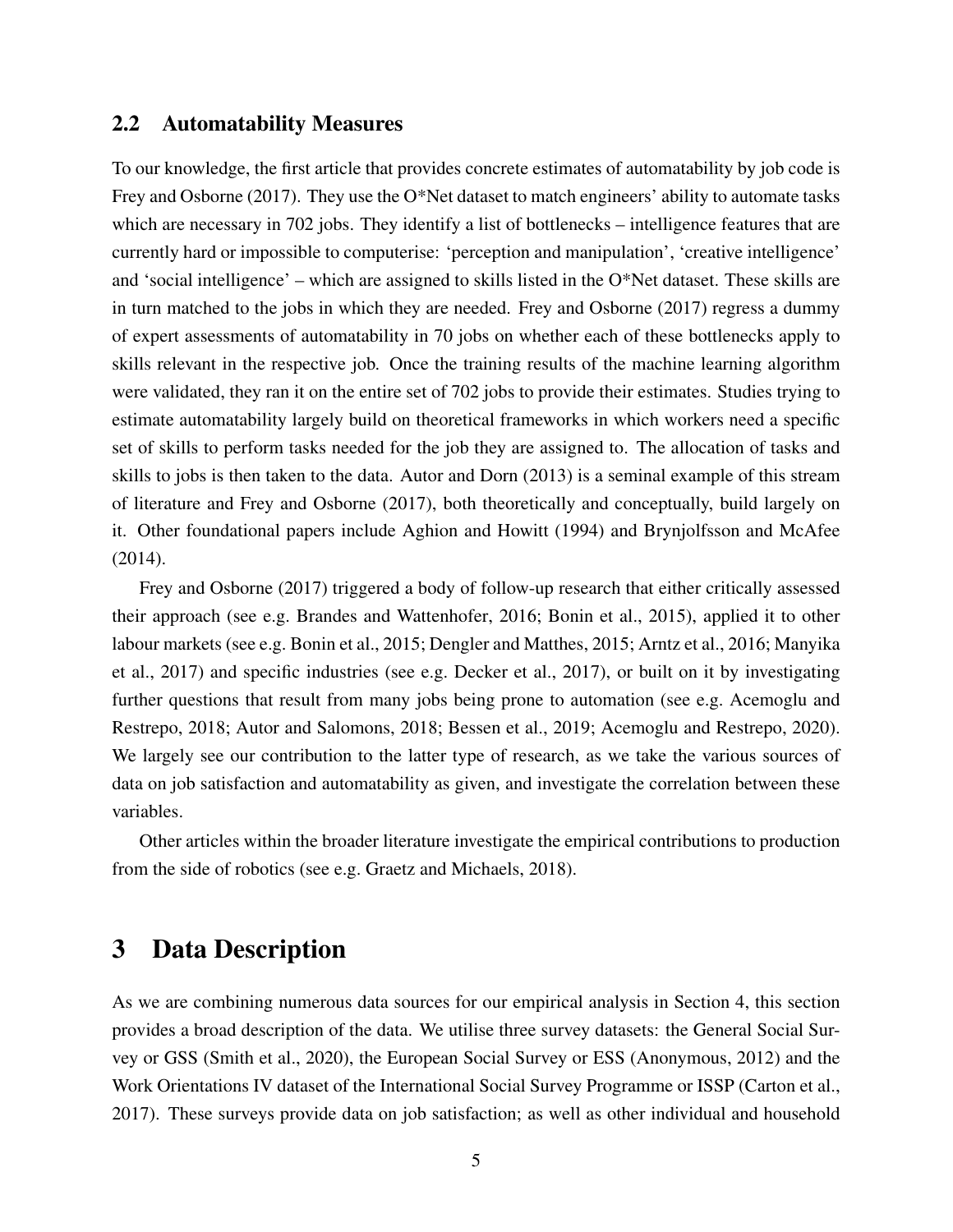## 2.2 Automatability Measures

To our knowledge, the first article that provides concrete estimates of automatability by job code is Frey and Osborne (2017). They use the O*Net dataset to match engineers' ability to automate tasks which are necessary in 702 jobs. They identify a list of bottlenecks – intelligence features that are currently hard or impossible to computerise: 'perception and manipulation', 'creative intelligence' and 'social intelligence' – which are assigned to skills listed in the O*Net dataset. These skills are in turn matched to the jobs in which they are needed. Frey and Osborne (2017) regress a dummy of expert assessments of automatability in 70 jobs on whether each of these bottlenecks apply to skills relevant in the respective job. Once the training results of the machine learning algorithm were validated, they ran it on the entire set of 702 jobs to provide their estimates. Studies trying to estimate automatability largely build on theoretical frameworks in which workers need a specific set of skills to perform tasks needed for the job they are assigned to. The allocation of tasks and skills to jobs is then taken to the data. Autor and Dorn (2013) is a seminal example of this stream of literature and Frey and Osborne (2017), both theoretically and conceptually, build largely on it. Other foundational papers include Aghion and Howitt (1994) and Brynjolfsson and McAfee (2014).

Frey and Osborne (2017) triggered a body of follow-up research that either critically assessed their approach (see e.g. Brandes and Wattenhofer, 2016; Bonin et al., 2015), applied it to other labour markets (see e.g. Bonin et al., 2015; Dengler and Matthes, 2015; Arntz et al., 2016; Manyika et al., 2017) and specific industries (see e.g. Decker et al., 2017), or built on it by investigating further questions that result from many jobs being prone to automation (see e.g. Acemoglu and Restrepo, 2018; Autor and Salomons, 2018; Bessen et al., 2019; Acemoglu and Restrepo, 2020). We largely see our contribution to the latter type of research, as we take the various sources of data on job satisfaction and automatability as given, and investigate the correlation between these variables.

Other articles within the broader literature investigate the empirical contributions to production from the side of robotics (see e.g. Graetz and Michaels, 2018).

# 3 Data Description

As we are combining numerous data sources for our empirical analysis in Section 4, this section provides a broad description of the data. We utilise three survey datasets: the General Social Survey or GSS (Smith et al., 2020), the European Social Survey or ESS (Anonymous, 2012) and the Work Orientations IV dataset of the International Social Survey Programme or ISSP (Carton et al., 2017). These surveys provide data on job satisfaction; as well as other individual and household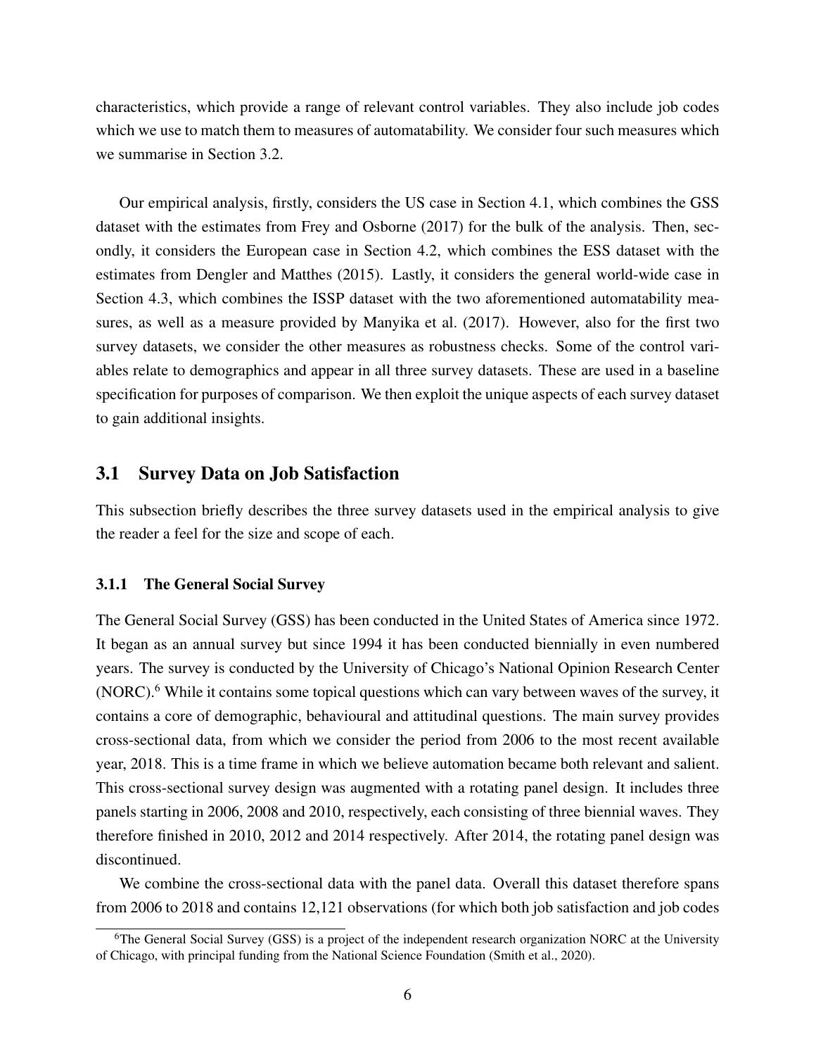characteristics, which provide a range of relevant control variables. They also include job codes which we use to match them to measures of automatability. We consider four such measures which we summarise in Section 3.2.

Our empirical analysis, firstly, considers the US case in Section 4.1, which combines the GSS dataset with the estimates from Frey and Osborne (2017) for the bulk of the analysis. Then, secondly, it considers the European case in Section 4.2, which combines the ESS dataset with the estimates from Dengler and Matthes (2015). Lastly, it considers the general world-wide case in Section 4.3, which combines the ISSP dataset with the two aforementioned automatability measures, as well as a measure provided by Manyika et al. (2017). However, also for the first two survey datasets, we consider the other measures as robustness checks. Some of the control variables relate to demographics and appear in all three survey datasets. These are used in a baseline specification for purposes of comparison. We then exploit the unique aspects of each survey dataset to gain additional insights.

## 3.1 Survey Data on Job Satisfaction

This subsection briefly describes the three survey datasets used in the empirical analysis to give the reader a feel for the size and scope of each.

### 3.1.1 The General Social Survey

The General Social Survey (GSS) has been conducted in the United States of America since 1972. It began as an annual survey but since 1994 it has been conducted biennially in even numbered years. The survey is conducted by the University of Chicago's National Opinion Research Center (NORC).[6] While it contains some topical questions which can vary between waves of the survey, it contains a core of demographic, behavioural and attitudinal questions. The main survey provides cross-sectional data, from which we consider the period from 2006 to the most recent available year, 2018. This is a time frame in which we believe automation became both relevant and salient. This cross-sectional survey design was augmented with a rotating panel design. It includes three panels starting in 2006, 2008 and 2010, respectively, each consisting of three biennial waves. They therefore finished in 2010, 2012 and 2014 respectively. After 2014, the rotating panel design was discontinued.

We combine the cross-sectional data with the panel data. Overall this dataset therefore spans from 2006 to 2018 and contains 12,121 observations (for which both job satisfaction and job codes

[6] The General Social Survey (GSS) is a project of the independent research organization NORC at the University of Chicago, with principal funding from the National Science Foundation (Smith et al., 2020).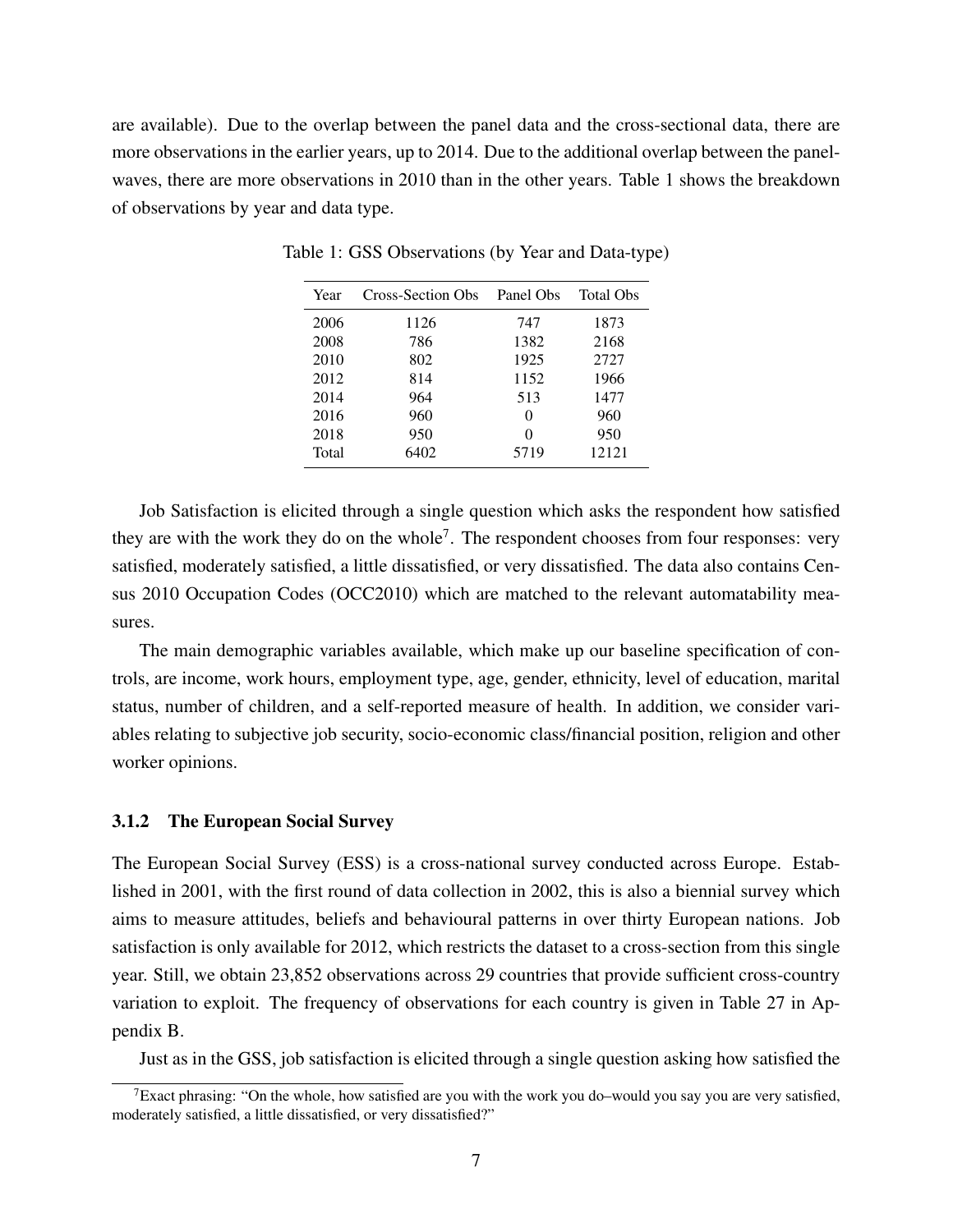are available). Due to the overlap between the panel data and the cross-sectional data, there are more observations in the earlier years, up to 2014. Due to the additional overlap between the panel-waves, there are more observations in 2010 than in the other years. Table 1 shows the breakdown of observations by year and data type.

Table 1: GSS Observations (by Year and Data-type)

| Year | Cross-Section Obs | Panel Obs | Total Obs |
|---|---|---|---|
| 2006 | 1126 | 747 | 1873 |
| 2008 | 786 | 1382 | 2168 |
| 2010 | 802 | 1925 | 2727 |
| 2012 | 814 | 1152 | 1966 |
| 2014 | 964 | 513 | 1477 |
| 2016 | 960 | 0 | 960 |
| 2018 | 950 | 0 | 950 |
| Total | 6402 | 5719 | 12121 |

Job Satisfaction is elicited through a single question which asks the respondent how satisfied they are with the work they do on the whole[7]. The respondent chooses from four responses: very satisfied, moderately satisfied, a little dissatisfied, or very dissatisfied. The data also contains Census 2010 Occupation Codes (OCC2010) which are matched to the relevant automatability measures.

The main demographic variables available, which make up our baseline specification of controls, are income, work hours, employment type, age, gender, ethnicity, level of education, marital status, number of children, and a self-reported measure of health. In addition, we consider variables relating to subjective job security, socio-economic class/financial position, religion and other worker opinions.

### 3.1.2 The European Social Survey

The European Social Survey (ESS) is a cross-national survey conducted across Europe. Established in 2001, with the first round of data collection in 2002, this is also a biennial survey which aims to measure attitudes, beliefs and behavioural patterns in over thirty European nations. Job satisfaction is only available for 2012, which restricts the dataset to a cross-section from this single year. Still, we obtain 23,852 observations across 29 countries that provide sufficient cross-country variation to exploit. The frequency of observations for each country is given in Table 27 in Appendix B.

Just as in the GSS, job satisfaction is elicited through a single question asking how satisfied the

[7]Exact phrasing: "On the whole, how satisfied are you with the work you do–would you say you are very satisfied, moderately satisfied, a little dissatisfied, or very dissatisfied?"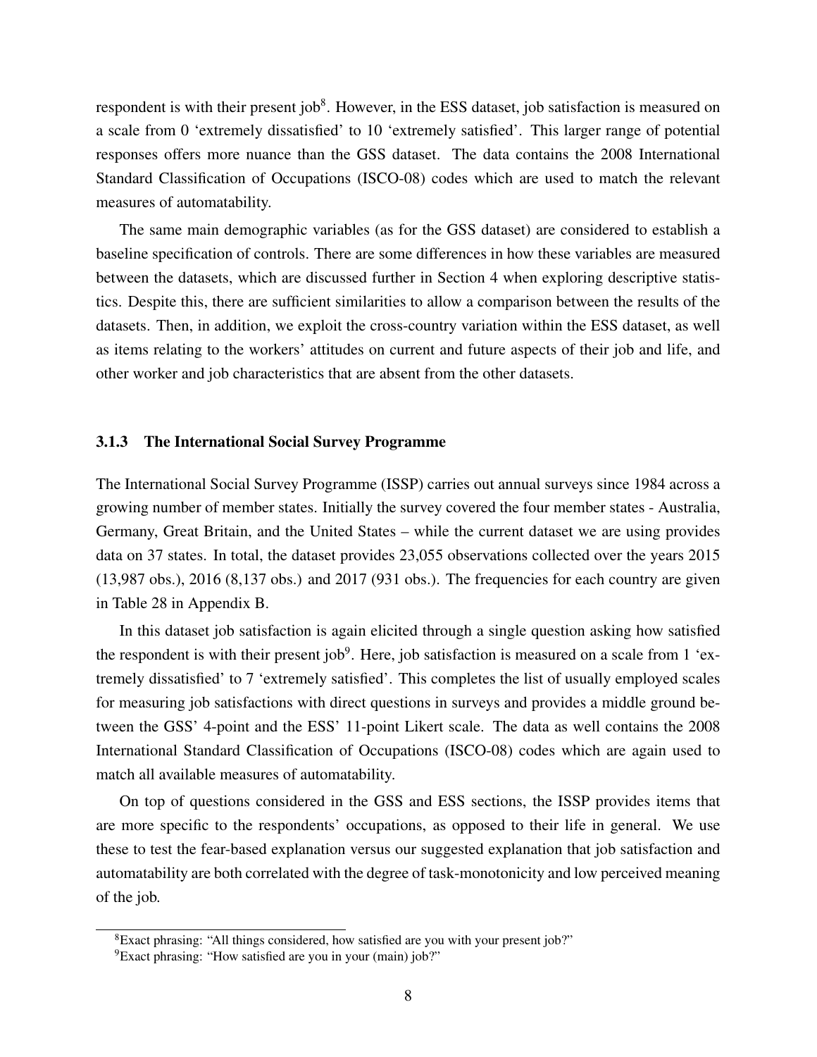respondent is with their present job[8]. However, in the ESS dataset, job satisfaction is measured on a scale from 0 'extremely dissatisfied' to 10 'extremely satisfied'. This larger range of potential responses offers more nuance than the GSS dataset. The data contains the 2008 International Standard Classification of Occupations (ISCO-08) codes which are used to match the relevant measures of automatability.

The same main demographic variables (as for the GSS dataset) are considered to establish a baseline specification of controls. There are some differences in how these variables are measured between the datasets, which are discussed further in Section 4 when exploring descriptive statistics. Despite this, there are sufficient similarities to allow a comparison between the results of the datasets. Then, in addition, we exploit the cross-country variation within the ESS dataset, as well as items relating to the workers' attitudes on current and future aspects of their job and life, and other worker and job characteristics that are absent from the other datasets.

### 3.1.3 The International Social Survey Programme

The International Social Survey Programme (ISSP) carries out annual surveys since 1984 across a growing number of member states. Initially the survey covered the four member states - Australia, Germany, Great Britain, and the United States – while the current dataset we are using provides data on 37 states. In total, the dataset provides 23,055 observations collected over the years 2015 (13,987 obs.), 2016 (8,137 obs.) and 2017 (931 obs.). The frequencies for each country are given in Table 28 in Appendix B.

In this dataset job satisfaction is again elicited through a single question asking how satisfied the respondent is with their present job[9]. Here, job satisfaction is measured on a scale from 1 'extremely dissatisfied' to 7 'extremely satisfied'. This completes the list of usually employed scales for measuring job satisfactions with direct questions in surveys and provides a middle ground between the GSS' 4-point and the ESS' 11-point Likert scale. The data as well contains the 2008 International Standard Classification of Occupations (ISCO-08) codes which are again used to match all available measures of automatability.

On top of questions considered in the GSS and ESS sections, the ISSP provides items that are more specific to the respondents' occupations, as opposed to their life in general. We use these to test the fear-based explanation versus our suggested explanation that job satisfaction and automatability are both correlated with the degree of task-monotonicity and low perceived meaning of the job.

[8]Exact phrasing: "All things considered, how satisfied are you with your present job?"

[9]Exact phrasing: "How satisfied are you in your (main) job?"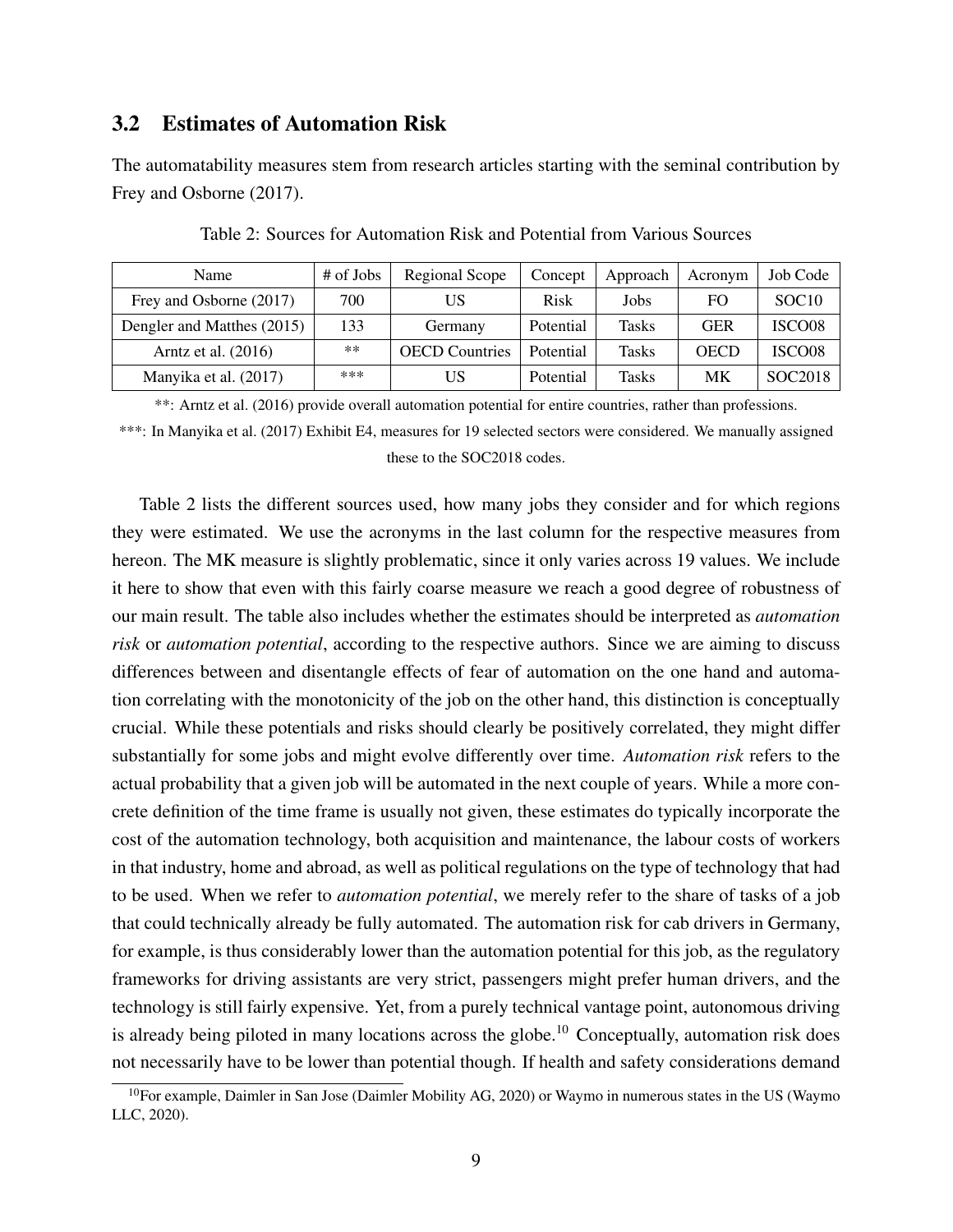## 3.2 Estimates of Automation Risk

The automatability measures stem from research articles starting with the seminal contribution by Frey and Osborne (2017).

Table 2: Sources for Automation Risk and Potential from Various Sources

| Name | # of Jobs | Regional Scope | Concept | Approach | Acronym | Job Code |
|---|---|---|---|---|---|---|
| Frey and Osborne (2017) | 700 | US | Risk | Jobs | FO | SOC10 |
| Dengler and Matthes (2015) | 133 | Germany | Potential | Tasks | GER | ISCO08 |
| Arntz et al. (2016) | ** | OECD Countries | Potential | Tasks | OECD | ISCO08 |
| Manyika et al. (2017) | *** | US | Potential | Tasks | MK | SOC2018 |

**: Arntz et al. (2016) provide overall automation potential for entire countries, rather than professions.

***: In Manyika et al. (2017) Exhibit E4, measures for 19 selected sectors were considered. We manually assigned these to the SOC2018 codes.

Table 2 lists the different sources used, how many jobs they consider and for which regions they were estimated. We use the acronyms in the last column for the respective measures from hereon. The MK measure is slightly problematic, since it only varies across 19 values. We include it here to show that even with this fairly coarse measure we reach a good degree of robustness of our main result. The table also includes whether the estimates should be interpreted as *automation risk* or *automation potential*, according to the respective authors. Since we are aiming to discuss differences between and disentangle effects of fear of automation on the one hand and automation correlating with the monotonicity of the job on the other hand, this distinction is conceptually crucial. While these potentials and risks should clearly be positively correlated, they might differ substantially for some jobs and might evolve differently over time. *Automation risk* refers to the actual probability that a given job will be automated in the next couple of years. While a more concrete definition of the time frame is usually not given, these estimates do typically incorporate the cost of the automation technology, both acquisition and maintenance, the labour costs of workers in that industry, home and abroad, as well as political regulations on the type of technology that had to be used. When we refer to *automation potential*, we merely refer to the share of tasks of a job that could technically already be fully automated. The automation risk for cab drivers in Germany, for example, is thus considerably lower than the automation potential for this job, as the regulatory frameworks for driving assistants are very strict, passengers might prefer human drivers, and the technology is still fairly expensive. Yet, from a purely technical vantage point, autonomous driving is already being piloted in many locations across the globe.[10] Conceptually, automation risk does not necessarily have to be lower than potential though. If health and safety considerations demand

[10]For example, Daimler in San Jose (Daimler Mobility AG, 2020) or Waymo in numerous states in the US (Waymo LLC, 2020).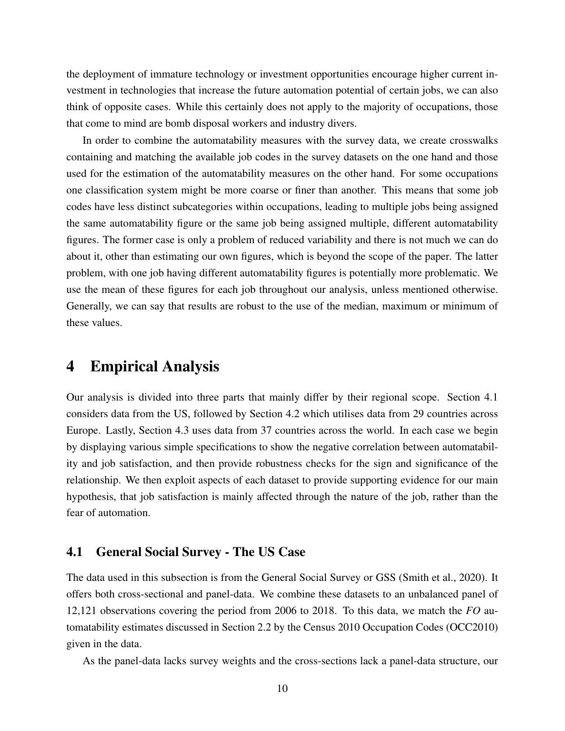the deployment of immature technology or investment opportunities encourage higher current investment in technologies that increase the future automation potential of certain jobs, we can also think of opposite cases. While this certainly does not apply to the majority of occupations, those that come to mind are bomb disposal workers and industry divers.

In order to combine the automatability measures with the survey data, we create crosswalks containing and matching the available job codes in the survey datasets on the one hand and those used for the estimation of the automatability measures on the other hand. For some occupations one classification system might be more coarse or finer than another. This means that some job codes have less distinct subcategories within occupations, leading to multiple jobs being assigned the same automatability figure or the same job being assigned multiple, different automatability figures. The former case is only a problem of reduced variability and there is not much we can do about it, other than estimating our own figures, which is beyond the scope of the paper. The latter problem, with one job having different automatability figures is potentially more problematic. We use the mean of these figures for each job throughout our analysis, unless mentioned otherwise. Generally, we can say that results are robust to the use of the median, maximum or minimum of these values.

# 4 Empirical Analysis

Our analysis is divided into three parts that mainly differ by their regional scope. Section 4.1 considers data from the US, followed by Section 4.2 which utilises data from 29 countries across Europe. Lastly, Section 4.3 uses data from 37 countries across the world. In each case we begin by displaying various simple specifications to show the negative correlation between automatability and job satisfaction, and then provide robustness checks for the sign and significance of the relationship. We then exploit aspects of each dataset to provide supporting evidence for our main hypothesis, that job satisfaction is mainly affected through the nature of the job, rather than the fear of automation.

## 4.1 General Social Survey - The US Case

The data used in this subsection is from the General Social Survey or GSS (Smith et al., 2020). It offers both cross-sectional and panel-data. We combine these datasets to an unbalanced panel of 12,121 observations covering the period from 2006 to 2018. To this data, we match the *FO* automatability estimates discussed in Section 2.2 by the Census 2010 Occupation Codes (OCC2010) given in the data.

As the panel-data lacks survey weights and the cross-sections lack a panel-data structure, our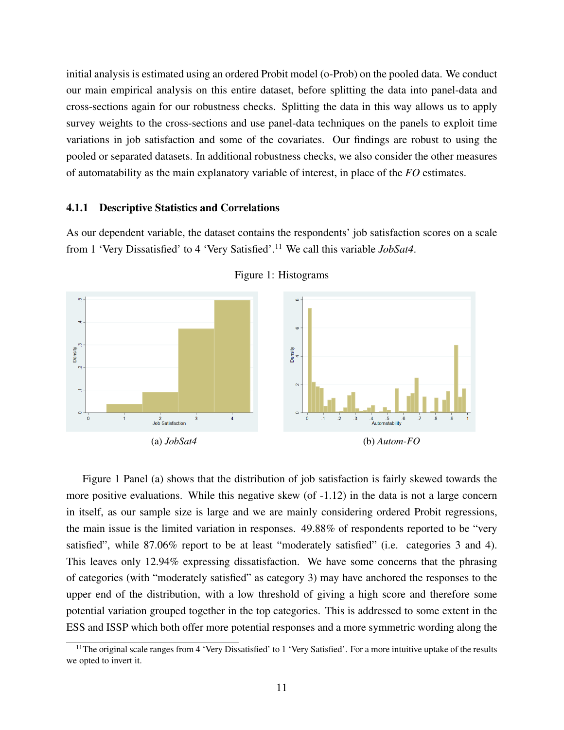initial analysis is estimated using an ordered Probit model (o-Prob) on the pooled data. We conduct our main empirical analysis on this entire dataset, before splitting the data into panel-data and cross-sections again for our robustness checks. Splitting the data in this way allows us to apply survey weights to the cross-sections and use panel-data techniques on the panels to exploit time variations in job satisfaction and some of the covariates. Our findings are robust to using the pooled or separated datasets. In additional robustness checks, we also consider the other measures of automatability as the main explanatory variable of interest, in place of the *FO* estimates.

### 4.1.1 Descriptive Statistics and Correlations

As our dependent variable, the dataset contains the respondents' job satisfaction scores on a scale from 1 'Very Dissatisfied' to 4 'Very Satisfied'.[11] We call this variable *JobSat4*.

Figure 1: Histograms

(a) *JobSat4*

(b) *Autom-FO*

Figure 1 Panel (a) shows that the distribution of job satisfaction is fairly skewed towards the more positive evaluations. While this negative skew (of -1.12) in the data is not a large concern in itself, as our sample size is large and we are mainly considering ordered Probit regressions, the main issue is the limited variation in responses. 49.88% of respondents reported to be "very satisfied", while 87.06% report to be at least "moderately satisfied" (i.e. categories 3 and 4). This leaves only 12.94% expressing dissatisfaction. We have some concerns that the phrasing of categories (with "moderately satisfied" as category 3) may have anchored the responses to the upper end of the distribution, with a low threshold of giving a high score and therefore some potential variation grouped together in the top categories. This is addressed to some extent in the ESS and ISSP which both offer more potential responses and a more symmetric wording along the

[11] The original scale ranges from 4 'Very Dissatisfied' to 1 'Very Satisfied'. For a more intuitive uptake of the results we opted to invert it.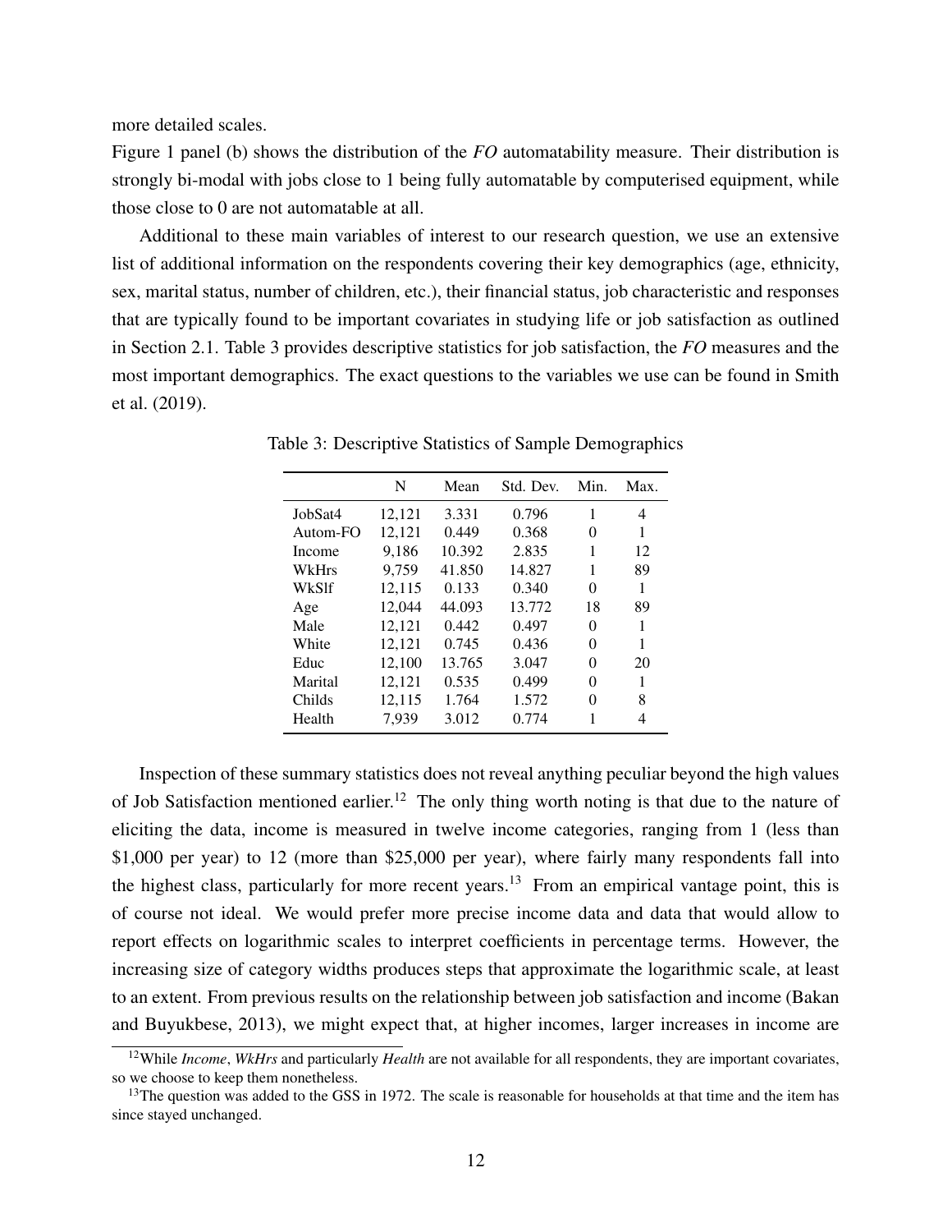more detailed scales.

Figure 1 panel (b) shows the distribution of the *FO* automatability measure. Their distribution is strongly bi-modal with jobs close to 1 being fully automatable by computerised equipment, while those close to 0 are not automatable at all.

Additional to these main variables of interest to our research question, we use an extensive list of additional information on the respondents covering their key demographics (age, ethnicity, sex, marital status, number of children, etc.), their financial status, job characteristic and responses that are typically found to be important covariates in studying life or job satisfaction as outlined in Section 2.1. Table 3 provides descriptive statistics for job satisfaction, the *FO* measures and the most important demographics. The exact questions to the variables we use can be found in Smith et al. (2019).

Table 3: Descriptive Statistics of Sample Demographics

| | N | Mean | Std. Dev. | Min. | Max. |
|---|---|---|---|---|---|
| JobSat4 | 12,121 | 3.331 | 0.796 | 1 | 4 |
| Autom-FO | 12,121 | 0.449 | 0.368 | 0 | 1 |
| Income | 9,186 | 10.392 | 2.835 | 1 | 12 |
| WkHrs | 9,759 | 41.850 | 14.827 | 1 | 89 |
| WkSlf | 12,115 | 0.133 | 0.340 | 0 | 1 |
| Age | 12,044 | 44.093 | 13.772 | 18 | 89 |
| Male | 12,121 | 0.442 | 0.497 | 0 | 1 |
| White | 12,121 | 0.745 | 0.436 | 0 | 1 |
| Educ | 12,100 | 13.765 | 3.047 | 0 | 20 |
| Marital | 12,121 | 0.535 | 0.499 | 0 | 1 |
| Childs | 12,115 | 1.764 | 1.572 | 0 | 8 |
| Health | 7,939 | 3.012 | 0.774 | 1 | 4 |

Inspection of these summary statistics does not reveal anything peculiar beyond the high values of Job Satisfaction mentioned earlier.[12] The only thing worth noting is that due to the nature of eliciting the data, income is measured in twelve income categories, ranging from 1 (less than \$1,000 per year) to 12 (more than \$25,000 per year), where fairly many respondents fall into the highest class, particularly for more recent years.[13] From an empirical vantage point, this is of course not ideal. We would prefer more precise income data and data that would allow to report effects on logarithmic scales to interpret coefficients in percentage terms. However, the increasing size of category widths produces steps that approximate the logarithmic scale, at least to an extent. From previous results on the relationship between job satisfaction and income (Bakan and Buyukbese, 2013), we might expect that, at higher incomes, larger increases in income are

[12]While *Income*, *WkHrs* and particularly *Health* are not available for all respondents, they are important covariates, so we choose to keep them nonetheless.

[13]The question was added to the GSS in 1972. The scale is reasonable for households at that time and the item has since stayed unchanged.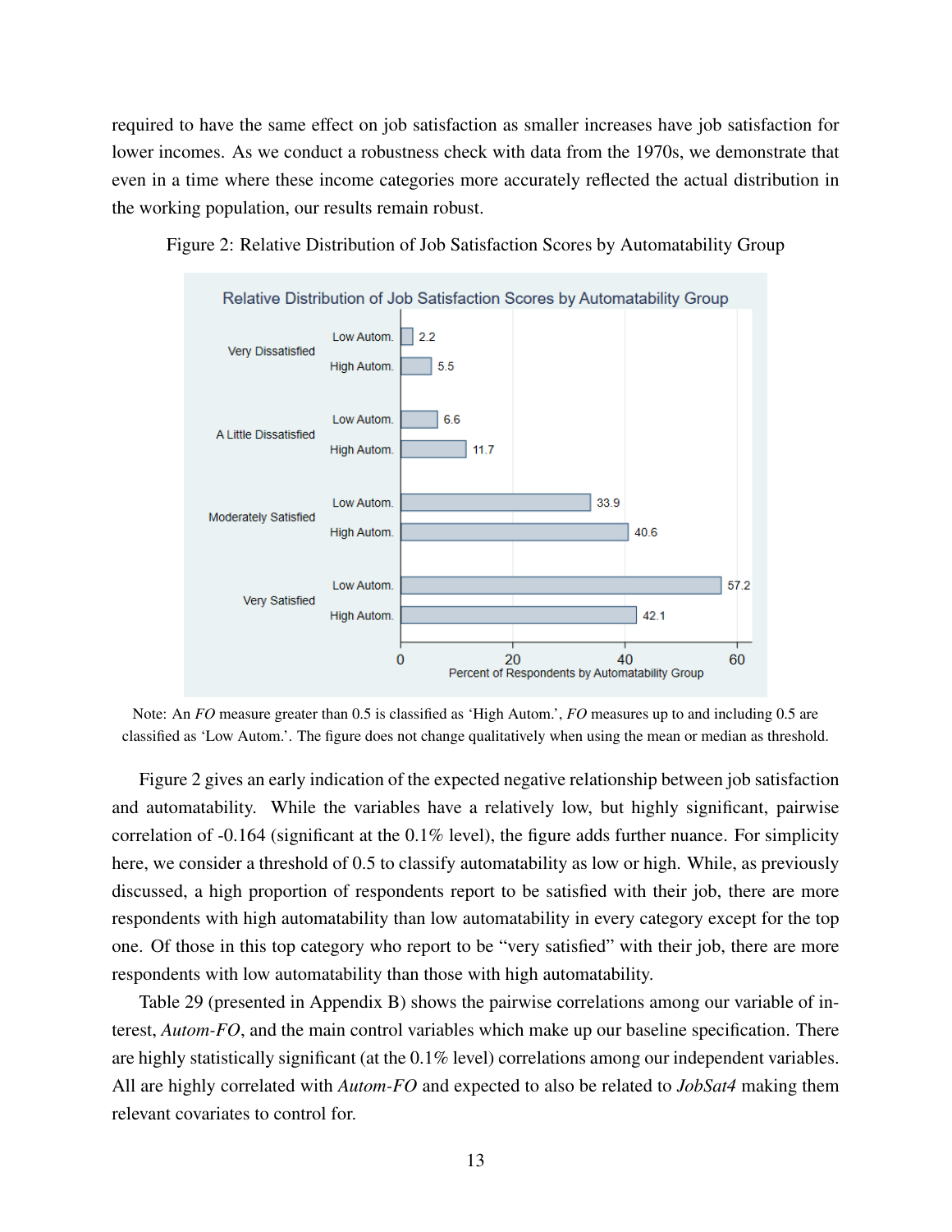required to have the same effect on job satisfaction as smaller increases have job satisfaction for lower incomes. As we conduct a robustness check with data from the 1970s, we demonstrate that even in a time where these income categories more accurately reflected the actual distribution in the working population, our results remain robust.

Figure 2: Relative Distribution of Job Satisfaction Scores by Automatability Group

| Job Satisfaction | Automatability Group | Percent of Respondents by Automatability Group |
|---|---|---|
| Very Dissatisfied | Low Autom. | 2.2 |
| | High Autom. | 5.5 |
| A Little Dissatisfied | Low Autom. | 6.6 |
| | High Autom. | 11.7 |
| Moderately Satisfied | Low Autom. | 33.9 |
| | High Autom. | 40.6 |
| Very Satisfied | Low Autom. | 57.2 |
| | High Autom. | 42.1 |

Note: An *FO* measure greater than 0.5 is classified as 'High Autom.', *FO* measures up to and including 0.5 are classified as 'Low Autom.'. The figure does not change qualitatively when using the mean or median as threshold.

Figure 2 gives an early indication of the expected negative relationship between job satisfaction and automatability. While the variables have a relatively low, but highly significant, pairwise correlation of -0.164 (significant at the 0.1% level), the figure adds further nuance. For simplicity here, we consider a threshold of 0.5 to classify automatability as low or high. While, as previously discussed, a high proportion of respondents report to be satisfied with their job, there are more respondents with high automatability than low automatability in every category except for the top one. Of those in this top category who report to be "very satisfied" with their job, there are more respondents with low automatability than those with high automatability.

Table 29 (presented in Appendix B) shows the pairwise correlations among our variable of interest, *Autom-FO*, and the main control variables which make up our baseline specification. There are highly statistically significant (at the 0.1% level) correlations among our independent variables. All are highly correlated with *Autom-FO* and expected to also be related to *JobSat4* making them relevant covariates to control for.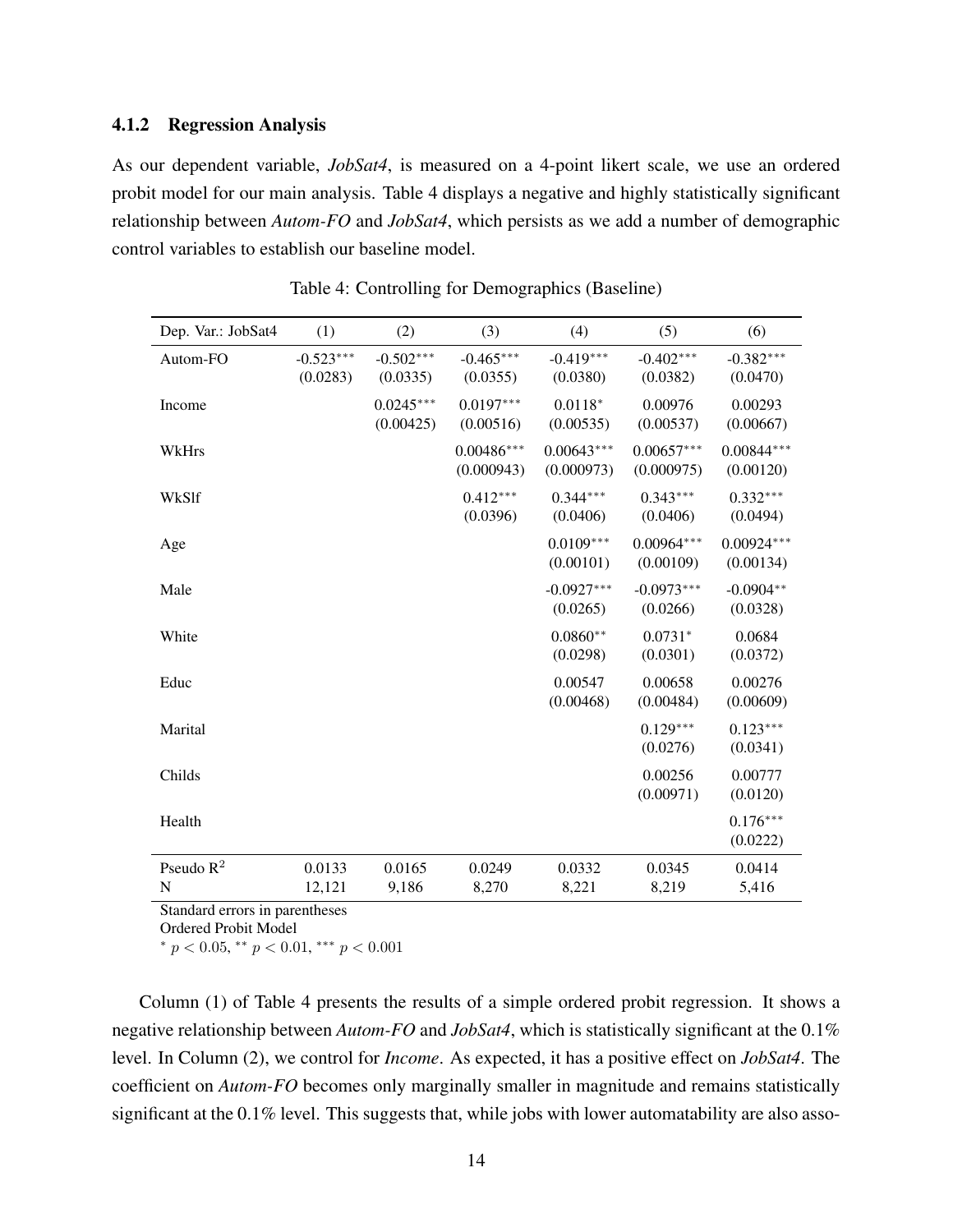### 4.1.2 Regression Analysis

As our dependent variable, *JobSat4*, is measured on a 4-point likert scale, we use an ordered probit model for our main analysis. Table 4 displays a negative and highly statistically significant relationship between *Autom-FO* and *JobSat4*, which persists as we add a number of demographic control variables to establish our baseline model.

Table 4: Controlling for Demographics (Baseline)

| Dep. Var.: JobSat4 | (1) | (2) | (3) | (4) | (5) | (6) |
|---|---|---|---|---|---|---|
| Autom-FO | -0.523*** | -0.502*** | -0.465*** | -0.419*** | -0.402*** | -0.382*** |
| | (0.0283) | (0.0335) | (0.0355) | (0.0380) | (0.0382) | (0.0470) |
| Income | | 0.0245*** | 0.0197*** | 0.0118* | 0.00976 | 0.00293 |
| | | (0.00425) | (0.00516) | (0.00535) | (0.00537) | (0.00667) |
| WkHrs | | | 0.00486*** | 0.00643*** | 0.00657*** | 0.00844*** |
| | | | (0.000943) | (0.000973) | (0.000975) | (0.00120) |
| WkSlf | | | 0.412*** | 0.344*** | 0.343*** | 0.332*** |
| | | | (0.0396) | (0.0406) | (0.0406) | (0.0494) |
| Age | | | | 0.0109*** | 0.00964*** | 0.00924*** |
| | | | | (0.00101) | (0.00109) | (0.00134) |
| Male | | | | -0.0927*** | -0.0973*** | -0.0904** |
| | | | | (0.0265) | (0.0266) | (0.0328) |
| White | | | | 0.0860** | 0.0731* | 0.0684 |
| | | | | (0.0298) | (0.0301) | (0.0372) |
| Educ | | | | 0.00547 | 0.00658 | 0.00276 |
| | | | | (0.00468) | (0.00484) | (0.00609) |
| Marital | | | | | 0.129*** | 0.123*** |
| | | | | | (0.0276) | (0.0341) |
| Childs | | | | | 0.00256 | 0.00777 |
| | | | | | (0.00971) | (0.0120) |
| Health | | | | | | 0.176*** |
| | | | | | | (0.0222) |
| Pseudo $R^2$ | 0.0133 | 0.0165 | 0.0249 | 0.0332 | 0.0345 | 0.0414 |
| N | 12,121 | 9,186 | 8,270 | 8,221 | 8,219 | 5,416 |

Standard errors in parentheses
Ordered Probit Model
* $p < 0.05$, ** $p < 0.01$, *** $p < 0.001$

Column (1) of Table 4 presents the results of a simple ordered probit regression. It shows a negative relationship between *Autom-FO* and *JobSat4*, which is statistically significant at the 0.1% level. In Column (2), we control for *Income*. As expected, it has a positive effect on *JobSat4*. The coefficient on *Autom-FO* becomes only marginally smaller in magnitude and remains statistically significant at the 0.1% level. This suggests that, while jobs with lower automatability are also asso-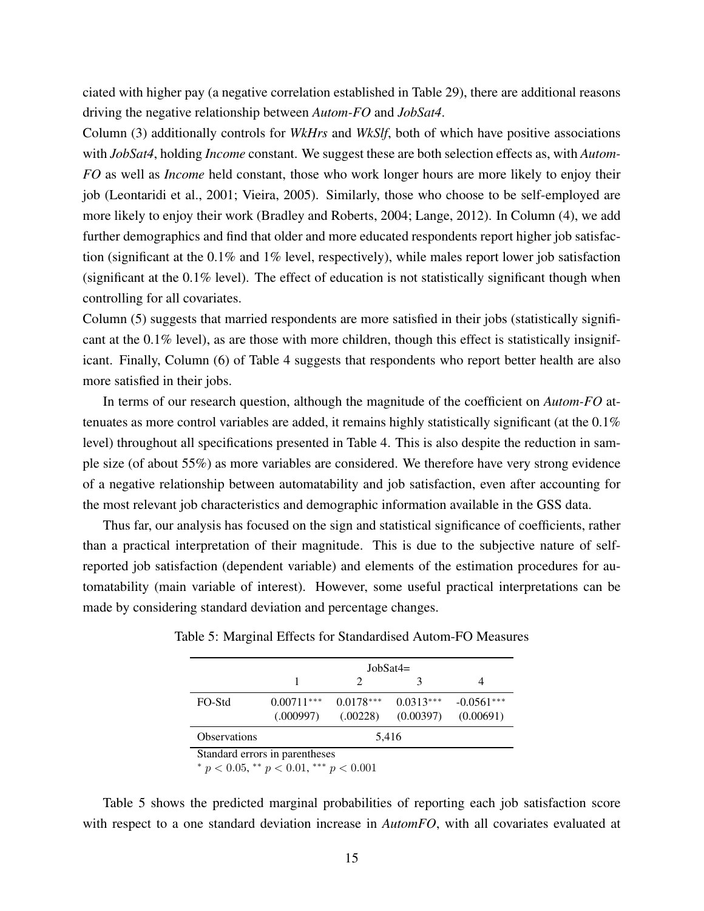ciated with higher pay (a negative correlation established in Table 29), there are additional reasons driving the negative relationship between *Autom-FO* and *JobSat4*.

Column (3) additionally controls for *WkHrs* and *WkSlf*, both of which have positive associations with *JobSat4*, holding *Income* constant. We suggest these are both selection effects as, with *Autom-FO* as well as *Income* held constant, those who work longer hours are more likely to enjoy their job (Leontaridi et al., 2001; Vieira, 2005). Similarly, those who choose to be self-employed are more likely to enjoy their work (Bradley and Roberts, 2004; Lange, 2012). In Column (4), we add further demographics and find that older and more educated respondents report higher job satisfaction (significant at the 0.1% and 1% level, respectively), while males report lower job satisfaction (significant at the 0.1% level). The effect of education is not statistically significant though when controlling for all covariates.

Column (5) suggests that married respondents are more satisfied in their jobs (statistically significant at the 0.1% level), as are those with more children, though this effect is statistically insignificant. Finally, Column (6) of Table 4 suggests that respondents who report better health are also more satisfied in their jobs.

In terms of our research question, although the magnitude of the coefficient on *Autom-FO* attenuates as more control variables are added, it remains highly statistically significant (at the 0.1% level) throughout all specifications presented in Table 4. This is also despite the reduction in sample size (of about 55%) as more variables are considered. We therefore have very strong evidence of a negative relationship between automatability and job satisfaction, even after accounting for the most relevant job characteristics and demographic information available in the GSS data.

Thus far, our analysis has focused on the sign and statistical significance of coefficients, rather than a practical interpretation of their magnitude. This is due to the subjective nature of self-reported job satisfaction (dependent variable) and elements of the estimation procedures for automatability (main variable of interest). However, some useful practical interpretations can be made by considering standard deviation and percentage changes.

Table 5: Marginal Effects for Standardised Autom-FO Measures

| | JobSat4= | | | |
|---|---|---|---|---|
| | 1 | 2 | 3 | 4 |
| FO-Std | 0.00711*** | 0.0178*** | 0.0313*** | -0.0561*** |
| | (.000997) | (.00228) | (0.00397) | (0.00691) |
| Observations | 5,416 | | | |

Standard errors in parentheses

* $p < 0.05$, ** $p < 0.01$, *** $p < 0.001$

Table 5 shows the predicted marginal probabilities of reporting each job satisfaction score with respect to a one standard deviation increase in *AutomFO*, with all covariates evaluated at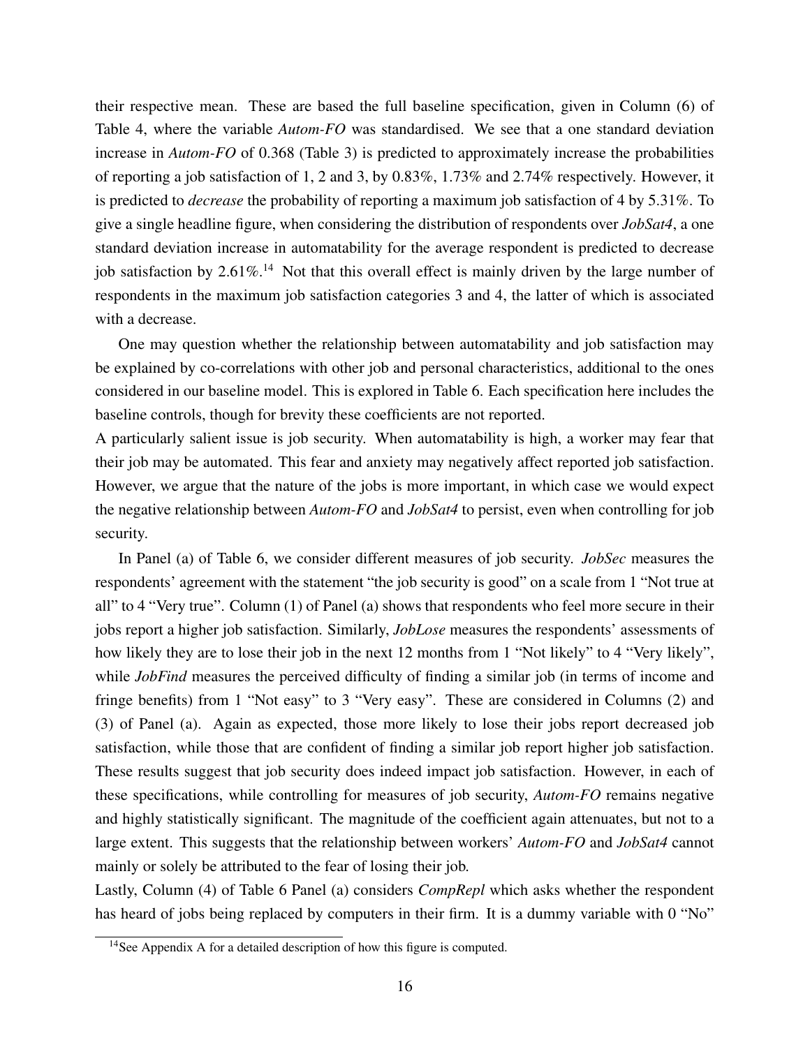their respective mean. These are based the full baseline specification, given in Column (6) of Table 4, where the variable *Autom-FO* was standardised. We see that a one standard deviation increase in *Autom-FO* of 0.368 (Table 3) is predicted to approximately increase the probabilities of reporting a job satisfaction of 1, 2 and 3, by 0.83%, 1.73% and 2.74% respectively. However, it is predicted to *decrease* the probability of reporting a maximum job satisfaction of 4 by 5.31%. To give a single headline figure, when considering the distribution of respondents over *JobSat4*, a one standard deviation increase in automatability for the average respondent is predicted to decrease job satisfaction by 2.61%.[14] Not that this overall effect is mainly driven by the large number of respondents in the maximum job satisfaction categories 3 and 4, the latter of which is associated with a decrease.

One may question whether the relationship between automatability and job satisfaction may be explained by co-correlations with other job and personal characteristics, additional to the ones considered in our baseline model. This is explored in Table 6. Each specification here includes the baseline controls, though for brevity these coefficients are not reported.

A particularly salient issue is job security. When automatability is high, a worker may fear that their job may be automated. This fear and anxiety may negatively affect reported job satisfaction. However, we argue that the nature of the jobs is more important, in which case we would expect the negative relationship between *Autom-FO* and *JobSat4* to persist, even when controlling for job security.

In Panel (a) of Table 6, we consider different measures of job security. *JobSec* measures the respondents' agreement with the statement "the job security is good" on a scale from 1 "Not true at all" to 4 "Very true". Column (1) of Panel (a) shows that respondents who feel more secure in their jobs report a higher job satisfaction. Similarly, *JobLose* measures the respondents' assessments of how likely they are to lose their job in the next 12 months from 1 "Not likely" to 4 "Very likely", while *JobFind* measures the perceived difficulty of finding a similar job (in terms of income and fringe benefits) from 1 "Not easy" to 3 "Very easy". These are considered in Columns (2) and (3) of Panel (a). Again as expected, those more likely to lose their jobs report decreased job satisfaction, while those that are confident of finding a similar job report higher job satisfaction. These results suggest that job security does indeed impact job satisfaction. However, in each of these specifications, while controlling for measures of job security, *Autom-FO* remains negative and highly statistically significant. The magnitude of the coefficient again attenuates, but not to a large extent. This suggests that the relationship between workers' *Autom-FO* and *JobSat4* cannot mainly or solely be attributed to the fear of losing their job.

Lastly, Column (4) of Table 6 Panel (a) considers *CompRepl* which asks whether the respondent has heard of jobs being replaced by computers in their firm. It is a dummy variable with 0 "No"

[14] See Appendix A for a detailed description of how this figure is computed.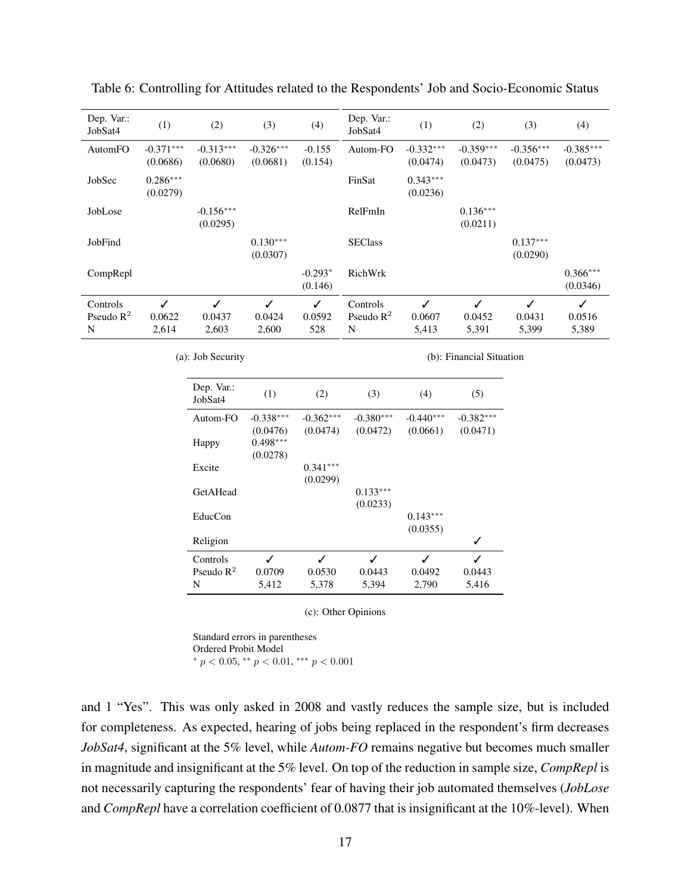Table 6: Controlling for Attitudes related to the Respondents' Job and Socio-Economic Status

| Dep. Var.: JobSat4 | (1) | (2) | (3) | (4) |
|---|---|---|---|---|
| AutomFO | -0.371*** | -0.313*** | -0.326*** | -0.155 |
| | (0.0686) | (0.0680) | (0.0681) | (0.154) |
| JobSec | 0.286*** | | | |
| | (0.0279) | | | |
| JobLose | | -0.156*** | | |
| | | (0.0295) | | |
| JobFind | | | 0.130*** | |
| | | | (0.0307) | |
| CompRepl | | | | -0.293* |
| | | | | (0.146) |
| Controls | ✓ | ✓ | ✓ | ✓ |
| Pseudo $R^2$ | 0.0622 | 0.0437 | 0.0424 | 0.0592 |
| N | 2,614 | 2,603 | 2,600 | 528 |

(a): Job Security

| Dep. Var.: JobSat4 | (1) | (2) | (3) | (4) |
|---|---|---|---|---|
| Autom-FO | -0.332*** | -0.359*** | -0.356*** | -0.385*** |
| | (0.0474) | (0.0473) | (0.0475) | (0.0473) |
| FinSat | 0.343*** | | | |
| | (0.0236) | | | |
| RelFmIn | | 0.136*** | | |
| | | (0.0211) | | |
| SEClass | | | 0.137*** | |
| | | | (0.0290) | |
| RichWrk | | | | 0.366*** |
| | | | | (0.0346) |
| Controls | ✓ | ✓ | ✓ | ✓ |
| Pseudo $R^2$ | 0.0607 | 0.0452 | 0.0431 | 0.0516 |
| N | 5,413 | 5,391 | 5,399 | 5,389 |

(b): Financial Situation

| Dep. Var.: JobSat4 | (1) | (2) | (3) | (4) | (5) |
|---|---|---|---|---|---|
| Autom-FO | -0.338*** | -0.362*** | -0.380*** | -0.440*** | -0.382*** |
| | (0.0476) | (0.0474) | (0.0472) | (0.0661) | (0.0471) |
| Happy | 0.498*** | | | | |
| | (0.0278) | | | | |
| Excite | | 0.341*** | | | |
| | | (0.0299) | | | |
| GetAHead | | | 0.133*** | | |
| | | | (0.0233) | | |
| EducCon | | | | 0.143*** | |
| | | | | (0.0355) | |
| Religion | | | | | ✓ |
| Controls | ✓ | ✓ | ✓ | ✓ | ✓ |
| Pseudo $R^2$ | 0.0709 | 0.0530 | 0.0443 | 0.0492 | 0.0443 |
| N | 5,412 | 5,378 | 5,394 | 2,790 | 5,416 |

(c): Other Opinions

Standard errors in parentheses
Ordered Probit Model
* $p < 0.05$, ** $p < 0.01$, *** $p < 0.001$

and 1 "Yes". This was only asked in 2008 and vastly reduces the sample size, but is included for completeness. As expected, hearing of jobs being replaced in the respondent's firm decreases *JobSat4*, significant at the 5% level, while *Autom-FO* remains negative but becomes much smaller in magnitude and insignificant at the 5% level. On top of the reduction in sample size, *CompRepl* is not necessarily capturing the respondents' fear of having their job automated themselves (*JobLose* and *CompRepl* have a correlation coefficient of 0.0877 that is insignificant at the 10%-level). When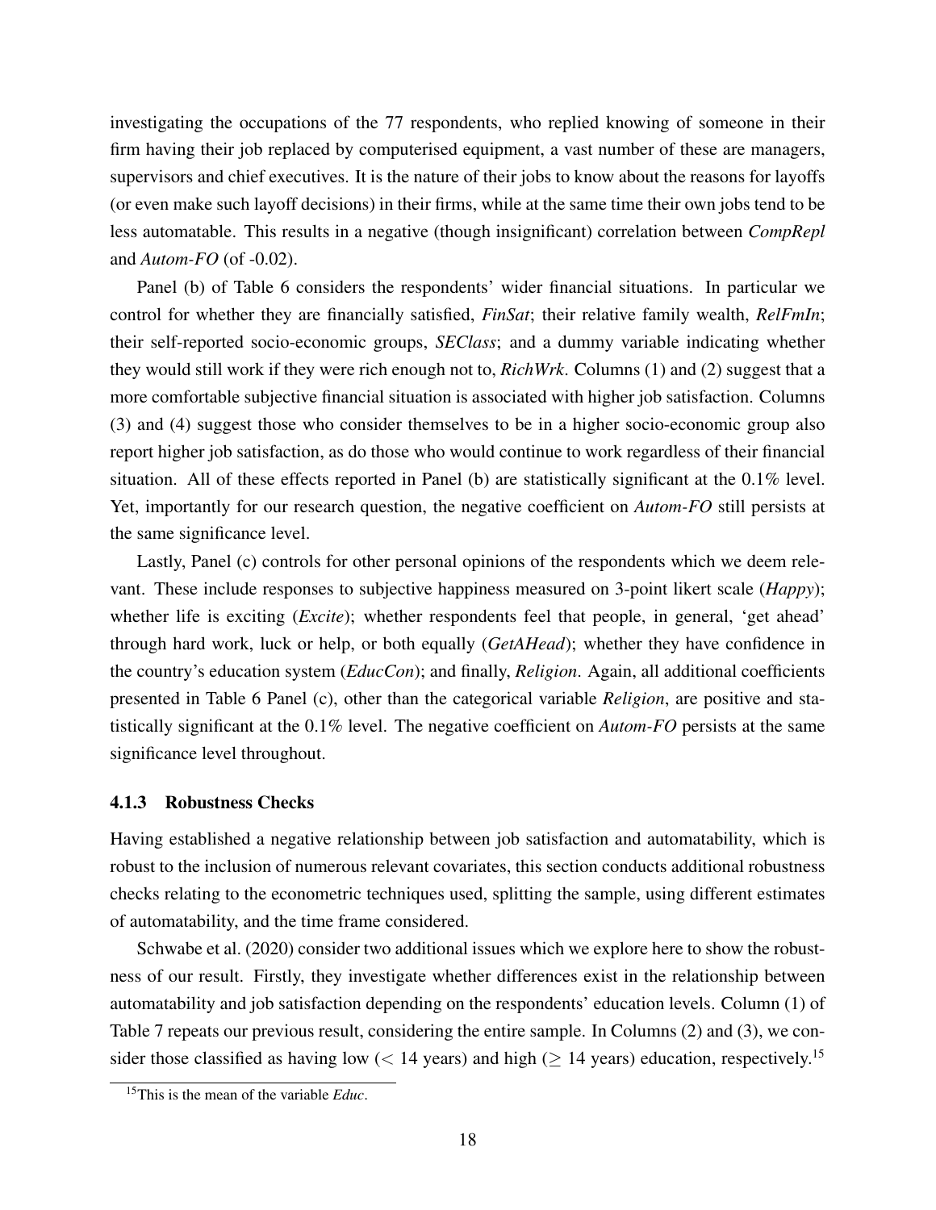investigating the occupations of the 77 respondents, who replied knowing of someone in their firm having their job replaced by computerised equipment, a vast number of these are managers, supervisors and chief executives. It is the nature of their jobs to know about the reasons for layoffs (or even make such layoff decisions) in their firms, while at the same time their own jobs tend to be less automatable. This results in a negative (though insignificant) correlation between *CompRepl* and *Autom-FO* (of -0.02).

Panel (b) of Table 6 considers the respondents' wider financial situations. In particular we control for whether they are financially satisfied, *FinSat*; their relative family wealth, *RelFmIn*; their self-reported socio-economic groups, *SEClass*; and a dummy variable indicating whether they would still work if they were rich enough not to, *RichWrk*. Columns (1) and (2) suggest that a more comfortable subjective financial situation is associated with higher job satisfaction. Columns (3) and (4) suggest those who consider themselves to be in a higher socio-economic group also report higher job satisfaction, as do those who would continue to work regardless of their financial situation. All of these effects reported in Panel (b) are statistically significant at the 0.1% level. Yet, importantly for our research question, the negative coefficient on *Autom-FO* still persists at the same significance level.

Lastly, Panel (c) controls for other personal opinions of the respondents which we deem relevant. These include responses to subjective happiness measured on 3-point likert scale (*Happy*); whether life is exciting (*Excite*); whether respondents feel that people, in general, 'get ahead' through hard work, luck or help, or both equally (*GetAHead*); whether they have confidence in the country's education system (*EducCon*); and finally, *Religion*. Again, all additional coefficients presented in Table 6 Panel (c), other than the categorical variable *Religion*, are positive and statistically significant at the 0.1% level. The negative coefficient on *Autom-FO* persists at the same significance level throughout.

### 4.1.3 Robustness Checks

Having established a negative relationship between job satisfaction and automatability, which is robust to the inclusion of numerous relevant covariates, this section conducts additional robustness checks relating to the econometric techniques used, splitting the sample, using different estimates of automatability, and the time frame considered.

Schwabe et al. (2020) consider two additional issues which we explore here to show the robustness of our result. Firstly, they investigate whether differences exist in the relationship between automatability and job satisfaction depending on the respondents' education levels. Column (1) of Table 7 repeats our previous result, considering the entire sample. In Columns (2) and (3), we consider those classified as having low ($<$ 14 years) and high ($\geq$ 14 years) education, respectively.[15]

[15]This is the mean of the variable *Educ*.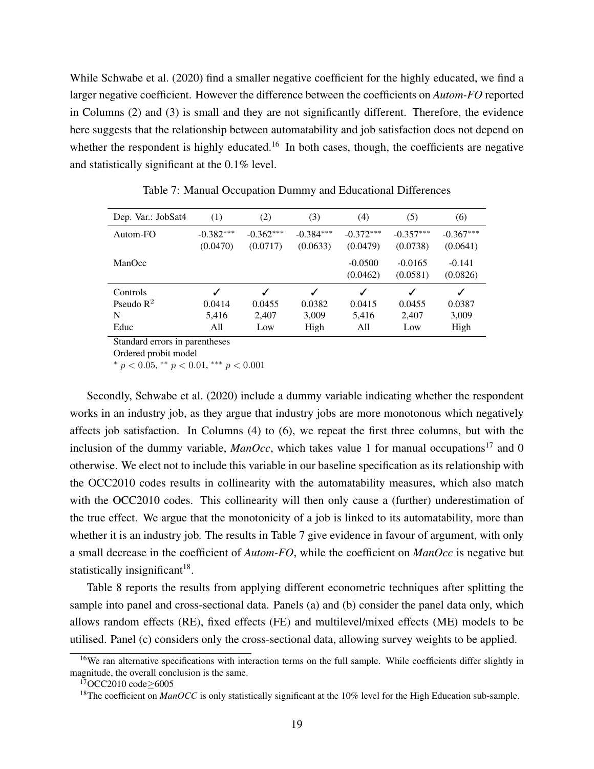While Schwabe et al. (2020) find a smaller negative coefficient for the highly educated, we find a larger negative coefficient. However the difference between the coefficients on *Autom-FO* reported in Columns (2) and (3) is small and they are not significantly different. Therefore, the evidence here suggests that the relationship between automatability and job satisfaction does not depend on whether the respondent is highly educated.[16] In both cases, though, the coefficients are negative and statistically significant at the 0.1% level.

Table 7: Manual Occupation Dummy and Educational Differences

| Dep. Var.: JobSat4 | (1) | (2) | (3) | (4) | (5) | (6) |
|---|---|---|---|---|---|---|
| Autom-FO | -0.382*** | -0.362*** | -0.384*** | -0.372*** | -0.357*** | -0.367*** |
| | (0.0470) | (0.0717) | (0.0633) | (0.0479) | (0.0738) | (0.0641) |
| ManOcc | | | | -0.0500 | -0.0165 | -0.141 |
| | | | | (0.0462) | (0.0581) | (0.0826) |
| Controls | ✓ | ✓ | ✓ | ✓ | ✓ | ✓ |
| Pseudo $R^2$ | 0.0414 | 0.0455 | 0.0382 | 0.0415 | 0.0455 | 0.0387 |
| N | 5,416 | 2,407 | 3,009 | 5,416 | 2,407 | 3,009 |
| Educ | All | Low | High | All | Low | High |

Standard errors in parentheses

Ordered probit model

$^{*}$ $p < 0.05$, $^{**}$ $p < 0.01$, $^{***}$ $p < 0.001$

Secondly, Schwabe et al. (2020) include a dummy variable indicating whether the respondent works in an industry job, as they argue that industry jobs are more monotonous which negatively affects job satisfaction. In Columns (4) to (6), we repeat the first three columns, but with the inclusion of the dummy variable, *ManOcc*, which takes value 1 for manual occupations[17] and 0 otherwise. We elect not to include this variable in our baseline specification as its relationship with the OCC2010 codes results in collinearity with the automatability measures, which also match with the OCC2010 codes. This collinearity will then only cause a (further) underestimation of the true effect. We argue that the monotonicity of a job is linked to its automatability, more than whether it is an industry job. The results in Table 7 give evidence in favour of argument, with only a small decrease in the coefficient of *Autom-FO*, while the coefficient on *ManOcc* is negative but statistically insignificant[18].

Table 8 reports the results from applying different econometric techniques after splitting the sample into panel and cross-sectional data. Panels (a) and (b) consider the panel data only, which allows random effects (RE), fixed effects (FE) and multilevel/mixed effects (ME) models to be utilised. Panel (c) considers only the cross-sectional data, allowing survey weights to be applied.

[16] We ran alternative specifications with interaction terms on the full sample. While coefficients differ slightly in magnitude, the overall conclusion is the same.

[17] OCC2010 code$\geq$6005

[18] The coefficient on *ManOCC* is only statistically significant at the 10% level for the High Education sub-sample.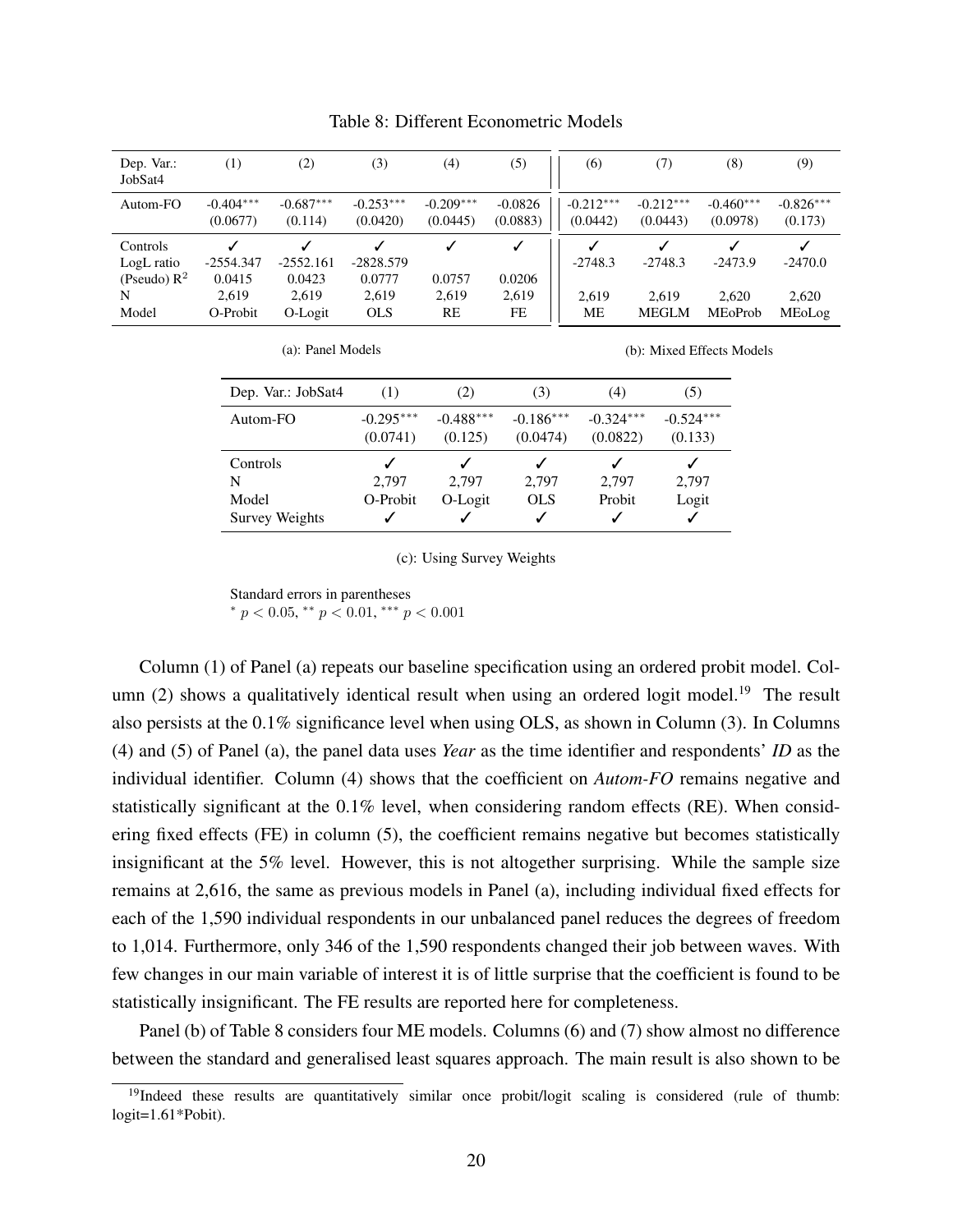Table 8: Different Econometric Models

| Dep. Var.: JobSat4 | (1) | (2) | (3) | (4) | (5) | (6) | (7) | (8) | (9) |
|---|---|---|---|---|---|---|---|---|---|
| Autom-FO | -0.404*** | -0.687*** | -0.253*** | -0.209*** | -0.0826 | -0.212*** | -0.212*** | -0.460*** | -0.826*** |
| | (0.0677) | (0.114) | (0.0420) | (0.0445) | (0.0883) | (0.0442) | (0.0443) | (0.0978) | (0.173) |
| Controls | ✓ | ✓ | ✓ | ✓ | ✓ | ✓ | ✓ | ✓ | ✓ |
| LogL ratio | -2554.347 | -2552.161 | -2828.579 | | | -2748.3 | -2748.3 | -2473.9 | -2470.0 |
| (Pseudo) $R^2$ | 0.0415 | 0.0423 | 0.0777 | 0.0757 | 0.0206 | | | | |
| N | 2,619 | 2,619 | 2,619 | 2,619 | 2,619 | 2,619 | 2,619 | 2,620 | 2,620 |
| Model | O-Probit | O-Logit | OLS | RE | FE | ME | MEGLM | MEoProb | MEoLog |

(a): Panel Models (columns 1–5); (b): Mixed Effects Models (columns 6–9)

| Dep. Var.: JobSat4 | (1) | (2) | (3) | (4) | (5) |
|---|---|---|---|---|---|
| Autom-FO | -0.295*** | -0.488*** | -0.186*** | -0.324*** | -0.524*** |
| | (0.0741) | (0.125) | (0.0474) | (0.0822) | (0.133) |
| Controls | ✓ | ✓ | ✓ | ✓ | ✓ |
| N | 2,797 | 2,797 | 2,797 | 2,797 | 2,797 |
| Model | O-Probit | O-Logit | OLS | Probit | Logit |
| Survey Weights | ✓ | ✓ | ✓ | ✓ | ✓ |

(c): Using Survey Weights

Standard errors in parentheses
* $p < 0.05$, ** $p < 0.01$, *** $p < 0.001$

Column (1) of Panel (a) repeats our baseline specification using an ordered probit model. Column (2) shows a qualitatively identical result when using an ordered logit model.[19] The result also persists at the 0.1% significance level when using OLS, as shown in Column (3). In Columns (4) and (5) of Panel (a), the panel data uses *Year* as the time identifier and respondents' *ID* as the individual identifier. Column (4) shows that the coefficient on *Autom-FO* remains negative and statistically significant at the 0.1% level, when considering random effects (RE). When considering fixed effects (FE) in column (5), the coefficient remains negative but becomes statistically insignificant at the 5% level. However, this is not altogether surprising. While the sample size remains at 2,616, the same as previous models in Panel (a), including individual fixed effects for each of the 1,590 individual respondents in our unbalanced panel reduces the degrees of freedom to 1,014. Furthermore, only 346 of the 1,590 respondents changed their job between waves. With few changes in our main variable of interest it is of little surprise that the coefficient is found to be statistically insignificant. The FE results are reported here for completeness.

Panel (b) of Table 8 considers four ME models. Columns (6) and (7) show almost no difference between the standard and generalised least squares approach. The main result is also shown to be

[19] Indeed these results are quantitatively similar once probit/logit scaling is considered (rule of thumb: logit=1.61*Pobit).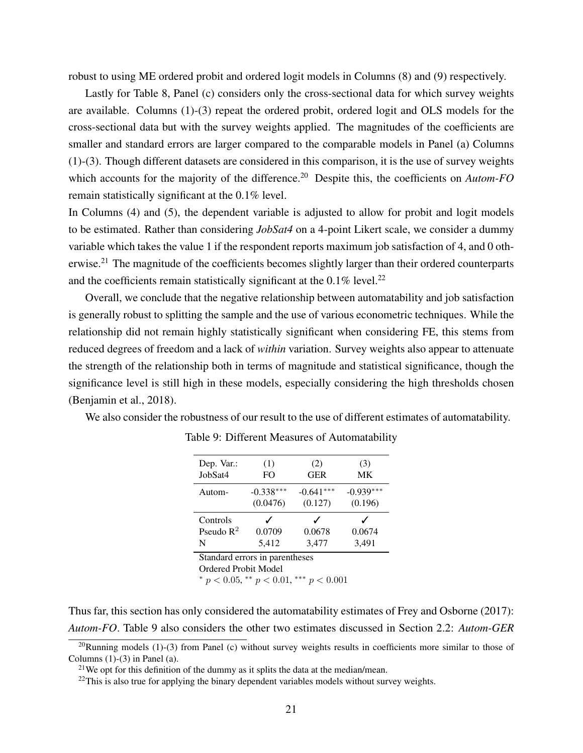robust to using ME ordered probit and ordered logit models in Columns (8) and (9) respectively.

Lastly for Table 8, Panel (c) considers only the cross-sectional data for which survey weights are available. Columns (1)-(3) repeat the ordered probit, ordered logit and OLS models for the cross-sectional data but with the survey weights applied. The magnitudes of the coefficients are smaller and standard errors are larger compared to the comparable models in Panel (a) Columns (1)-(3). Though different datasets are considered in this comparison, it is the use of survey weights which accounts for the majority of the difference.[20] Despite this, the coefficients on *Autom-FO* remain statistically significant at the 0.1% level.

In Columns (4) and (5), the dependent variable is adjusted to allow for probit and logit models to be estimated. Rather than considering *JobSat4* on a 4-point Likert scale, we consider a dummy variable which takes the value 1 if the respondent reports maximum job satisfaction of 4, and 0 otherwise.[21] The magnitude of the coefficients becomes slightly larger than their ordered counterparts and the coefficients remain statistically significant at the 0.1% level.[22]

Overall, we conclude that the negative relationship between automatability and job satisfaction is generally robust to splitting the sample and the use of various econometric techniques. While the relationship did not remain highly statistically significant when considering FE, this stems from reduced degrees of freedom and a lack of *within* variation. Survey weights also appear to attenuate the strength of the relationship both in terms of magnitude and statistical significance, though the significance level is still high in these models, especially considering the high thresholds chosen (Benjamin et al., 2018).

We also consider the robustness of our result to the use of different estimates of automatability.

Table 9: Different Measures of Automatability

| Dep. Var.: JobSat4 | (1) FO | (2) GER | (3) MK |
|---|---|---|---|
| Autom- | -0.338*** | -0.641*** | -0.939*** |
| | (0.0476) | (0.127) | (0.196) |
| Controls | ✓ | ✓ | ✓ |
| Pseudo $R^2$ | 0.0709 | 0.0678 | 0.0674 |
| N | 5,412 | 3,477 | 3,491 |

Standard errors in parentheses
Ordered Probit Model
$^{*}$ $p < 0.05$, $^{**}$ $p < 0.01$, $^{***}$ $p < 0.001$

Thus far, this section has only considered the automatability estimates of Frey and Osborne (2017): *Autom-FO*. Table 9 also considers the other two estimates discussed in Section 2.2: *Autom-GER*

[20] Running models (1)-(3) from Panel (c) without survey weights results in coefficients more similar to those of Columns (1)-(3) in Panel (a).

[21] We opt for this definition of the dummy as it splits the data at the median/mean.

[22] This is also true for applying the binary dependent variables models without survey weights.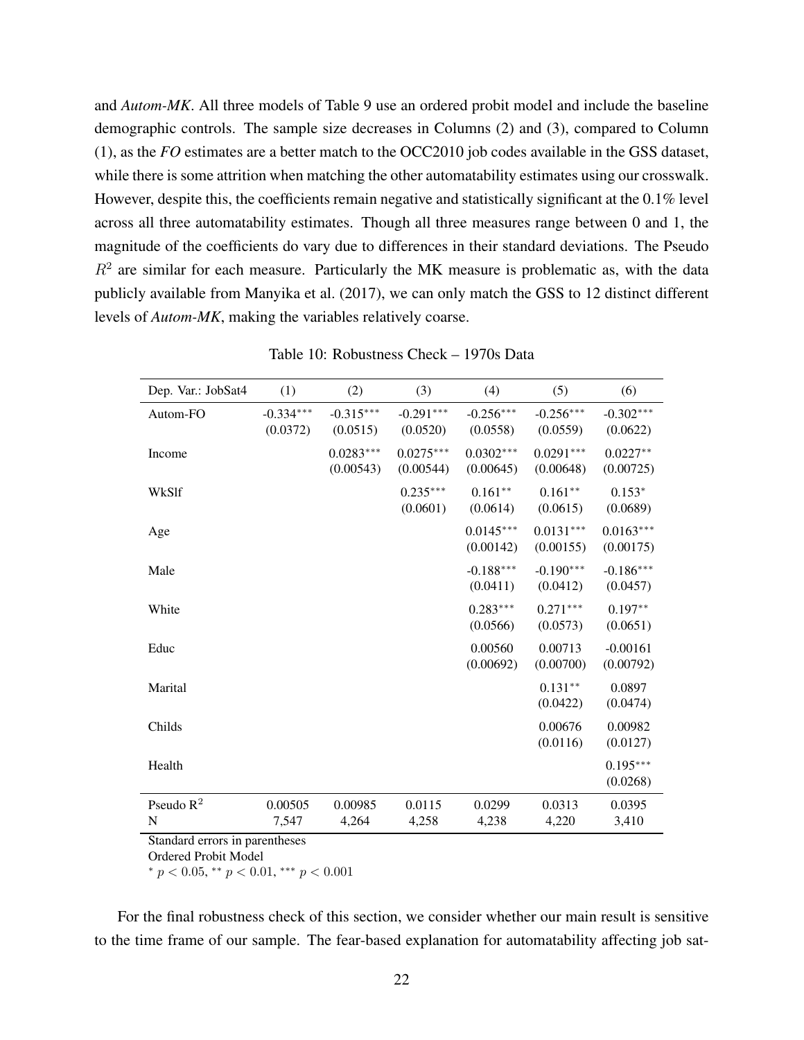and *Autom-MK*. All three models of Table 9 use an ordered probit model and include the baseline demographic controls. The sample size decreases in Columns (2) and (3), compared to Column (1), as the *FO* estimates are a better match to the OCC2010 job codes available in the GSS dataset, while there is some attrition when matching the other automatability estimates using our crosswalk. However, despite this, the coefficients remain negative and statistically significant at the 0.1% level across all three automatability estimates. Though all three measures range between 0 and 1, the magnitude of the coefficients do vary due to differences in their standard deviations. The Pseudo $R^2$ are similar for each measure. Particularly the MK measure is problematic as, with the data publicly available from Manyika et al. (2017), we can only match the GSS to 12 distinct different levels of *Autom-MK*, making the variables relatively coarse.

Table 10: Robustness Check – 1970s Data

| Dep. Var.: JobSat4 | (1) | (2) | (3) | (4) | (5) | (6) |
|---|---|---|---|---|---|---|
| Autom-FO | -0.334*** | -0.315*** | -0.291*** | -0.256*** | -0.256*** | -0.302*** |
| | (0.0372) | (0.0515) | (0.0520) | (0.0558) | (0.0559) | (0.0622) |
| Income | | 0.0283*** | 0.0275*** | 0.0302*** | 0.0291*** | 0.0227** |
| | | (0.00543) | (0.00544) | (0.00645) | (0.00648) | (0.00725) |
| WkSlf | | | 0.235*** | 0.161** | 0.161** | 0.153* |
| | | | (0.0601) | (0.0614) | (0.0615) | (0.0689) |
| Age | | | | 0.0145*** | 0.0131*** | 0.0163*** |
| | | | | (0.00142) | (0.00155) | (0.00175) |
| Male | | | | -0.188*** | -0.190*** | -0.186*** |
| | | | | (0.0411) | (0.0412) | (0.0457) |
| White | | | | 0.283*** | 0.271*** | 0.197** |
| | | | | (0.0566) | (0.0573) | (0.0651) |
| Educ | | | | 0.00560 | 0.00713 | -0.00161 |
| | | | | (0.00692) | (0.00700) | (0.00792) |
| Marital | | | | | 0.131** | 0.0897 |
| | | | | | (0.0422) | (0.0474) |
| Childs | | | | | 0.00676 | 0.00982 |
| | | | | | (0.0116) | (0.0127) |
| Health | | | | | | 0.195*** |
| | | | | | | (0.0268) |
| Pseudo $R^2$ | 0.00505 | 0.00985 | 0.0115 | 0.0299 | 0.0313 | 0.0395 |
| N | 7,547 | 4,264 | 4,258 | 4,238 | 4,220 | 3,410 |

Standard errors in parentheses
Ordered Probit Model
* $p < 0.05$, ** $p < 0.01$, *** $p < 0.001$

For the final robustness check of this section, we consider whether our main result is sensitive to the time frame of our sample. The fear-based explanation for automatability affecting job sat-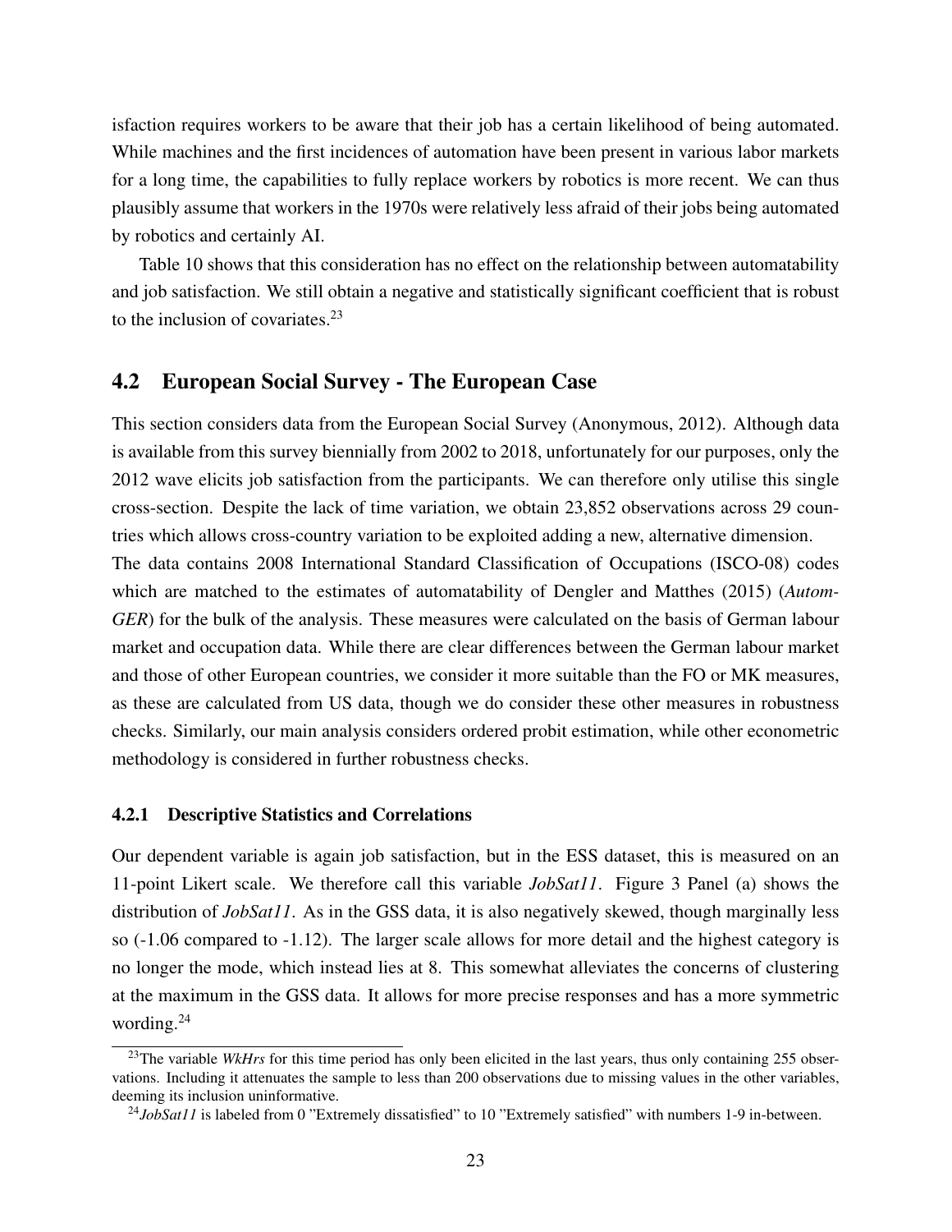isfaction requires workers to be aware that their job has a certain likelihood of being automated. While machines and the first incidences of automation have been present in various labor markets for a long time, the capabilities to fully replace workers by robotics is more recent. We can thus plausibly assume that workers in the 1970s were relatively less afraid of their jobs being automated by robotics and certainly AI.

Table 10 shows that this consideration has no effect on the relationship between automatability and job satisfaction. We still obtain a negative and statistically significant coefficient that is robust to the inclusion of covariates.[23]

## 4.2 European Social Survey - The European Case

This section considers data from the European Social Survey (Anonymous, 2012). Although data is available from this survey biennially from 2002 to 2018, unfortunately for our purposes, only the 2012 wave elicits job satisfaction from the participants. We can therefore only utilise this single cross-section. Despite the lack of time variation, we obtain 23,852 observations across 29 countries which allows cross-country variation to be exploited adding a new, alternative dimension.
The data contains 2008 International Standard Classification of Occupations (ISCO-08) codes which are matched to the estimates of automatability of Dengler and Matthes (2015) (*AutomGER*) for the bulk of the analysis. These measures were calculated on the basis of German labour market and occupation data. While there are clear differences between the German labour market and those of other European countries, we consider it more suitable than the FO or MK measures, as these are calculated from US data, though we do consider these other measures in robustness checks. Similarly, our main analysis considers ordered probit estimation, while other econometric methodology is considered in further robustness checks.

### 4.2.1 Descriptive Statistics and Correlations

Our dependent variable is again job satisfaction, but in the ESS dataset, this is measured on an 11-point Likert scale. We therefore call this variable *JobSat11*. Figure 3 Panel (a) shows the distribution of *JobSat11*. As in the GSS data, it is also negatively skewed, though marginally less so (-1.06 compared to -1.12). The larger scale allows for more detail and the highest category is no longer the mode, which instead lies at 8. This somewhat alleviates the concerns of clustering at the maximum in the GSS data. It allows for more precise responses and has a more symmetric wording.[24]

[23] The variable *WkHrs* for this time period has only been elicited in the last years, thus only containing 255 observations. Including it attenuates the sample to less than 200 observations due to missing values in the other variables, deeming its inclusion uninformative.

[24] *JobSat11* is labeled from 0 "Extremely dissatisfied" to 10 "Extremely satisfied" with numbers 1-9 in-between.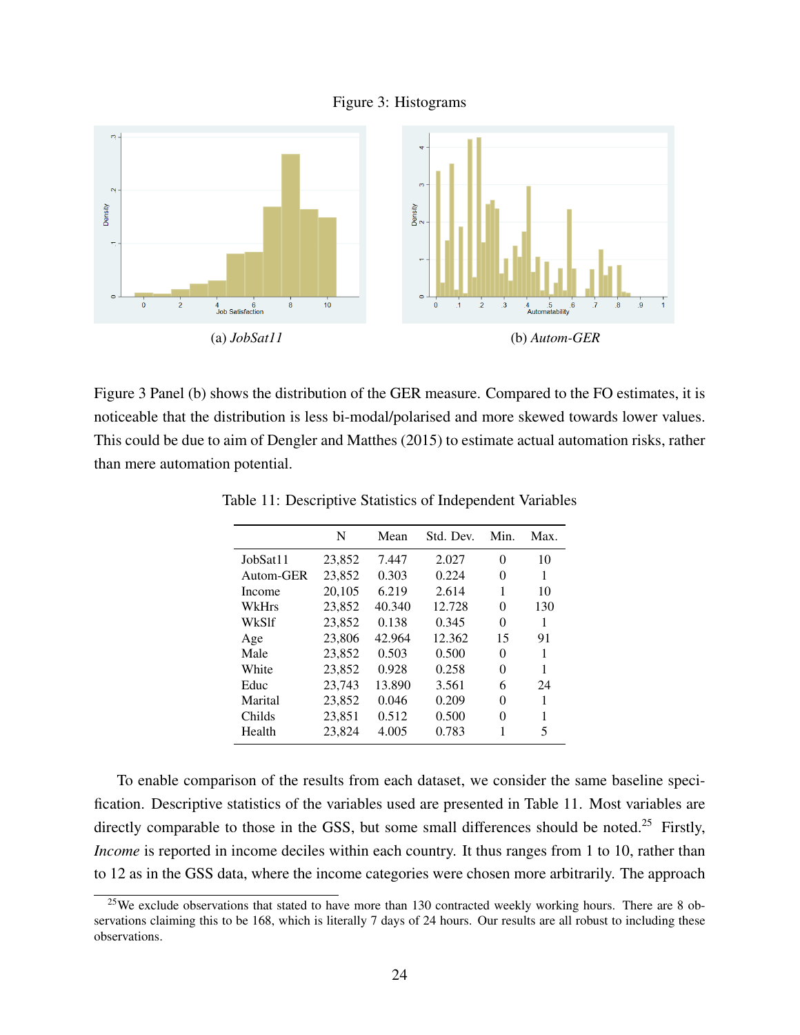Figure 3: Histograms

(a) *JobSat11*

(b) *Autom-GER*

Figure 3 Panel (b) shows the distribution of the GER measure. Compared to the FO estimates, it is noticeable that the distribution is less bi-modal/polarised and more skewed towards lower values. This could be due to aim of Dengler and Matthes (2015) to estimate actual automation risks, rather than mere automation potential.

Table 11: Descriptive Statistics of Independent Variables

| | N | Mean | Std. Dev. | Min. | Max. |
|---|---|---|---|---|---|
| JobSat11 | 23,852 | 7.447 | 2.027 | 0 | 10 |
| Autom-GER | 23,852 | 0.303 | 0.224 | 0 | 1 |
| Income | 20,105 | 6.219 | 2.614 | 1 | 10 |
| WkHrs | 23,852 | 40.340 | 12.728 | 0 | 130 |
| WkSlf | 23,852 | 0.138 | 0.345 | 0 | 1 |
| Age | 23,806 | 42.964 | 12.362 | 15 | 91 |
| Male | 23,852 | 0.503 | 0.500 | 0 | 1 |
| White | 23,852 | 0.928 | 0.258 | 0 | 1 |
| Educ | 23,743 | 13.890 | 3.561 | 6 | 24 |
| Marital | 23,852 | 0.046 | 0.209 | 0 | 1 |
| Childs | 23,851 | 0.512 | 0.500 | 0 | 1 |
| Health | 23,824 | 4.005 | 0.783 | 1 | 5 |

To enable comparison of the results from each dataset, we consider the same baseline specification. Descriptive statistics of the variables used are presented in Table 11. Most variables are directly comparable to those in the GSS, but some small differences should be noted.[25] Firstly, *Income* is reported in income deciles within each country. It thus ranges from 1 to 10, rather than to 12 as in the GSS data, where the income categories were chosen more arbitrarily. The approach

[25] We exclude observations that stated to have more than 130 contracted weekly working hours. There are 8 observations claiming this to be 168, which is literally 7 days of 24 hours. Our results are all robust to including these observations.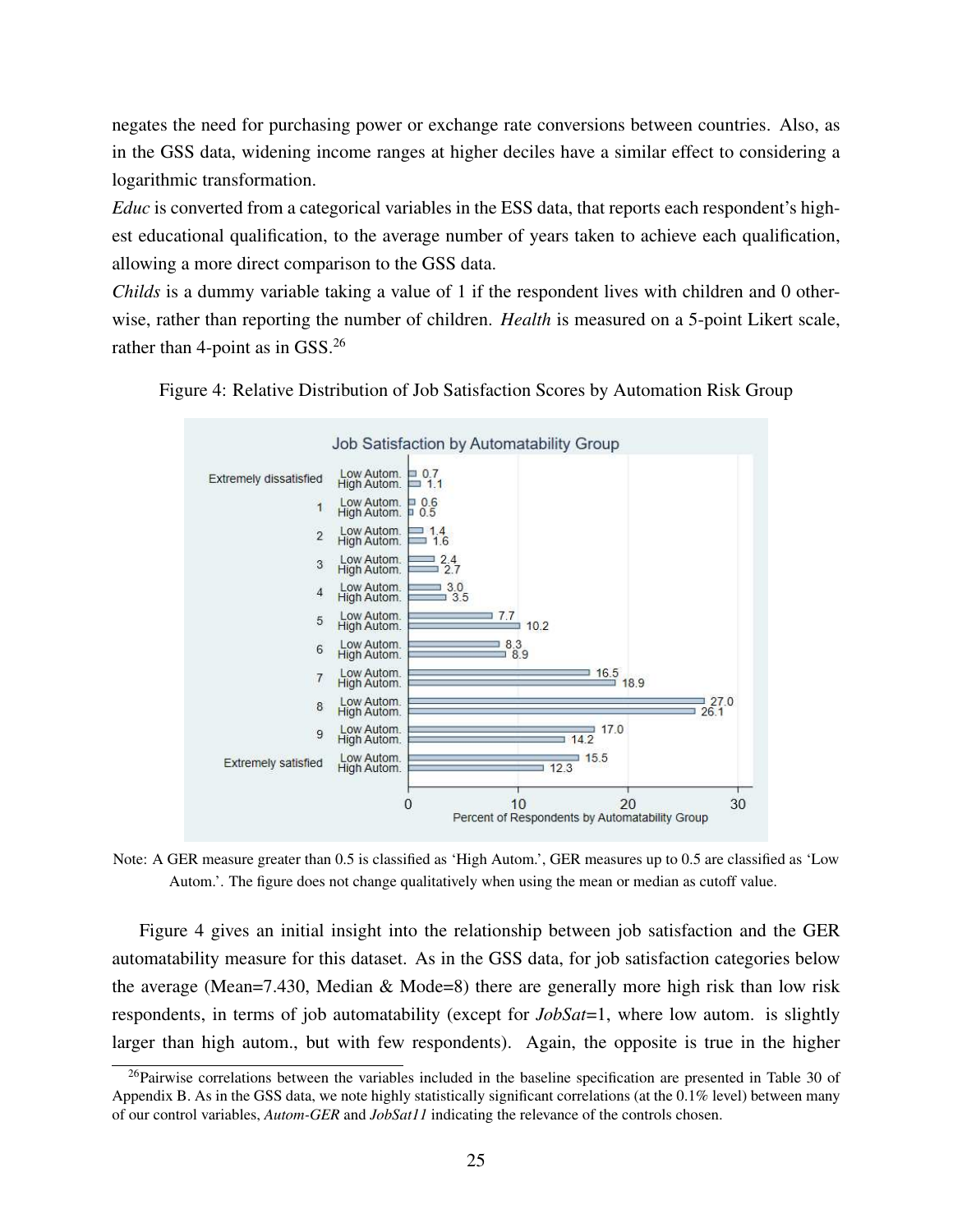negates the need for purchasing power or exchange rate conversions between countries. Also, as in the GSS data, widening income ranges at higher deciles have a similar effect to considering a logarithmic transformation.

*Educ* is converted from a categorical variables in the ESS data, that reports each respondent's highest educational qualification, to the average number of years taken to achieve each qualification, allowing a more direct comparison to the GSS data.

*Childs* is a dummy variable taking a value of 1 if the respondent lives with children and 0 otherwise, rather than reporting the number of children. *Health* is measured on a 5-point Likert scale, rather than 4-point as in GSS.[26]

Figure 4: Relative Distribution of Job Satisfaction Scores by Automation Risk Group

Note: A GER measure greater than 0.5 is classified as 'High Autom.', GER measures up to 0.5 are classified as 'Low Autom.'. The figure does not change qualitatively when using the mean or median as cutoff value.

Figure 4 gives an initial insight into the relationship between job satisfaction and the GER automatability measure for this dataset. As in the GSS data, for job satisfaction categories below the average (Mean=7.430, Median & Mode=8) there are generally more high risk than low risk respondents, in terms of job automatability (except for *JobSat*=1, where low autom. is slightly larger than high autom., but with few respondents). Again, the opposite is true in the higher

[26]Pairwise correlations between the variables included in the baseline specification are presented in Table 30 of Appendix B. As in the GSS data, we note highly statistically significant correlations (at the 0.1% level) between many of our control variables, *Autom-GER* and *JobSat11* indicating the relevance of the controls chosen.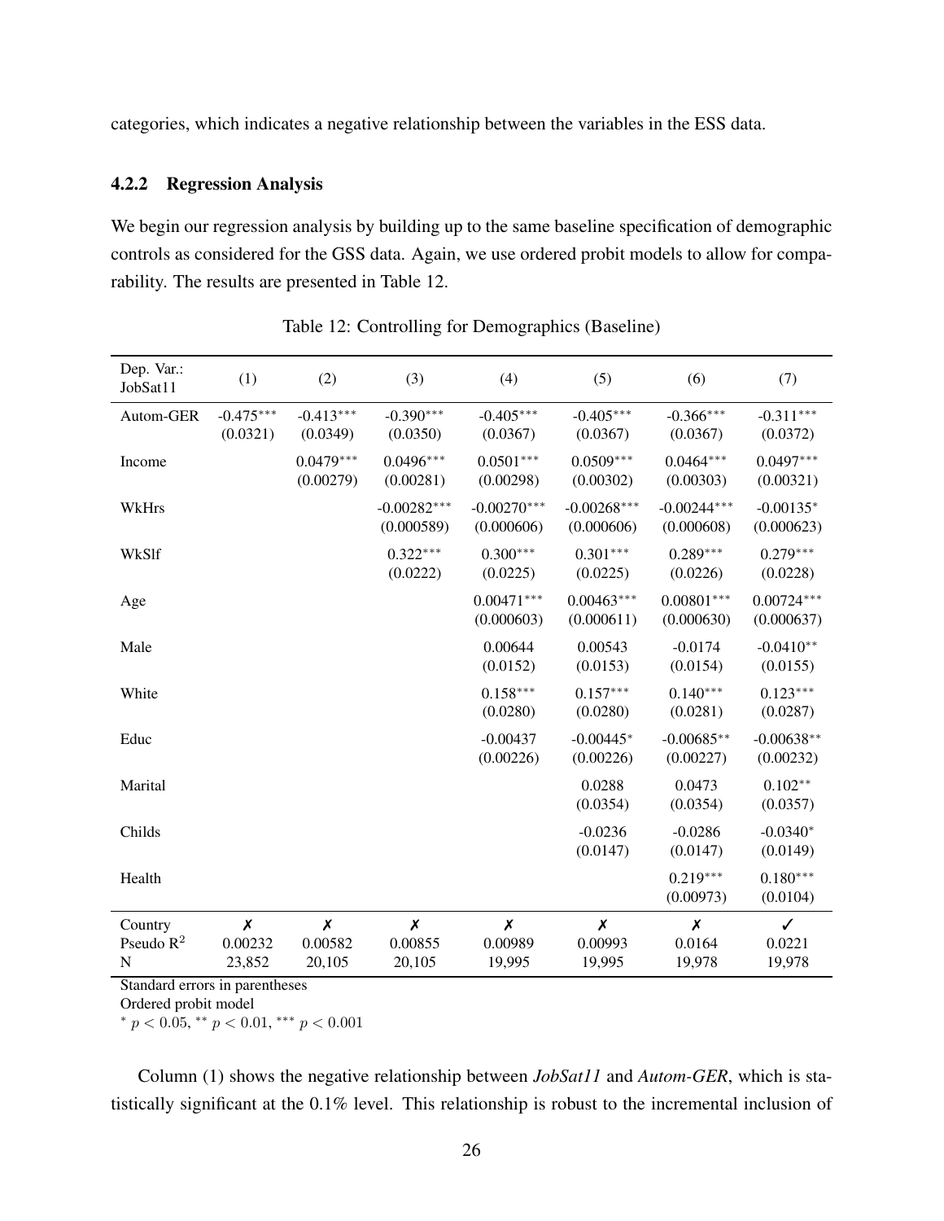categories, which indicates a negative relationship between the variables in the ESS data.

### 4.2.2 Regression Analysis

We begin our regression analysis by building up to the same baseline specification of demographic controls as considered for the GSS data. Again, we use ordered probit models to allow for comparability. The results are presented in Table 12.

Table 12: Controlling for Demographics (Baseline)

| Dep. Var.: JobSat11 | (1) | (2) | (3) | (4) | (5) | (6) | (7) |
|---|---|---|---|---|---|---|---|
| Autom-GER | -0.475*** | -0.413*** | -0.390*** | -0.405*** | -0.405*** | -0.366*** | -0.311*** |
| | (0.0321) | (0.0349) | (0.0350) | (0.0367) | (0.0367) | (0.0367) | (0.0372) |
| Income | | 0.0479*** | 0.0496*** | 0.0501*** | 0.0509*** | 0.0464*** | 0.0497*** |
| | | (0.00279) | (0.00281) | (0.00298) | (0.00302) | (0.00303) | (0.00321) |
| WkHrs | | | -0.00282*** | -0.00270*** | -0.00268*** | -0.00244*** | -0.00135* |
| | | | (0.000589) | (0.000606) | (0.000606) | (0.000608) | (0.000623) |
| WkSlf | | | 0.322*** | 0.300*** | 0.301*** | 0.289*** | 0.279*** |
| | | | (0.0222) | (0.0225) | (0.0225) | (0.0226) | (0.0228) |
| Age | | | | 0.00471*** | 0.00463*** | 0.00801*** | 0.00724*** |
| | | | | (0.000603) | (0.000611) | (0.000630) | (0.000637) |
| Male | | | | 0.00644 | 0.00543 | -0.0174 | -0.0410** |
| | | | | (0.0152) | (0.0153) | (0.0154) | (0.0155) |
| White | | | | 0.158*** | 0.157*** | 0.140*** | 0.123*** |
| | | | | (0.0280) | (0.0280) | (0.0281) | (0.0287) |
| Educ | | | | -0.00437 | -0.00445* | -0.00685** | -0.00638** |
| | | | | (0.00226) | (0.00226) | (0.00227) | (0.00232) |
| Marital | | | | | 0.0288 | 0.0473 | 0.102** |
| | | | | | (0.0354) | (0.0354) | (0.0357) |
| Childs | | | | | -0.0236 | -0.0286 | -0.0340* |
| | | | | | (0.0147) | (0.0147) | (0.0149) |
| Health | | | | | | 0.219*** | 0.180*** |
| | | | | | | (0.00973) | (0.0104) |
| Country | ✗ | ✗ | ✗ | ✗ | ✗ | ✗ | ✓ |
| Pseudo $R^2$ | 0.00232 | 0.00582 | 0.00855 | 0.00989 | 0.00993 | 0.0164 | 0.0221 |
| N | 23,852 | 20,105 | 20,105 | 19,995 | 19,995 | 19,978 | 19,978 |

Standard errors in parentheses

Ordered probit model

$^{*}$ $p < 0.05$, $^{**}$ $p < 0.01$, $^{***}$ $p < 0.001$

Column (1) shows the negative relationship between *JobSat11* and *Autom-GER*, which is statistically significant at the 0.1% level. This relationship is robust to the incremental inclusion of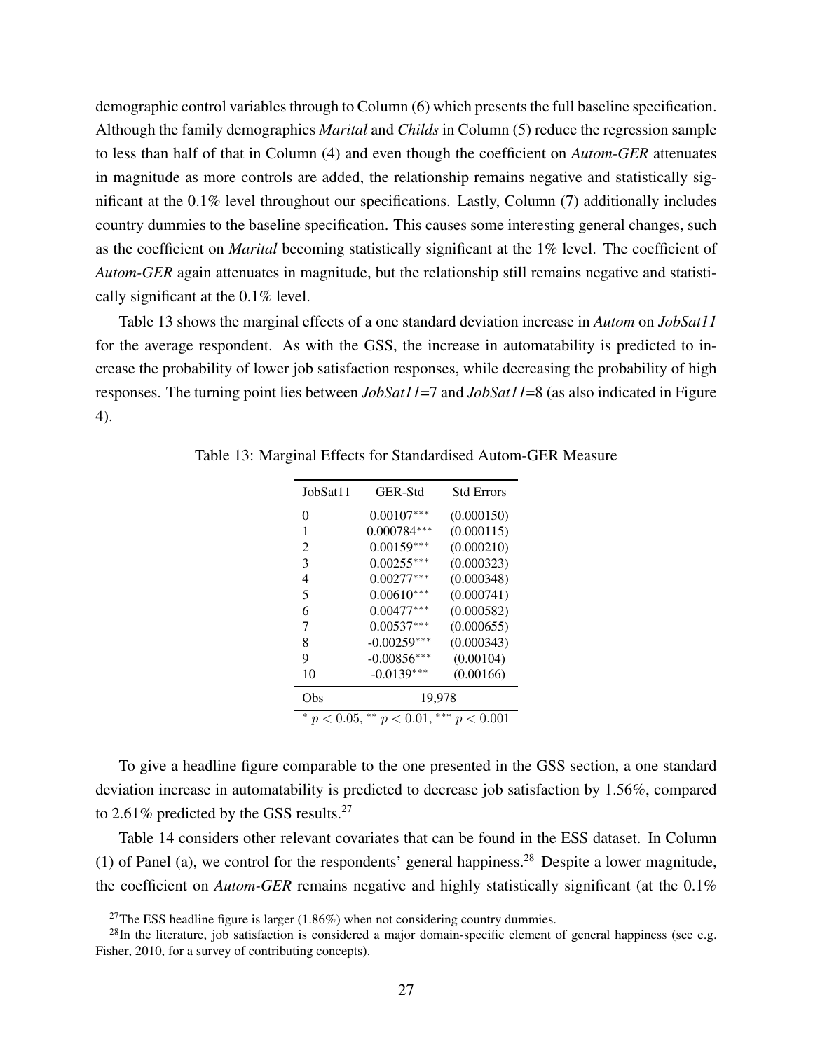demographic control variables through to Column (6) which presents the full baseline specification. Although the family demographics *Marital* and *Childs* in Column (5) reduce the regression sample to less than half of that in Column (4) and even though the coefficient on *Autom-GER* attenuates in magnitude as more controls are added, the relationship remains negative and statistically significant at the 0.1% level throughout our specifications. Lastly, Column (7) additionally includes country dummies to the baseline specification. This causes some interesting general changes, such as the coefficient on *Marital* becoming statistically significant at the 1% level. The coefficient of *Autom-GER* again attenuates in magnitude, but the relationship still remains negative and statistically significant at the 0.1% level.

Table 13 shows the marginal effects of a one standard deviation increase in *Autom* on *JobSat11* for the average respondent. As with the GSS, the increase in automatability is predicted to increase the probability of lower job satisfaction responses, while decreasing the probability of high responses. The turning point lies between *JobSat11*=7 and *JobSat11*=8 (as also indicated in Figure 4).

Table 13: Marginal Effects for Standardised Autom-GER Measure

| JobSat11 | GER-Std | Std Errors |
|---|---|---|
| 0 | 0.00107*** | (0.000150) |
| 1 | 0.000784*** | (0.000115) |
| 2 | 0.00159*** | (0.000210) |
| 3 | 0.00255*** | (0.000323) |
| 4 | 0.00277*** | (0.000348) |
| 5 | 0.00610*** | (0.000741) |
| 6 | 0.00477*** | (0.000582) |
| 7 | 0.00537*** | (0.000655) |
| 8 | -0.00259*** | (0.000343) |
| 9 | -0.00856*** | (0.00104) |
| 10 | -0.0139*** | (0.00166) |
| Obs | 19,978 | |

\* $p < 0.05$, \*\* $p < 0.01$, \*\*\* $p < 0.001$

To give a headline figure comparable to the one presented in the GSS section, a one standard deviation increase in automatability is predicted to decrease job satisfaction by 1.56%, compared to 2.61% predicted by the GSS results.[27]

Table 14 considers other relevant covariates that can be found in the ESS dataset. In Column (1) of Panel (a), we control for the respondents' general happiness.[28] Despite a lower magnitude, the coefficient on *Autom-GER* remains negative and highly statistically significant (at the 0.1%

[27] The ESS headline figure is larger (1.86%) when not considering country dummies.

[28] In the literature, job satisfaction is considered a major domain-specific element of general happiness (see e.g. Fisher, 2010, for a survey of contributing concepts).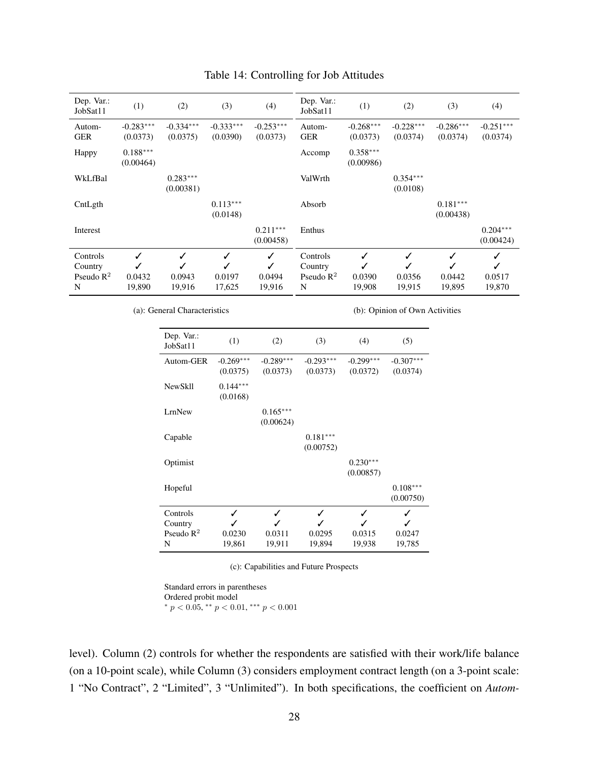Table 14: Controlling for Job Attitudes

| Dep. Var.: JobSat11 | (1) | (2) | (3) | (4) |
|---|---|---|---|---|
| Autom-GER | -0.283*** | -0.334*** | -0.333*** | -0.253*** |
| | (0.0373) | (0.0375) | (0.0390) | (0.0373) |
| Happy | 0.188*** | | | |
| | (0.00464) | | | |
| WkLfBal | | 0.283*** | | |
| | | (0.00381) | | |
| CntLgth | | | 0.113*** | |
| | | | (0.0148) | |
| Interest | | | | 0.211*** |
| | | | | (0.00458) |
| Controls | ✓ | ✓ | ✓ | ✓ |
| Country | ✓ | ✓ | ✓ | ✓ |
| Pseudo $R^2$ | 0.0432 | 0.0943 | 0.0197 | 0.0494 |
| N | 19,890 | 19,916 | 17,625 | 19,916 |

(a): General Characteristics

| Dep. Var.: JobSat11 | (1) | (2) | (3) | (4) |
|---|---|---|---|---|
| Autom-GER | -0.268*** | -0.228*** | -0.286*** | -0.251*** |
| | (0.0373) | (0.0374) | (0.0374) | (0.0374) |
| Accomp | 0.358*** | | | |
| | (0.00986) | | | |
| ValWrth | | 0.354*** | | |
| | | (0.0108) | | |
| Absorb | | | 0.181*** | |
| | | | (0.00438) | |
| Enthus | | | | 0.204*** |
| | | | | (0.00424) |
| Controls | ✓ | ✓ | ✓ | ✓ |
| Country | ✓ | ✓ | ✓ | ✓ |
| Pseudo $R^2$ | 0.0390 | 0.0356 | 0.0442 | 0.0517 |
| N | 19,908 | 19,915 | 19,895 | 19,870 |

(b): Opinion of Own Activities

| Dep. Var.: JobSat11 | (1) | (2) | (3) | (4) | (5) |
|---|---|---|---|---|---|
| Autom-GER | -0.269*** | -0.289*** | -0.293*** | -0.299*** | -0.307*** |
| | (0.0375) | (0.0373) | (0.0373) | (0.0372) | (0.0374) |
| NewSkll | 0.144*** | | | | |
| | (0.0168) | | | | |
| LrnNew | | 0.165*** | | | |
| | | (0.00624) | | | |
| Capable | | | 0.181*** | | |
| | | | (0.00752) | | |
| Optimist | | | | 0.230*** | |
| | | | | (0.00857) | |
| Hopeful | | | | | 0.108*** |
| | | | | | (0.00750) |
| Controls | ✓ | ✓ | ✓ | ✓ | ✓ |
| Country | ✓ | ✓ | ✓ | ✓ | ✓ |
| Pseudo $R^2$ | 0.0230 | 0.0311 | 0.0295 | 0.0315 | 0.0247 |
| N | 19,861 | 19,911 | 19,894 | 19,938 | 19,785 |

(c): Capabilities and Future Prospects

Standard errors in parentheses
Ordered probit model
$^{*}$ $p < 0.05$, $^{**}$ $p < 0.01$, $^{***}$ $p < 0.001$

level). Column (2) controls for whether the respondents are satisfied with their work/life balance (on a 10-point scale), while Column (3) considers employment contract length (on a 3-point scale: 1 "No Contract", 2 "Limited", 3 "Unlimited"). In both specifications, the coefficient on *Autom-*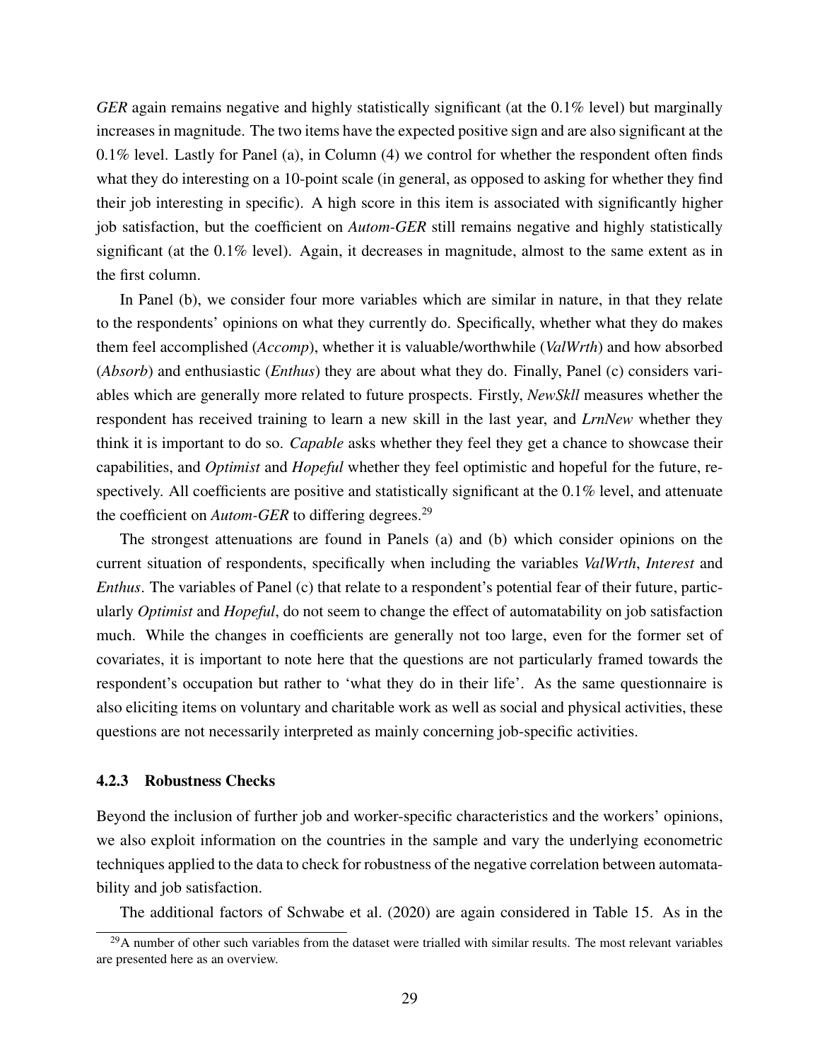*GER* again remains negative and highly statistically significant (at the 0.1% level) but marginally increases in magnitude. The two items have the expected positive sign and are also significant at the 0.1% level. Lastly for Panel (a), in Column (4) we control for whether the respondent often finds what they do interesting on a 10-point scale (in general, as opposed to asking for whether they find their job interesting in specific). A high score in this item is associated with significantly higher job satisfaction, but the coefficient on *Autom-GER* still remains negative and highly statistically significant (at the 0.1% level). Again, it decreases in magnitude, almost to the same extent as in the first column.

In Panel (b), we consider four more variables which are similar in nature, in that they relate to the respondents' opinions on what they currently do. Specifically, whether what they do makes them feel accomplished (*Accomp*), whether it is valuable/worthwhile (*ValWrth*) and how absorbed (*Absorb*) and enthusiastic (*Enthus*) they are about what they do. Finally, Panel (c) considers variables which are generally more related to future prospects. Firstly, *NewSkll* measures whether the respondent has received training to learn a new skill in the last year, and *LrnNew* whether they think it is important to do so. *Capable* asks whether they feel they get a chance to showcase their capabilities, and *Optimist* and *Hopeful* whether they feel optimistic and hopeful for the future, respectively. All coefficients are positive and statistically significant at the 0.1% level, and attenuate the coefficient on *Autom-GER* to differing degrees.[29]

The strongest attenuations are found in Panels (a) and (b) which consider opinions on the current situation of respondents, specifically when including the variables *ValWrth*, *Interest* and *Enthus*. The variables of Panel (c) that relate to a respondent's potential fear of their future, particularly *Optimist* and *Hopeful*, do not seem to change the effect of automatability on job satisfaction much. While the changes in coefficients are generally not too large, even for the former set of covariates, it is important to note here that the questions are not particularly framed towards the respondent's occupation but rather to 'what they do in their life'. As the same questionnaire is also eliciting items on voluntary and charitable work as well as social and physical activities, these questions are not necessarily interpreted as mainly concerning job-specific activities.

### 4.2.3 Robustness Checks

Beyond the inclusion of further job and worker-specific characteristics and the workers' opinions, we also exploit information on the countries in the sample and vary the underlying econometric techniques applied to the data to check for robustness of the negative correlation between automatability and job satisfaction.

The additional factors of Schwabe et al. (2020) are again considered in Table 15. As in the

[29] A number of other such variables from the dataset were trialled with similar results. The most relevant variables are presented here as an overview.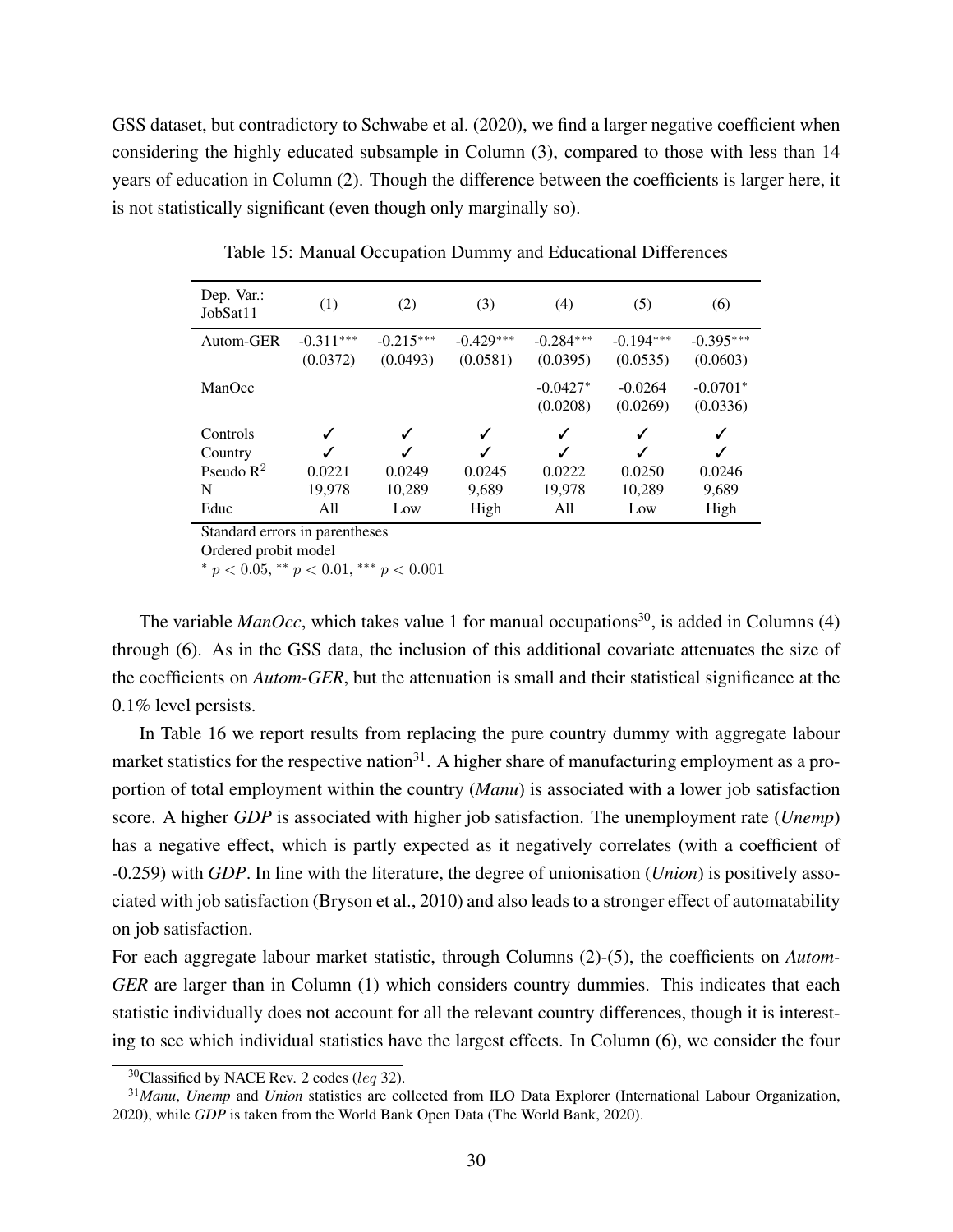GSS dataset, but contradictory to Schwabe et al. (2020), we find a larger negative coefficient when considering the highly educated subsample in Column (3), compared to those with less than 14 years of education in Column (2). Though the difference between the coefficients is larger here, it is not statistically significant (even though only marginally so).

Table 15: Manual Occupation Dummy and Educational Differences

| Dep. Var.: JobSat11 | (1) | (2) | (3) | (4) | (5) | (6) |
|---|---|---|---|---|---|---|
| Autom-GER | -0.311*** | -0.215*** | -0.429*** | -0.284*** | -0.194*** | -0.395*** |
| | (0.0372) | (0.0493) | (0.0581) | (0.0395) | (0.0535) | (0.0603) |
| ManOcc | | | | -0.0427* | -0.0264 | -0.0701* |
| | | | | (0.0208) | (0.0269) | (0.0336) |
| Controls | ✓ | ✓ | ✓ | ✓ | ✓ | ✓ |
| Country | ✓ | ✓ | ✓ | ✓ | ✓ | ✓ |
| Pseudo $R^2$ | 0.0221 | 0.0249 | 0.0245 | 0.0222 | 0.0250 | 0.0246 |
| N | 19,978 | 10,289 | 9,689 | 19,978 | 10,289 | 9,689 |
| Educ | All | Low | High | All | Low | High |

Standard errors in parentheses
Ordered probit model
$^{*}$ $p < 0.05$, $^{**}$ $p < 0.01$, $^{***}$ $p < 0.001$

The variable *ManOcc*, which takes value 1 for manual occupations[30], is added in Columns (4) through (6). As in the GSS data, the inclusion of this additional covariate attenuates the size of the coefficients on *Autom-GER*, but the attenuation is small and their statistical significance at the 0.1% level persists.

In Table 16 we report results from replacing the pure country dummy with aggregate labour market statistics for the respective nation[31]. A higher share of manufacturing employment as a proportion of total employment within the country (*Manu*) is associated with a lower job satisfaction score. A higher *GDP* is associated with higher job satisfaction. The unemployment rate (*Unemp*) has a negative effect, which is partly expected as it negatively correlates (with a coefficient of -0.259) with *GDP*. In line with the literature, the degree of unionisation (*Union*) is positively associated with job satisfaction (Bryson et al., 2010) and also leads to a stronger effect of automatability on job satisfaction.

For each aggregate labour market statistic, through Columns (2)-(5), the coefficients on *Autom-GER* are larger than in Column (1) which considers country dummies. This indicates that each statistic individually does not account for all the relevant country differences, though it is interesting to see which individual statistics have the largest effects. In Column (6), we consider the four

[30] Classified by NACE Rev. 2 codes ($leq$ 32).

[31] *Manu*, *Unemp* and *Union* statistics are collected from ILO Data Explorer (International Labour Organization, 2020), while *GDP* is taken from the World Bank Open Data (The World Bank, 2020).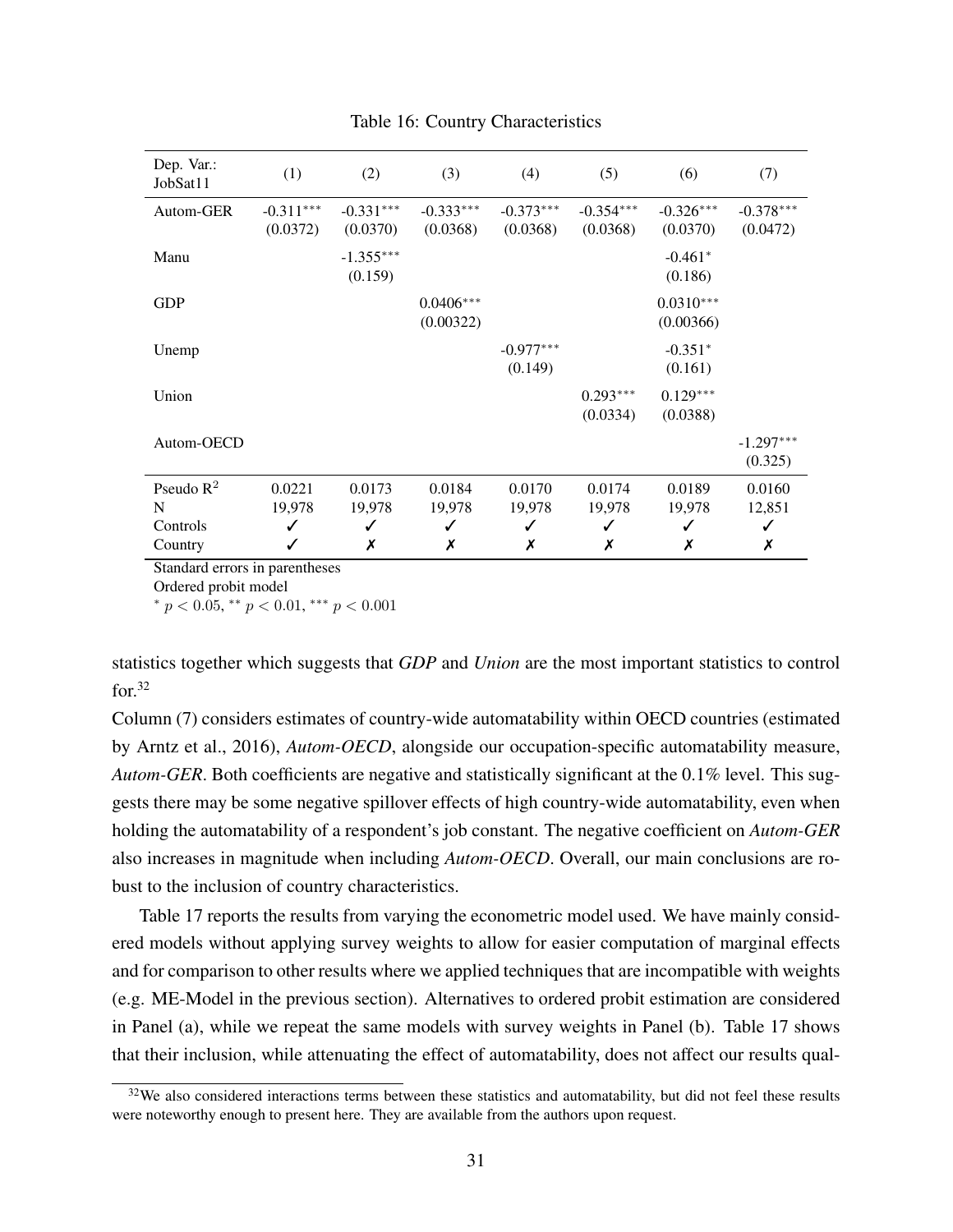Table 16: Country Characteristics

| Dep. Var.: JobSat11 | (1) | (2) | (3) | (4) | (5) | (6) | (7) |
|---|---|---|---|---|---|---|---|
| Autom-GER | -0.311*** | -0.331*** | -0.333*** | -0.373*** | -0.354*** | -0.326*** | -0.378*** |
| | (0.0372) | (0.0370) | (0.0368) | (0.0368) | (0.0368) | (0.0370) | (0.0472) |
| Manu | | -1.355*** | | | | -0.461* | |
| | | (0.159) | | | | (0.186) | |
| GDP | | | 0.0406*** | | | 0.0310*** | |
| | | | (0.00322) | | | (0.00366) | |
| Unemp | | | | -0.977*** | | -0.351* | |
| | | | | (0.149) | | (0.161) | |
| Union | | | | | 0.293*** | 0.129*** | |
| | | | | | (0.0334) | (0.0388) | |
| Autom-OECD | | | | | | | -1.297*** |
| | | | | | | | (0.325) |
| Pseudo $R^2$ | 0.0221 | 0.0173 | 0.0184 | 0.0170 | 0.0174 | 0.0189 | 0.0160 |
| N | 19,978 | 19,978 | 19,978 | 19,978 | 19,978 | 19,978 | 12,851 |
| Controls | ✓ | ✓ | ✓ | ✓ | ✓ | ✓ | ✓ |
| Country | ✓ | ✗ | ✗ | ✗ | ✗ | ✗ | ✗ |

Standard errors in parentheses
Ordered probit model
* $p < 0.05$, ** $p < 0.01$, *** $p < 0.001$

statistics together which suggests that *GDP* and *Union* are the most important statistics to control for.[32]

Column (7) considers estimates of country-wide automatability within OECD countries (estimated by Arntz et al., 2016), *Autom-OECD*, alongside our occupation-specific automatability measure, *Autom-GER*. Both coefficients are negative and statistically significant at the 0.1% level. This suggests there may be some negative spillover effects of high country-wide automatability, even when holding the automatability of a respondent's job constant. The negative coefficient on *Autom-GER* also increases in magnitude when including *Autom-OECD*. Overall, our main conclusions are robust to the inclusion of country characteristics.

Table 17 reports the results from varying the econometric model used. We have mainly considered models without applying survey weights to allow for easier computation of marginal effects and for comparison to other results where we applied techniques that are incompatible with weights (e.g. ME-Model in the previous section). Alternatives to ordered probit estimation are considered in Panel (a), while we repeat the same models with survey weights in Panel (b). Table 17 shows that their inclusion, while attenuating the effect of automatability, does not affect our results qual-

[32] We also considered interactions terms between these statistics and automatability, but did not feel these results were noteworthy enough to present here. They are available from the authors upon request.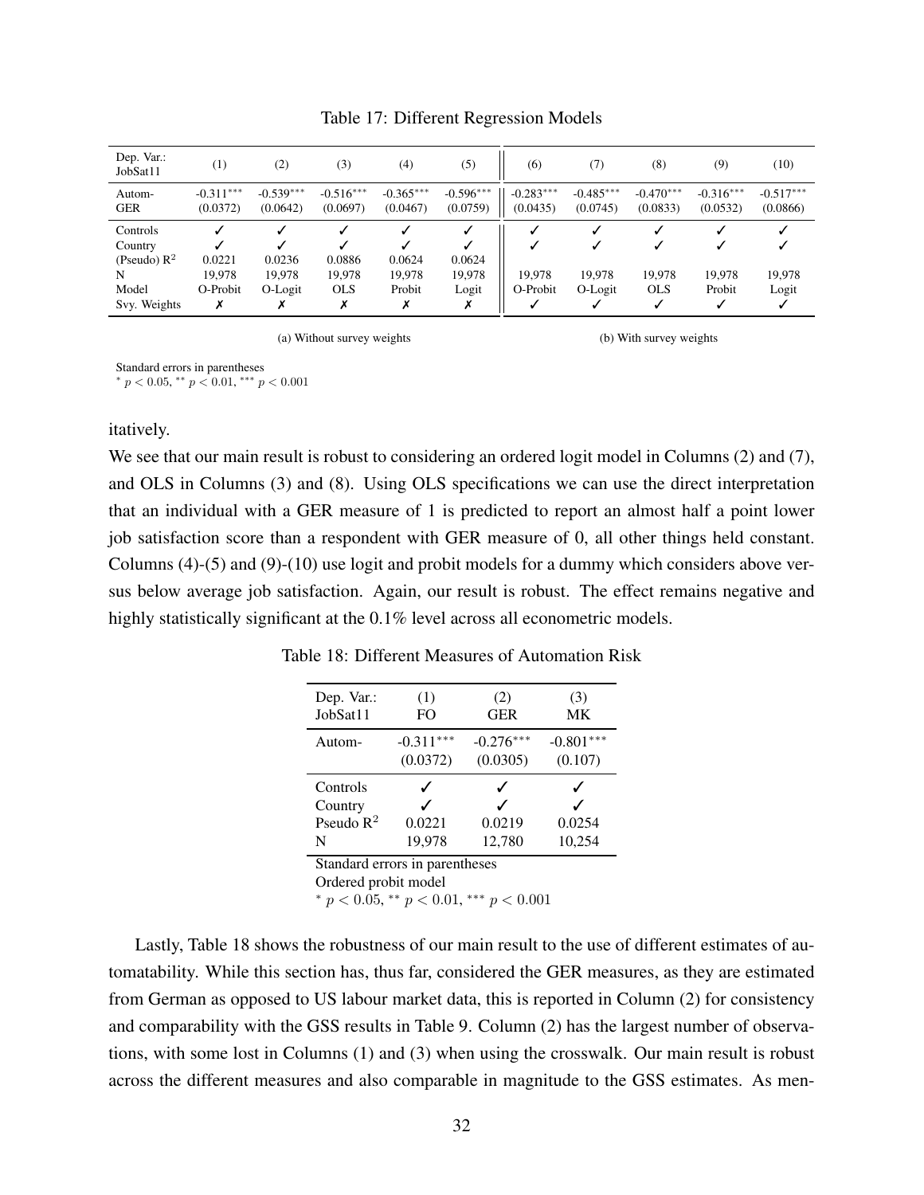Table 17: Different Regression Models

| Dep. Var.: JobSat11 | (1) | (2) | (3) | (4) | (5) | (6) | (7) | (8) | (9) | (10) |
|---|---|---|---|---|---|---|---|---|---|---|
| Autom-GER | -0.311*** (0.0372) | -0.539*** (0.0642) | -0.516*** (0.0697) | -0.365*** (0.0467) | -0.596*** (0.0759) | -0.283*** (0.0435) | -0.485*** (0.0745) | -0.470*** (0.0833) | -0.316*** (0.0532) | -0.517*** (0.0866) |
| Controls | ✓ | ✓ | ✓ | ✓ | ✓ | ✓ | ✓ | ✓ | ✓ | ✓ |
| Country | ✓ | ✓ | ✓ | ✓ | ✓ | ✓ | ✓ | ✓ | ✓ | ✓ |
| (Pseudo) $R^2$ | 0.0221 | 0.0236 | 0.0886 | 0.0624 | 0.0624 | | | | | |
| N | 19,978 | 19,978 | 19,978 | 19,978 | 19,978 | 19,978 | 19,978 | 19,978 | 19,978 | 19,978 |
| Model | O-Probit | O-Logit | OLS | Probit | Logit | O-Probit | O-Logit | OLS | Probit | Logit |
| Svy. Weights | ✗ | ✗ | ✗ | ✗ | ✗ | ✓ | ✓ | ✓ | ✓ | ✓ |

(a) Without survey weights (Columns 1–5) (b) With survey weights (Columns 6–10)

Standard errors in parentheses
$^{*}$ $p < 0.05$, $^{**}$ $p < 0.01$, $^{***}$ $p < 0.001$

itatively.

We see that our main result is robust to considering an ordered logit model in Columns (2) and (7), and OLS in Columns (3) and (8). Using OLS specifications we can use the direct interpretation that an individual with a GER measure of 1 is predicted to report an almost half a point lower job satisfaction score than a respondent with GER measure of 0, all other things held constant. Columns (4)-(5) and (9)-(10) use logit and probit models for a dummy which considers above versus below average job satisfaction. Again, our result is robust. The effect remains negative and highly statistically significant at the 0.1% level across all econometric models.

Table 18: Different Measures of Automation Risk

| Dep. Var.: JobSat11 | (1) FO | (2) GER | (3) MK |
|---|---|---|---|
| Autom- | -0.311*** (0.0372) | -0.276*** (0.0305) | -0.801*** (0.107) |
| Controls | ✓ | ✓ | ✓ |
| Country | ✓ | ✓ | ✓ |
| Pseudo $R^2$ | 0.0221 | 0.0219 | 0.0254 |
| N | 19,978 | 12,780 | 10,254 |

Standard errors in parentheses
Ordered probit model
$^{*}$ $p < 0.05$, $^{**}$ $p < 0.01$, $^{***}$ $p < 0.001$

Lastly, Table 18 shows the robustness of our main result to the use of different estimates of automatability. While this section has, thus far, considered the GER measures, as they are estimated from German as opposed to US labour market data, this is reported in Column (2) for consistency and comparability with the GSS results in Table 9. Column (2) has the largest number of observations, with some lost in Columns (1) and (3) when using the crosswalk. Our main result is robust across the different measures and also comparable in magnitude to the GSS estimates. As men-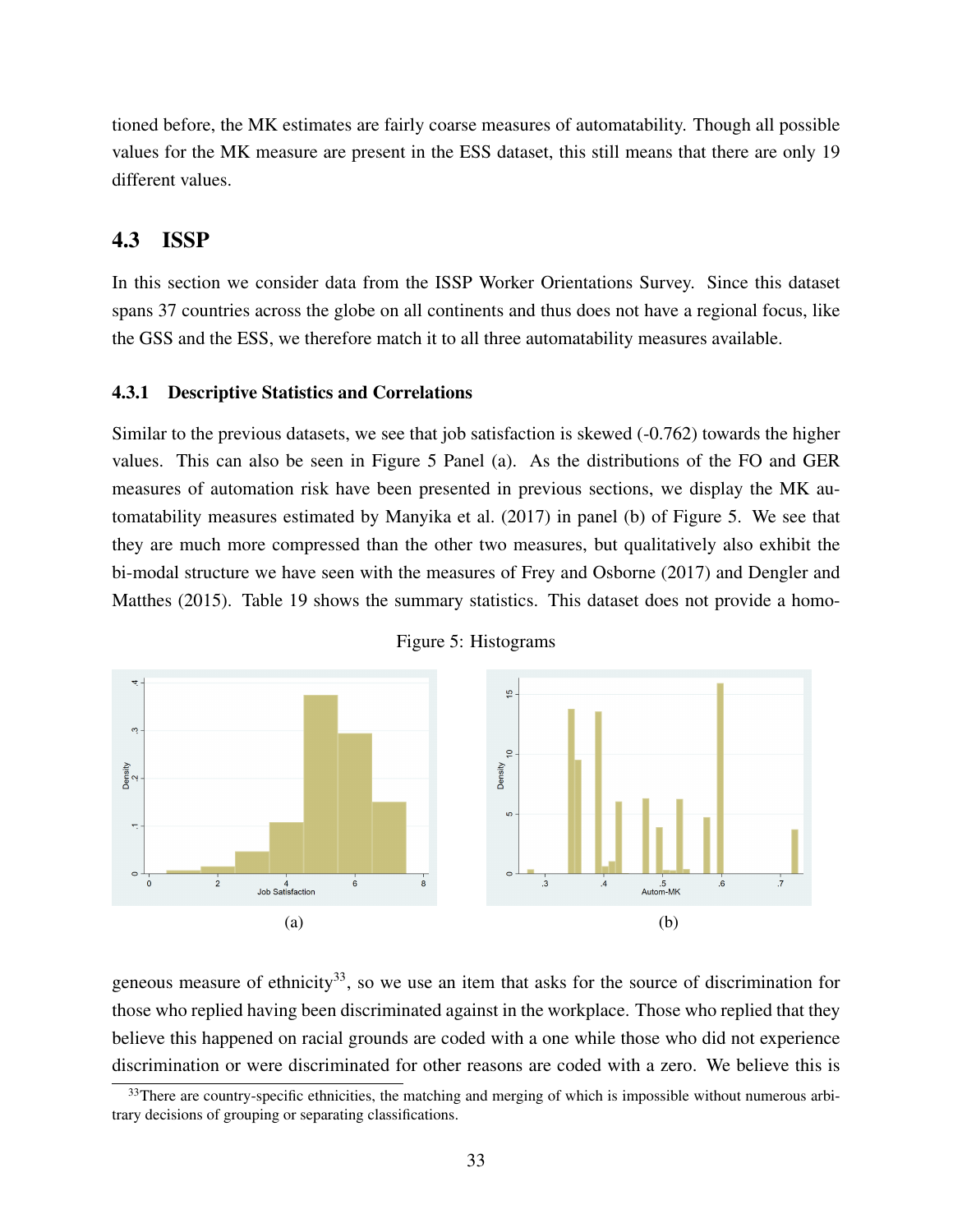tioned before, the MK estimates are fairly coarse measures of automatability. Though all possible values for the MK measure are present in the ESS dataset, this still means that there are only 19 different values.

## 4.3 ISSP

In this section we consider data from the ISSP Worker Orientations Survey. Since this dataset spans 37 countries across the globe on all continents and thus does not have a regional focus, like the GSS and the ESS, we therefore match it to all three automatability measures available.

### 4.3.1 Descriptive Statistics and Correlations

Similar to the previous datasets, we see that job satisfaction is skewed (-0.762) towards the higher values. This can also be seen in Figure 5 Panel (a). As the distributions of the FO and GER measures of automation risk have been presented in previous sections, we display the MK automatability measures estimated by Manyika et al. (2017) in panel (b) of Figure 5. We see that they are much more compressed than the other two measures, but qualitatively also exhibit the bi-modal structure we have seen with the measures of Frey and Osborne (2017) and Dengler and Matthes (2015). Table 19 shows the summary statistics. This dataset does not provide a homogeneous measure of ethnicity[33], so we use an item that asks for the source of discrimination for those who replied having been discriminated against in the workplace. Those who replied that they believe this happened on racial grounds are coded with a one while those who did not experience discrimination or were discriminated for other reasons are coded with a zero. We believe this is

Figure 5: Histograms

(a)

(b)

[33]There are country-specific ethnicities, the matching and merging of which is impossible without numerous arbitrary decisions of grouping or separating classifications.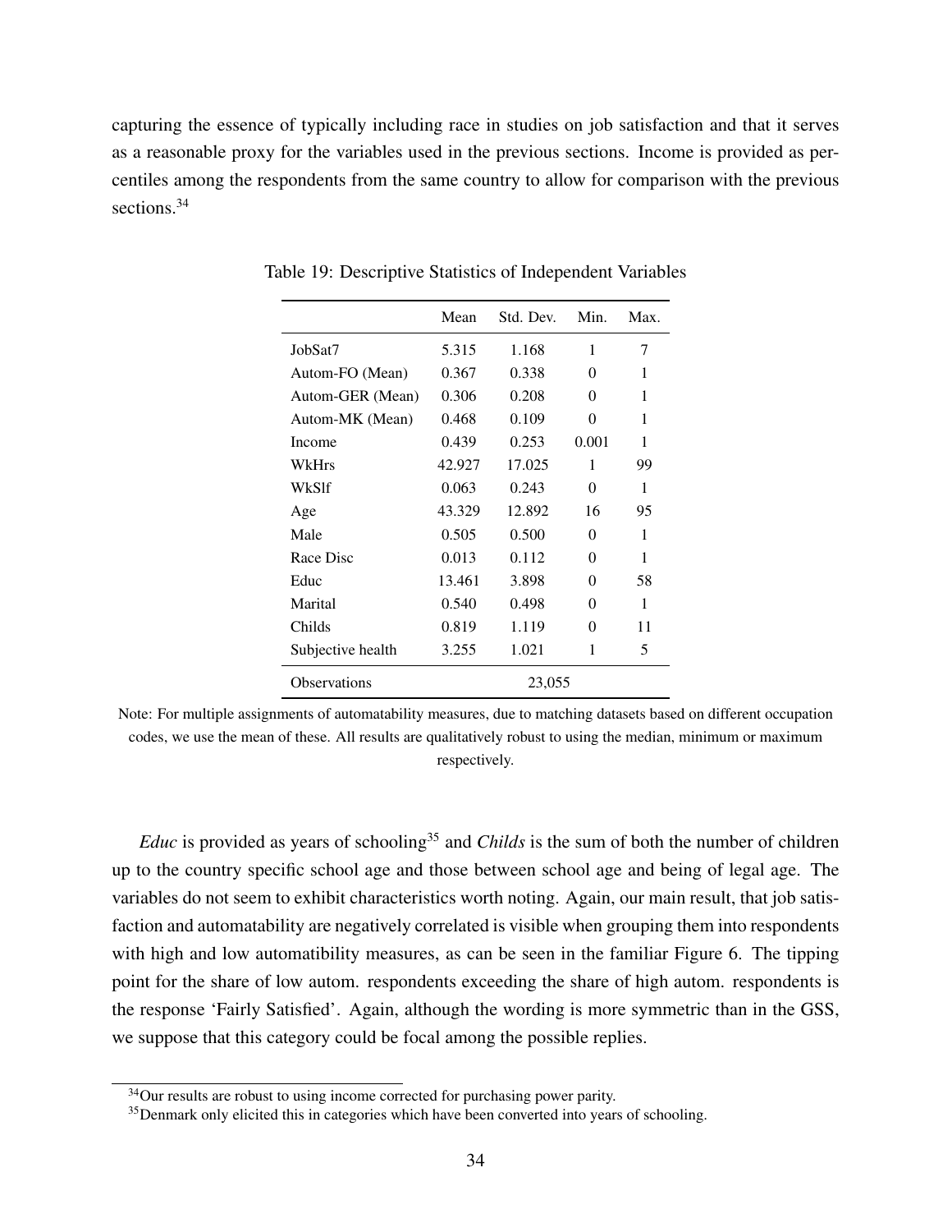capturing the essence of typically including race in studies on job satisfaction and that it serves as a reasonable proxy for the variables used in the previous sections. Income is provided as percentiles among the respondents from the same country to allow for comparison with the previous sections.[34]

Table 19: Descriptive Statistics of Independent Variables

| | Mean | Std. Dev. | Min. | Max. |
|---|---|---|---|---|
| JobSat7 | 5.315 | 1.168 | 1 | 7 |
| Autom-FO (Mean) | 0.367 | 0.338 | 0 | 1 |
| Autom-GER (Mean) | 0.306 | 0.208 | 0 | 1 |
| Autom-MK (Mean) | 0.468 | 0.109 | 0 | 1 |
| Income | 0.439 | 0.253 | 0.001 | 1 |
| WkHrs | 42.927 | 17.025 | 1 | 99 |
| WkSlf | 0.063 | 0.243 | 0 | 1 |
| Age | 43.329 | 12.892 | 16 | 95 |
| Male | 0.505 | 0.500 | 0 | 1 |
| Race Disc | 0.013 | 0.112 | 0 | 1 |
| Educ | 13.461 | 3.898 | 0 | 58 |
| Marital | 0.540 | 0.498 | 0 | 1 |
| Childs | 0.819 | 1.119 | 0 | 11 |
| Subjective health | 3.255 | 1.021 | 1 | 5 |
| Observations | | 23,055 | | |

Note: For multiple assignments of automatability measures, due to matching datasets based on different occupation codes, we use the mean of these. All results are qualitatively robust to using the median, minimum or maximum respectively.

*Educ* is provided as years of schooling[35] and *Childs* is the sum of both the number of children up to the country specific school age and those between school age and being of legal age. The variables do not seem to exhibit characteristics worth noting. Again, our main result, that job satisfaction and automatability are negatively correlated is visible when grouping them into respondents with high and low automatibility measures, as can be seen in the familiar Figure 6. The tipping point for the share of low autom. respondents exceeding the share of high autom. respondents is the response 'Fairly Satisfied'. Again, although the wording is more symmetric than in the GSS, we suppose that this category could be focal among the possible replies.

[34] Our results are robust to using income corrected for purchasing power parity.

[35] Denmark only elicited this in categories which have been converted into years of schooling.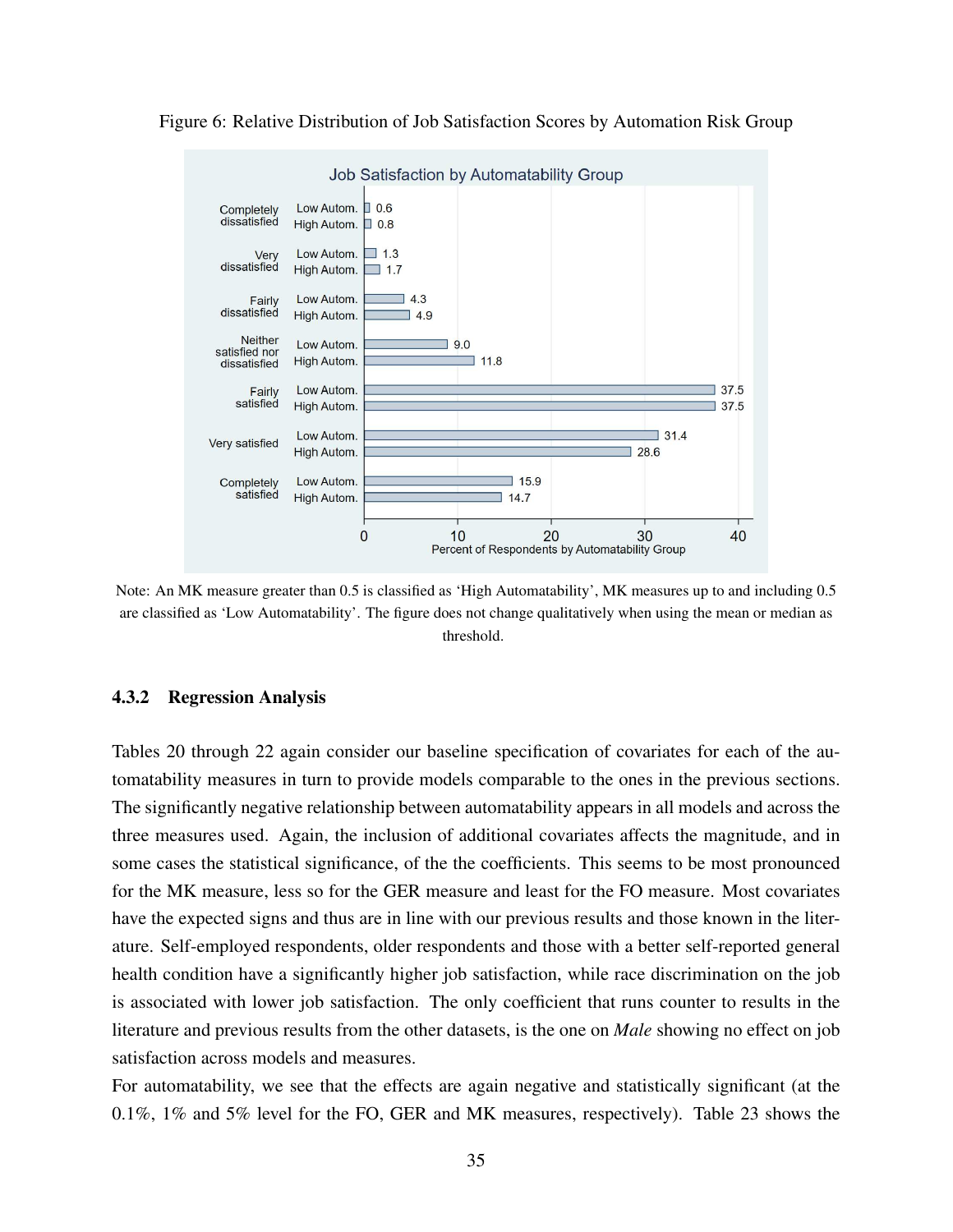Figure 6: Relative Distribution of Job Satisfaction Scores by Automation Risk Group

Note: An MK measure greater than 0.5 is classified as 'High Automatability', MK measures up to and including 0.5 are classified as 'Low Automatability'. The figure does not change qualitatively when using the mean or median as threshold.

### 4.3.2 Regression Analysis

Tables 20 through 22 again consider our baseline specification of covariates for each of the automatability measures in turn to provide models comparable to the ones in the previous sections. The significantly negative relationship between automatability appears in all models and across the three measures used. Again, the inclusion of additional covariates affects the magnitude, and in some cases the statistical significance, of the the coefficients. This seems to be most pronounced for the MK measure, less so for the GER measure and least for the FO measure. Most covariates have the expected signs and thus are in line with our previous results and those known in the literature. Self-employed respondents, older respondents and those with a better self-reported general health condition have a significantly higher job satisfaction, while race discrimination on the job is associated with lower job satisfaction. The only coefficient that runs counter to results in the literature and previous results from the other datasets, is the one on *Male* showing no effect on job satisfaction across models and measures.

For automatability, we see that the effects are again negative and statistically significant (at the 0.1%, 1% and 5% level for the FO, GER and MK measures, respectively). Table 23 shows the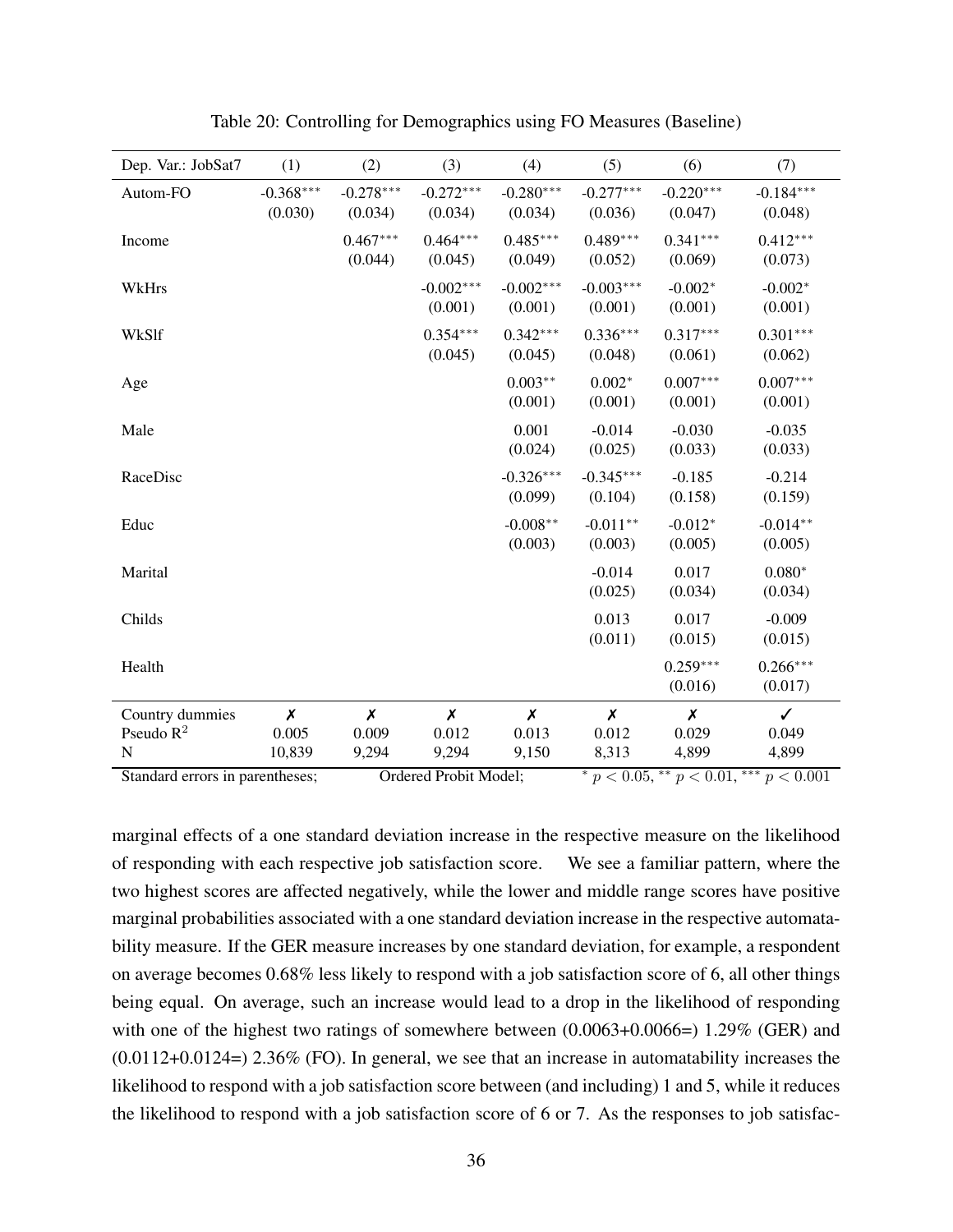Table 20: Controlling for Demographics using FO Measures (Baseline)

| Dep. Var.: JobSat7 | (1) | (2) | (3) | (4) | (5) | (6) | (7) |
|---|---|---|---|---|---|---|---|
| Autom-FO | -0.368*** | -0.278*** | -0.272*** | -0.280*** | -0.277*** | -0.220*** | -0.184*** |
| | (0.030) | (0.034) | (0.034) | (0.034) | (0.036) | (0.047) | (0.048) |
| Income | | 0.467*** | 0.464*** | 0.485*** | 0.489*** | 0.341*** | 0.412*** |
| | | (0.044) | (0.045) | (0.049) | (0.052) | (0.069) | (0.073) |
| WkHrs | | | -0.002*** | -0.002*** | -0.003*** | -0.002* | -0.002* |
| | | | (0.001) | (0.001) | (0.001) | (0.001) | (0.001) |
| WkSlf | | | 0.354*** | 0.342*** | 0.336*** | 0.317*** | 0.301*** |
| | | | (0.045) | (0.045) | (0.048) | (0.061) | (0.062) |
| Age | | | | 0.003** | 0.002* | 0.007*** | 0.007*** |
| | | | | (0.001) | (0.001) | (0.001) | (0.001) |
| Male | | | | 0.001 | -0.014 | -0.030 | -0.035 |
| | | | | (0.024) | (0.025) | (0.033) | (0.033) |
| RaceDisc | | | | -0.326*** | -0.345*** | -0.185 | -0.214 |
| | | | | (0.099) | (0.104) | (0.158) | (0.159) |
| Educ | | | | -0.008** | -0.011** | -0.012* | -0.014** |
| | | | | (0.003) | (0.003) | (0.005) | (0.005) |
| Marital | | | | | -0.014 | 0.017 | 0.080* |
| | | | | | (0.025) | (0.034) | (0.034) |
| Childs | | | | | 0.013 | 0.017 | -0.009 |
| | | | | | (0.011) | (0.015) | (0.015) |
| Health | | | | | | 0.259*** | 0.266*** |
| | | | | | | (0.016) | (0.017) |
| Country dummies | ✗ | ✗ | ✗ | ✗ | ✗ | ✗ | ✓ |
| Pseudo $R^2$ | 0.005 | 0.009 | 0.012 | 0.013 | 0.012 | 0.029 | 0.049 |
| N | 10,839 | 9,294 | 9,294 | 9,150 | 8,313 | 4,899 | 4,899 |

Standard errors in parentheses; Ordered Probit Model; * $p < 0.05$, ** $p < 0.01$, *** $p < 0.001$

marginal effects of a one standard deviation increase in the respective measure on the likelihood of responding with each respective job satisfaction score. We see a familiar pattern, where the two highest scores are affected negatively, while the lower and middle range scores have positive marginal probabilities associated with a one standard deviation increase in the respective automatability measure. If the GER measure increases by one standard deviation, for example, a respondent on average becomes 0.68% less likely to respond with a job satisfaction score of 6, all other things being equal. On average, such an increase would lead to a drop in the likelihood of responding with one of the highest two ratings of somewhere between (0.0063+0.0066=) 1.29% (GER) and (0.0112+0.0124=) 2.36% (FO). In general, we see that an increase in automatability increases the likelihood to respond with a job satisfaction score between (and including) 1 and 5, while it reduces the likelihood to respond with a job satisfaction score of 6 or 7. As the responses to job satisfac-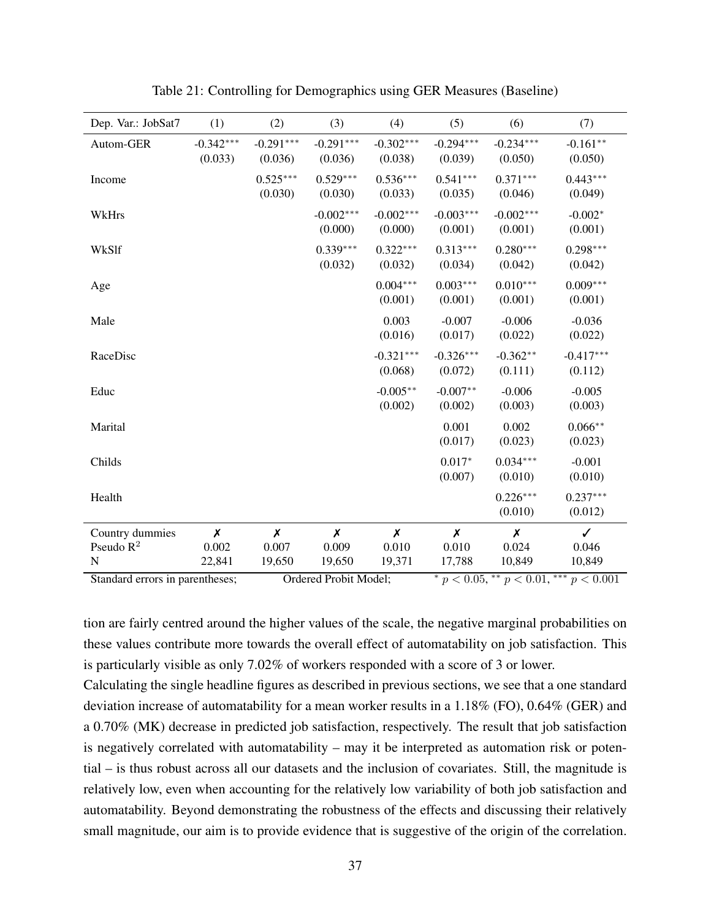Table 21: Controlling for Demographics using GER Measures (Baseline)

| Dep. Var.: JobSat7 | (1) | (2) | (3) | (4) | (5) | (6) | (7) |
|---|---|---|---|---|---|---|---|
| Autom-GER | -0.342*** | -0.291*** | -0.291*** | -0.302*** | -0.294*** | -0.234*** | -0.161** |
| | (0.033) | (0.036) | (0.036) | (0.038) | (0.039) | (0.050) | (0.050) |
| Income | | 0.525*** | 0.529*** | 0.536*** | 0.541*** | 0.371*** | 0.443*** |
| | | (0.030) | (0.030) | (0.033) | (0.035) | (0.046) | (0.049) |
| WkHrs | | | -0.002*** | -0.002*** | -0.003*** | -0.002*** | -0.002* |
| | | | (0.000) | (0.000) | (0.001) | (0.001) | (0.001) |
| WkSlf | | | 0.339*** | 0.322*** | 0.313*** | 0.280*** | 0.298*** |
| | | | (0.032) | (0.032) | (0.034) | (0.042) | (0.042) |
| Age | | | | 0.004*** | 0.003*** | 0.010*** | 0.009*** |
| | | | | (0.001) | (0.001) | (0.001) | (0.001) |
| Male | | | | 0.003 | -0.007 | -0.006 | -0.036 |
| | | | | (0.016) | (0.017) | (0.022) | (0.022) |
| RaceDisc | | | | -0.321*** | -0.326*** | -0.362** | -0.417*** |
| | | | | (0.068) | (0.072) | (0.111) | (0.112) |
| Educ | | | | -0.005** | -0.007** | -0.006 | -0.005 |
| | | | | (0.002) | (0.002) | (0.003) | (0.003) |
| Marital | | | | | 0.001 | 0.002 | 0.066** |
| | | | | | (0.017) | (0.023) | (0.023) |
| Childs | | | | | 0.017* | 0.034*** | -0.001 |
| | | | | | (0.007) | (0.010) | (0.010) |
| Health | | | | | | 0.226*** | 0.237*** |
| | | | | | | (0.010) | (0.012) |
| Country dummies | ✗ | ✗ | ✗ | ✗ | ✗ | ✗ | ✓ |
| Pseudo $R^2$ | 0.002 | 0.007 | 0.009 | 0.010 | 0.010 | 0.024 | 0.046 |
| N | 22,841 | 19,650 | 19,650 | 19,371 | 17,788 | 10,849 | 10,849 |

Standard errors in parentheses; Ordered Probit Model; $^{*}$ $p < 0.05$, $^{**}$ $p < 0.01$, $^{***}$ $p < 0.001$

tion are fairly centred around the higher values of the scale, the negative marginal probabilities on these values contribute more towards the overall effect of automatability on job satisfaction. This is particularly visible as only 7.02% of workers responded with a score of 3 or lower.

Calculating the single headline figures as described in previous sections, we see that a one standard deviation increase of automatability for a mean worker results in a 1.18% (FO), 0.64% (GER) and a 0.70% (MK) decrease in predicted job satisfaction, respectively. The result that job satisfaction is negatively correlated with automatability – may it be interpreted as automation risk or potential – is thus robust across all our datasets and the inclusion of covariates. Still, the magnitude is relatively low, even when accounting for the relatively low variability of both job satisfaction and automatability. Beyond demonstrating the robustness of the effects and discussing their relatively small magnitude, our aim is to provide evidence that is suggestive of the origin of the correlation.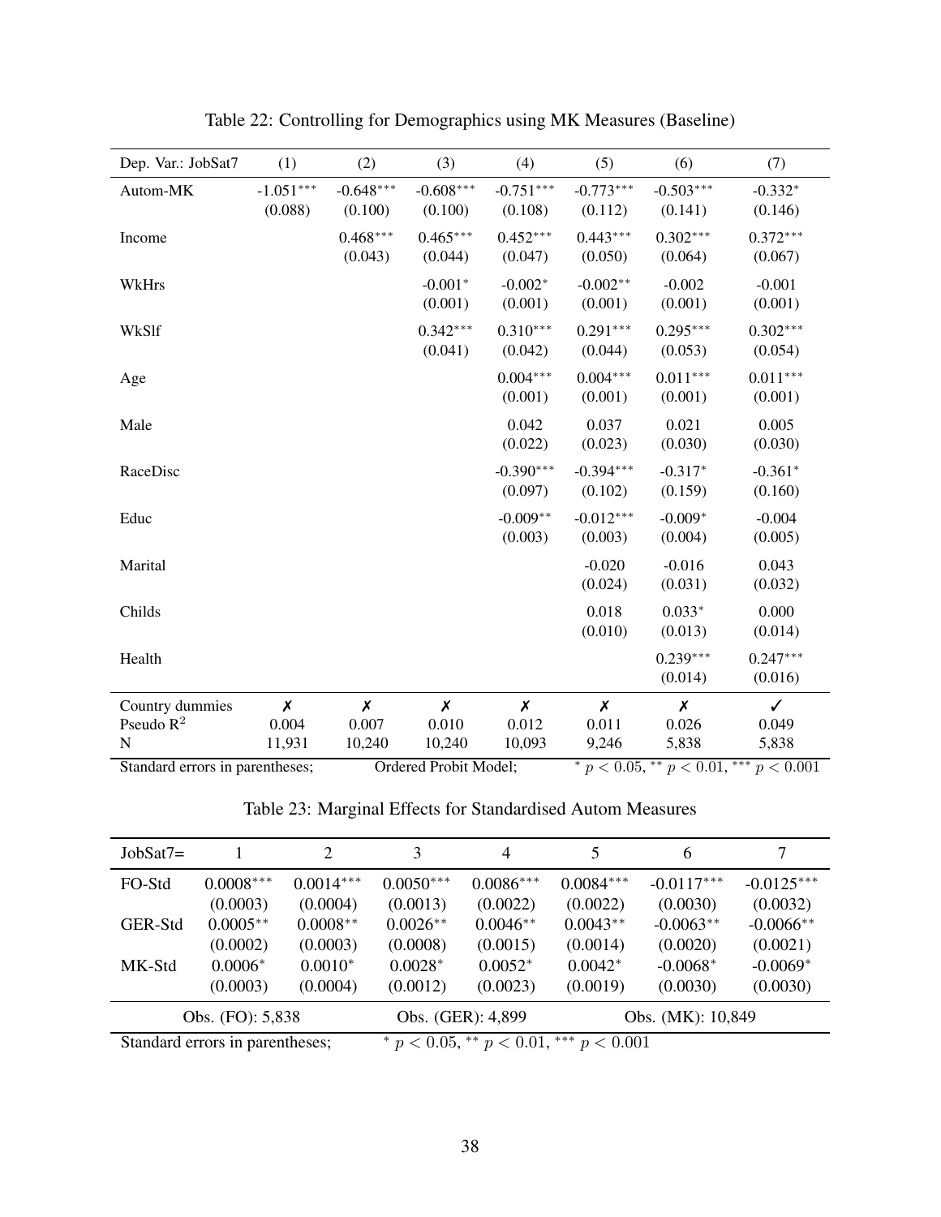Table 22: Controlling for Demographics using MK Measures (Baseline)

| Dep. Var.: JobSat7 | (1) | (2) | (3) | (4) | (5) | (6) | (7) |
|---|---|---|---|---|---|---|---|
| Autom-MK | -1.051*** | -0.648*** | -0.608*** | -0.751*** | -0.773*** | -0.503*** | -0.332* |
| | (0.088) | (0.100) | (0.100) | (0.108) | (0.112) | (0.141) | (0.146) |
| Income | | 0.468*** | 0.465*** | 0.452*** | 0.443*** | 0.302*** | 0.372*** |
| | | (0.043) | (0.044) | (0.047) | (0.050) | (0.064) | (0.067) |
| WkHrs | | | -0.001* | -0.002* | -0.002** | -0.002 | -0.001 |
| | | | (0.001) | (0.001) | (0.001) | (0.001) | (0.001) |
| WkSlf | | | 0.342*** | 0.310*** | 0.291*** | 0.295*** | 0.302*** |
| | | | (0.041) | (0.042) | (0.044) | (0.053) | (0.054) |
| Age | | | | 0.004*** | 0.004*** | 0.011*** | 0.011*** |
| | | | | (0.001) | (0.001) | (0.001) | (0.001) |
| Male | | | | 0.042 | 0.037 | 0.021 | 0.005 |
| | | | | (0.022) | (0.023) | (0.030) | (0.030) |
| RaceDisc | | | | -0.390*** | -0.394*** | -0.317* | -0.361* |
| | | | | (0.097) | (0.102) | (0.159) | (0.160) |
| Educ | | | | -0.009** | -0.012*** | -0.009* | -0.004 |
| | | | | (0.003) | (0.003) | (0.004) | (0.005) |
| Marital | | | | | -0.020 | -0.016 | 0.043 |
| | | | | | (0.024) | (0.031) | (0.032) |
| Childs | | | | | 0.018 | 0.033* | 0.000 |
| | | | | | (0.010) | (0.013) | (0.014) |
| Health | | | | | | 0.239*** | 0.247*** |
| | | | | | | (0.014) | (0.016) |
| Country dummies | ✗ | ✗ | ✗ | ✗ | ✗ | ✗ | ✓ |
| Pseudo $R^2$ | 0.004 | 0.007 | 0.010 | 0.012 | 0.011 | 0.026 | 0.049 |
| N | 11,931 | 10,240 | 10,240 | 10,093 | 9,246 | 5,838 | 5,838 |

Standard errors in parentheses; Ordered Probit Model; * $p < 0.05$, ** $p < 0.01$, *** $p < 0.001$

Table 23: Marginal Effects for Standardised Autom Measures

| JobSat7= | 1 | 2 | 3 | 4 | 5 | 6 | 7 |
|---|---|---|---|---|---|---|---|
| FO-Std | 0.0008*** | 0.0014*** | 0.0050*** | 0.0086*** | 0.0084*** | -0.0117*** | -0.0125*** |
| | (0.0003) | (0.0004) | (0.0013) | (0.0022) | (0.0022) | (0.0030) | (0.0032) |
| GER-Std | 0.0005** | 0.0008** | 0.0026** | 0.0046** | 0.0043** | -0.0063** | -0.0066** |
| | (0.0002) | (0.0003) | (0.0008) | (0.0015) | (0.0014) | (0.0020) | (0.0021) |
| MK-Std | 0.0006* | 0.0010* | 0.0028* | 0.0052* | 0.0042* | -0.0068* | -0.0069* |
| | (0.0003) | (0.0004) | (0.0012) | (0.0023) | (0.0019) | (0.0030) | (0.0030) |
| Obs. (FO): 5,838 | | | Obs. (GER): 4,899 | | | Obs. (MK): 10,849 | |

Standard errors in parentheses; * $p < 0.05$, ** $p < 0.01$, *** $p < 0.001$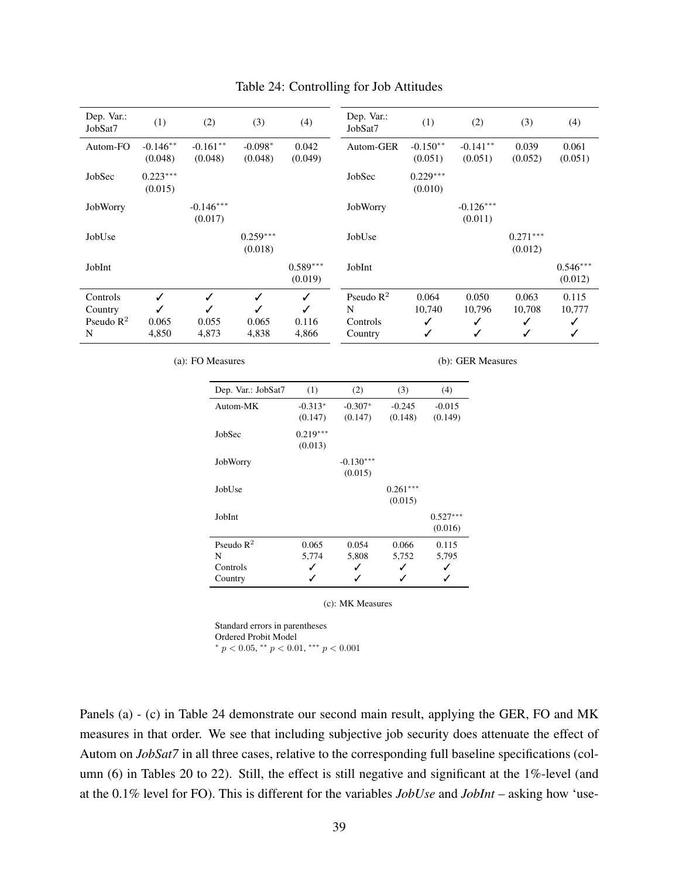Table 24: Controlling for Job Attitudes

| Dep. Var.: JobSat7 | (1) | (2) | (3) | (4) |
|---|---|---|---|---|
| Autom-FO | -0.146** | -0.161** | -0.098* | 0.042 |
| | (0.048) | (0.048) | (0.048) | (0.049) |
| JobSec | 0.223*** | | | |
| | (0.015) | | | |
| JobWorry | | -0.146*** | | |
| | | (0.017) | | |
| JobUse | | | 0.259*** | |
| | | | (0.018) | |
| JobInt | | | | 0.589*** |
| | | | | (0.019) |
| Controls | ✓ | ✓ | ✓ | ✓ |
| Country | ✓ | ✓ | ✓ | ✓ |
| Pseudo $R^2$ | 0.065 | 0.055 | 0.065 | 0.116 |
| N | 4,850 | 4,873 | 4,838 | 4,866 |

(a): FO Measures

| Dep. Var.: JobSat7 | (1) | (2) | (3) | (4) |
|---|---|---|---|---|
| Autom-GER | -0.150** | -0.141** | 0.039 | 0.061 |
| | (0.051) | (0.051) | (0.052) | (0.051) |
| JobSec | 0.229*** | | | |
| | (0.010) | | | |
| JobWorry | | -0.126*** | | |
| | | (0.011) | | |
| JobUse | | | 0.271*** | |
| | | | (0.012) | |
| JobInt | | | | 0.546*** |
| | | | | (0.012) |
| Pseudo $R^2$ | 0.064 | 0.050 | 0.063 | 0.115 |
| N | 10,740 | 10,796 | 10,708 | 10,777 |
| Controls | ✓ | ✓ | ✓ | ✓ |
| Country | ✓ | ✓ | ✓ | ✓ |

(b): GER Measures

| Dep. Var.: JobSat7 | (1) | (2) | (3) | (4) |
|---|---|---|---|---|
| Autom-MK | -0.313* | -0.307* | -0.245 | -0.015 |
| | (0.147) | (0.147) | (0.148) | (0.149) |
| JobSec | 0.219*** | | | |
| | (0.013) | | | |
| JobWorry | | -0.130*** | | |
| | | (0.015) | | |
| JobUse | | | 0.261*** | |
| | | | (0.015) | |
| JobInt | | | | 0.527*** |
| | | | | (0.016) |
| Pseudo $R^2$ | 0.065 | 0.054 | 0.066 | 0.115 |
| N | 5,774 | 5,808 | 5,752 | 5,795 |
| Controls | ✓ | ✓ | ✓ | ✓ |
| Country | ✓ | ✓ | ✓ | ✓ |

(c): MK Measures

Standard errors in parentheses
Ordered Probit Model
$^{*}$ $p < 0.05$, $^{**}$ $p < 0.01$, $^{***}$ $p < 0.001$

Panels (a) - (c) in Table 24 demonstrate our second main result, applying the GER, FO and MK measures in that order. We see that including subjective job security does attenuate the effect of Autom on *JobSat7* in all three cases, relative to the corresponding full baseline specifications (column (6) in Tables 20 to 22). Still, the effect is still negative and significant at the 1%-level (and at the 0.1% level for FO). This is different for the variables *JobUse* and *JobInt* – asking how 'use-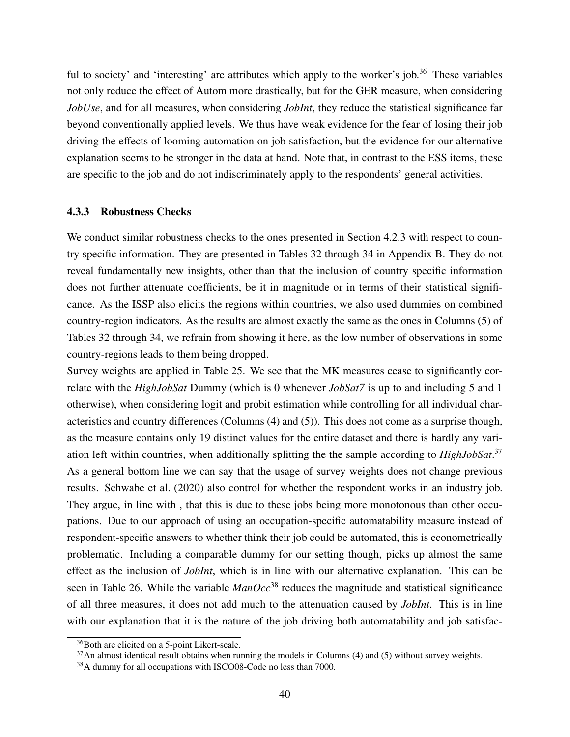ful to society' and 'interesting' are attributes which apply to the worker's job.[36] These variables not only reduce the effect of Autom more drastically, but for the GER measure, when considering *JobUse*, and for all measures, when considering *JobInt*, they reduce the statistical significance far beyond conventionally applied levels. We thus have weak evidence for the fear of losing their job driving the effects of looming automation on job satisfaction, but the evidence for our alternative explanation seems to be stronger in the data at hand. Note that, in contrast to the ESS items, these are specific to the job and do not indiscriminately apply to the respondents' general activities.

### 4.3.3 Robustness Checks

We conduct similar robustness checks to the ones presented in Section 4.2.3 with respect to country specific information. They are presented in Tables 32 through 34 in Appendix B. They do not reveal fundamentally new insights, other than that the inclusion of country specific information does not further attenuate coefficients, be it in magnitude or in terms of their statistical significance. As the ISSP also elicits the regions within countries, we also used dummies on combined country-region indicators. As the results are almost exactly the same as the ones in Columns (5) of Tables 32 through 34, we refrain from showing it here, as the low number of observations in some country-regions leads to them being dropped.

Survey weights are applied in Table 25. We see that the MK measures cease to significantly correlate with the *HighJobSat* Dummy (which is 0 whenever *JobSat7* is up to and including 5 and 1 otherwise), when considering logit and probit estimation while controlling for all individual characteristics and country differences (Columns (4) and (5)). This does not come as a surprise though, as the measure contains only 19 distinct values for the entire dataset and there is hardly any variation left within countries, when additionally splitting the the sample according to *HighJobSat*.[37] As a general bottom line we can say that the usage of survey weights does not change previous results. Schwabe et al. (2020) also control for whether the respondent works in an industry job. They argue, in line with , that this is due to these jobs being more monotonous than other occupations. Due to our approach of using an occupation-specific automatability measure instead of respondent-specific answers to whether think their job could be automated, this is econometrically problematic. Including a comparable dummy for our setting though, picks up almost the same effect as the inclusion of *JobInt*, which is in line with our alternative explanation. This can be seen in Table 26. While the variable *ManOcc*[38] reduces the magnitude and statistical significance of all three measures, it does not add much to the attenuation caused by *JobInt*. This is in line with our explanation that it is the nature of the job driving both automatability and job satisfac-

[36] Both are elicited on a 5-point Likert-scale.

[37] An almost identical result obtains when running the models in Columns (4) and (5) without survey weights.

[38] A dummy for all occupations with ISCO08-Code no less than 7000.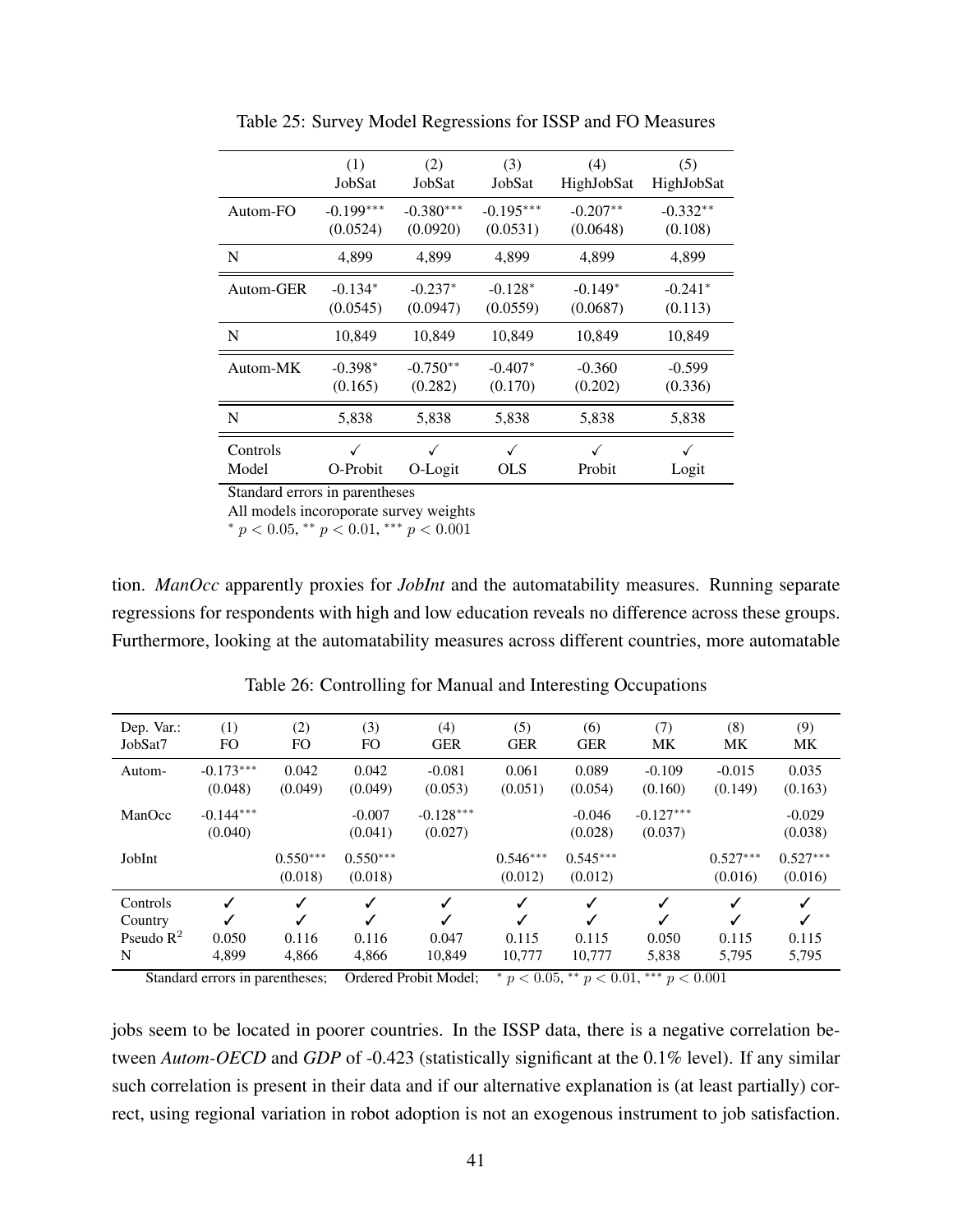Table 25: Survey Model Regressions for ISSP and FO Measures

| | (1) JobSat | (2) JobSat | (3) JobSat | (4) HighJobSat | (5) HighJobSat |
|---|---|---|---|---|---|
| Autom-FO | -0.199*** | -0.380*** | -0.195*** | -0.207** | -0.332** |
| | (0.0524) | (0.0920) | (0.0531) | (0.0648) | (0.108) |
| N | 4,899 | 4,899 | 4,899 | 4,899 | 4,899 |
| Autom-GER | -0.134* | -0.237* | -0.128* | -0.149* | -0.241* |
| | (0.0545) | (0.0947) | (0.0559) | (0.0687) | (0.113) |
| N | 10,849 | 10,849 | 10,849 | 10,849 | 10,849 |
| Autom-MK | -0.398* | -0.750** | -0.407* | -0.360 | -0.599 |
| | (0.165) | (0.282) | (0.170) | (0.202) | (0.336) |
| N | 5,838 | 5,838 | 5,838 | 5,838 | 5,838 |
| Controls | ✓ | ✓ | ✓ | ✓ | ✓ |
| Model | O-Probit | O-Logit | OLS | Probit | Logit |

Standard errors in parentheses

All models incoroporate survey weights

* $p < 0.05$, ** $p < 0.01$, *** $p < 0.001$

tion. *ManOcc* apparently proxies for *JobInt* and the automatability measures. Running separate regressions for respondents with high and low education reveals no difference across these groups. Furthermore, looking at the automatability measures across different countries, more automatable

Table 26: Controlling for Manual and Interesting Occupations

| Dep. Var.: JobSat7 | (1) FO | (2) FO | (3) FO | (4) GER | (5) GER | (6) GER | (7) MK | (8) MK | (9) MK |
|---|---|---|---|---|---|---|---|---|---|
| Autom- | -0.173*** | 0.042 | 0.042 | -0.081 | 0.061 | 0.089 | -0.109 | -0.015 | 0.035 |
| | (0.048) | (0.049) | (0.049) | (0.053) | (0.051) | (0.054) | (0.160) | (0.149) | (0.163) |
| ManOcc | -0.144*** | | -0.007 | -0.128*** | | -0.046 | -0.127*** | | -0.029 |
| | (0.040) | | (0.041) | (0.027) | | (0.028) | (0.037) | | (0.038) |
| JobInt | | 0.550*** | 0.550*** | | 0.546*** | 0.545*** | | 0.527*** | 0.527*** |
| | | (0.018) | (0.018) | | (0.012) | (0.012) | | (0.016) | (0.016) |
| Controls | ✓ | ✓ | ✓ | ✓ | ✓ | ✓ | ✓ | ✓ | ✓ |
| Country | ✓ | ✓ | ✓ | ✓ | ✓ | ✓ | ✓ | ✓ | ✓ |
| Pseudo $R^2$ | 0.050 | 0.116 | 0.116 | 0.047 | 0.115 | 0.115 | 0.050 | 0.115 | 0.115 |
| N | 4,899 | 4,866 | 4,866 | 10,849 | 10,777 | 10,777 | 5,838 | 5,795 | 5,795 |

Standard errors in parentheses; Ordered Probit Model; * $p < 0.05$, ** $p < 0.01$, *** $p < 0.001$

jobs seem to be located in poorer countries. In the ISSP data, there is a negative correlation between *Autom-OECD* and *GDP* of -0.423 (statistically significant at the 0.1% level). If any similar such correlation is present in their data and if our alternative explanation is (at least partially) correct, using regional variation in robot adoption is not an exogenous instrument to job satisfaction.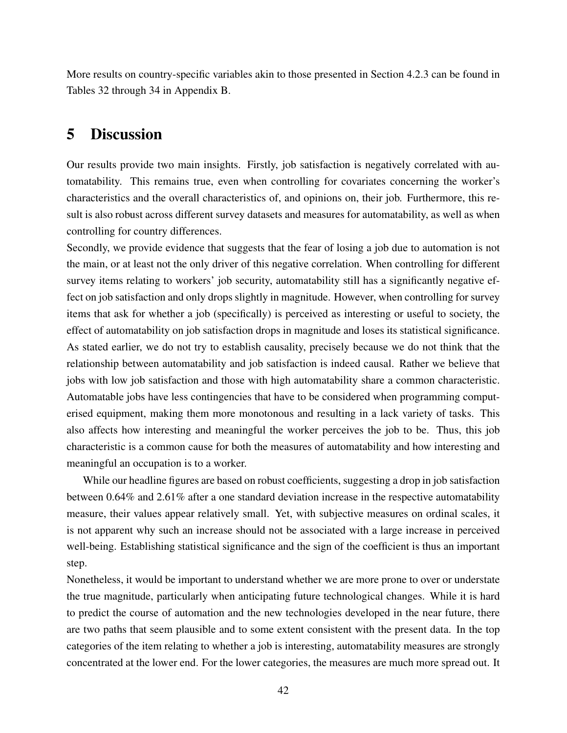More results on country-specific variables akin to those presented in Section 4.2.3 can be found in Tables 32 through 34 in Appendix B.

# 5 Discussion

Our results provide two main insights. Firstly, job satisfaction is negatively correlated with automatability. This remains true, even when controlling for covariates concerning the worker's characteristics and the overall characteristics of, and opinions on, their job. Furthermore, this result is also robust across different survey datasets and measures for automatability, as well as when controlling for country differences.

Secondly, we provide evidence that suggests that the fear of losing a job due to automation is not the main, or at least not the only driver of this negative correlation. When controlling for different survey items relating to workers' job security, automatability still has a significantly negative effect on job satisfaction and only drops slightly in magnitude. However, when controlling for survey items that ask for whether a job (specifically) is perceived as interesting or useful to society, the effect of automatability on job satisfaction drops in magnitude and loses its statistical significance. As stated earlier, we do not try to establish causality, precisely because we do not think that the relationship between automatability and job satisfaction is indeed causal. Rather we believe that jobs with low job satisfaction and those with high automatability share a common characteristic. Automatable jobs have less contingencies that have to be considered when programming computerised equipment, making them more monotonous and resulting in a lack variety of tasks. This also affects how interesting and meaningful the worker perceives the job to be. Thus, this job characteristic is a common cause for both the measures of automatability and how interesting and meaningful an occupation is to a worker.

While our headline figures are based on robust coefficients, suggesting a drop in job satisfaction between 0.64% and 2.61% after a one standard deviation increase in the respective automatability measure, their values appear relatively small. Yet, with subjective measures on ordinal scales, it is not apparent why such an increase should not be associated with a large increase in perceived well-being. Establishing statistical significance and the sign of the coefficient is thus an important step.

Nonetheless, it would be important to understand whether we are more prone to over or understate the true magnitude, particularly when anticipating future technological changes. While it is hard to predict the course of automation and the new technologies developed in the near future, there are two paths that seem plausible and to some extent consistent with the present data. In the top categories of the item relating to whether a job is interesting, automatability measures are strongly concentrated at the lower end. For the lower categories, the measures are much more spread out. It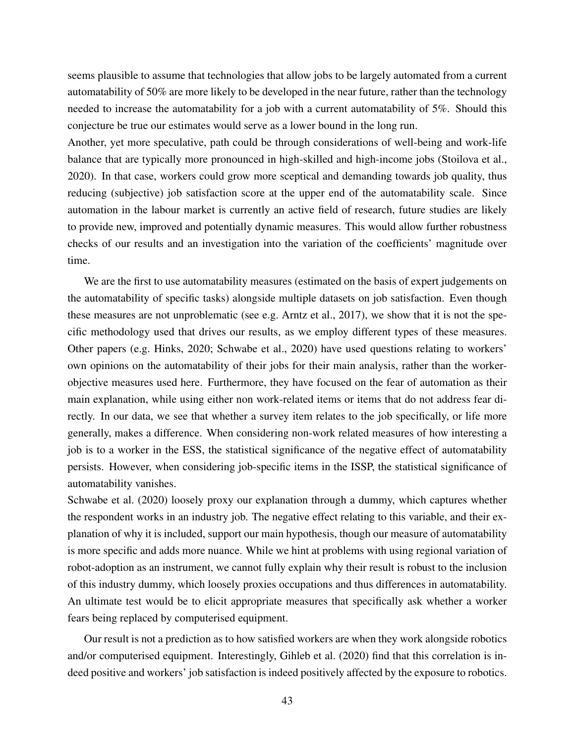seems plausible to assume that technologies that allow jobs to be largely automated from a current automatability of 50% are more likely to be developed in the near future, rather than the technology needed to increase the automatability for a job with a current automatability of 5%. Should this conjecture be true our estimates would serve as a lower bound in the long run.

Another, yet more speculative, path could be through considerations of well-being and work-life balance that are typically more pronounced in high-skilled and high-income jobs (Stoilova et al., 2020). In that case, workers could grow more sceptical and demanding towards job quality, thus reducing (subjective) job satisfaction score at the upper end of the automatability scale. Since automation in the labour market is currently an active field of research, future studies are likely to provide new, improved and potentially dynamic measures. This would allow further robustness checks of our results and an investigation into the variation of the coefficients' magnitude over time.

We are the first to use automatability measures (estimated on the basis of expert judgements on the automatability of specific tasks) alongside multiple datasets on job satisfaction. Even though these measures are not unproblematic (see e.g. Arntz et al., 2017), we show that it is not the specific methodology used that drives our results, as we employ different types of these measures. Other papers (e.g. Hinks, 2020; Schwabe et al., 2020) have used questions relating to workers' own opinions on the automatability of their jobs for their main analysis, rather than the worker-objective measures used here. Furthermore, they have focused on the fear of automation as their main explanation, while using either non work-related items or items that do not address fear directly. In our data, we see that whether a survey item relates to the job specifically, or life more generally, makes a difference. When considering non-work related measures of how interesting a job is to a worker in the ESS, the statistical significance of the negative effect of automatability persists. However, when considering job-specific items in the ISSP, the statistical significance of automatability vanishes.

Schwabe et al. (2020) loosely proxy our explanation through a dummy, which captures whether the respondent works in an industry job. The negative effect relating to this variable, and their explanation of why it is included, support our main hypothesis, though our measure of automatability is more specific and adds more nuance. While we hint at problems with using regional variation of robot-adoption as an instrument, we cannot fully explain why their result is robust to the inclusion of this industry dummy, which loosely proxies occupations and thus differences in automatability. An ultimate test would be to elicit appropriate measures that specifically ask whether a worker fears being replaced by computerised equipment.

Our result is not a prediction as to how satisfied workers are when they work alongside robotics and/or computerised equipment. Interestingly, Gihleb et al. (2020) find that this correlation is indeed positive and workers' job satisfaction is indeed positively affected by the exposure to robotics.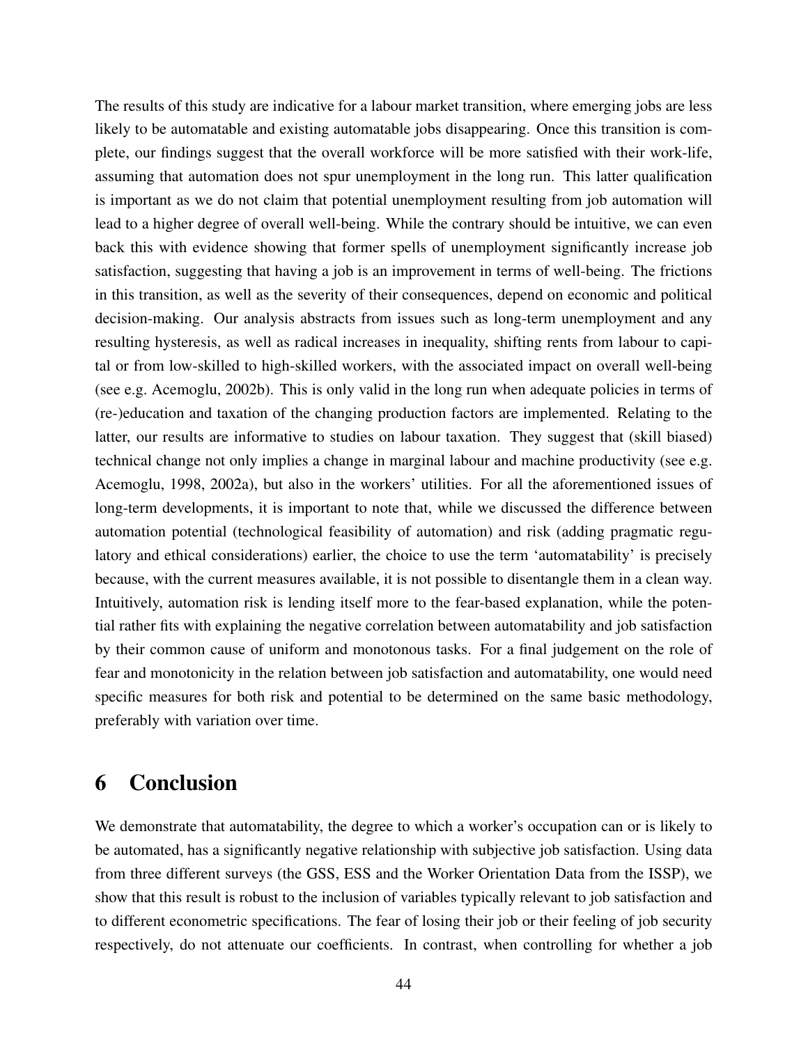The results of this study are indicative for a labour market transition, where emerging jobs are less likely to be automatable and existing automatable jobs disappearing. Once this transition is complete, our findings suggest that the overall workforce will be more satisfied with their work-life, assuming that automation does not spur unemployment in the long run. This latter qualification is important as we do not claim that potential unemployment resulting from job automation will lead to a higher degree of overall well-being. While the contrary should be intuitive, we can even back this with evidence showing that former spells of unemployment significantly increase job satisfaction, suggesting that having a job is an improvement in terms of well-being. The frictions in this transition, as well as the severity of their consequences, depend on economic and political decision-making. Our analysis abstracts from issues such as long-term unemployment and any resulting hysteresis, as well as radical increases in inequality, shifting rents from labour to capital or from low-skilled to high-skilled workers, with the associated impact on overall well-being (see e.g. Acemoglu, 2002b). This is only valid in the long run when adequate policies in terms of (re-)education and taxation of the changing production factors are implemented. Relating to the latter, our results are informative to studies on labour taxation. They suggest that (skill biased) technical change not only implies a change in marginal labour and machine productivity (see e.g. Acemoglu, 1998, 2002a), but also in the workers' utilities. For all the aforementioned issues of long-term developments, it is important to note that, while we discussed the difference between automation potential (technological feasibility of automation) and risk (adding pragmatic regulatory and ethical considerations) earlier, the choice to use the term 'automatability' is precisely because, with the current measures available, it is not possible to disentangle them in a clean way. Intuitively, automation risk is lending itself more to the fear-based explanation, while the potential rather fits with explaining the negative correlation between automatability and job satisfaction by their common cause of uniform and monotonous tasks. For a final judgement on the role of fear and monotonicity in the relation between job satisfaction and automatability, one would need specific measures for both risk and potential to be determined on the same basic methodology, preferably with variation over time.

# 6 Conclusion

We demonstrate that automatability, the degree to which a worker's occupation can or is likely to be automated, has a significantly negative relationship with subjective job satisfaction. Using data from three different surveys (the GSS, ESS and the Worker Orientation Data from the ISSP), we show that this result is robust to the inclusion of variables typically relevant to job satisfaction and to different econometric specifications. The fear of losing their job or their feeling of job security respectively, do not attenuate our coefficients. In contrast, when controlling for whether a job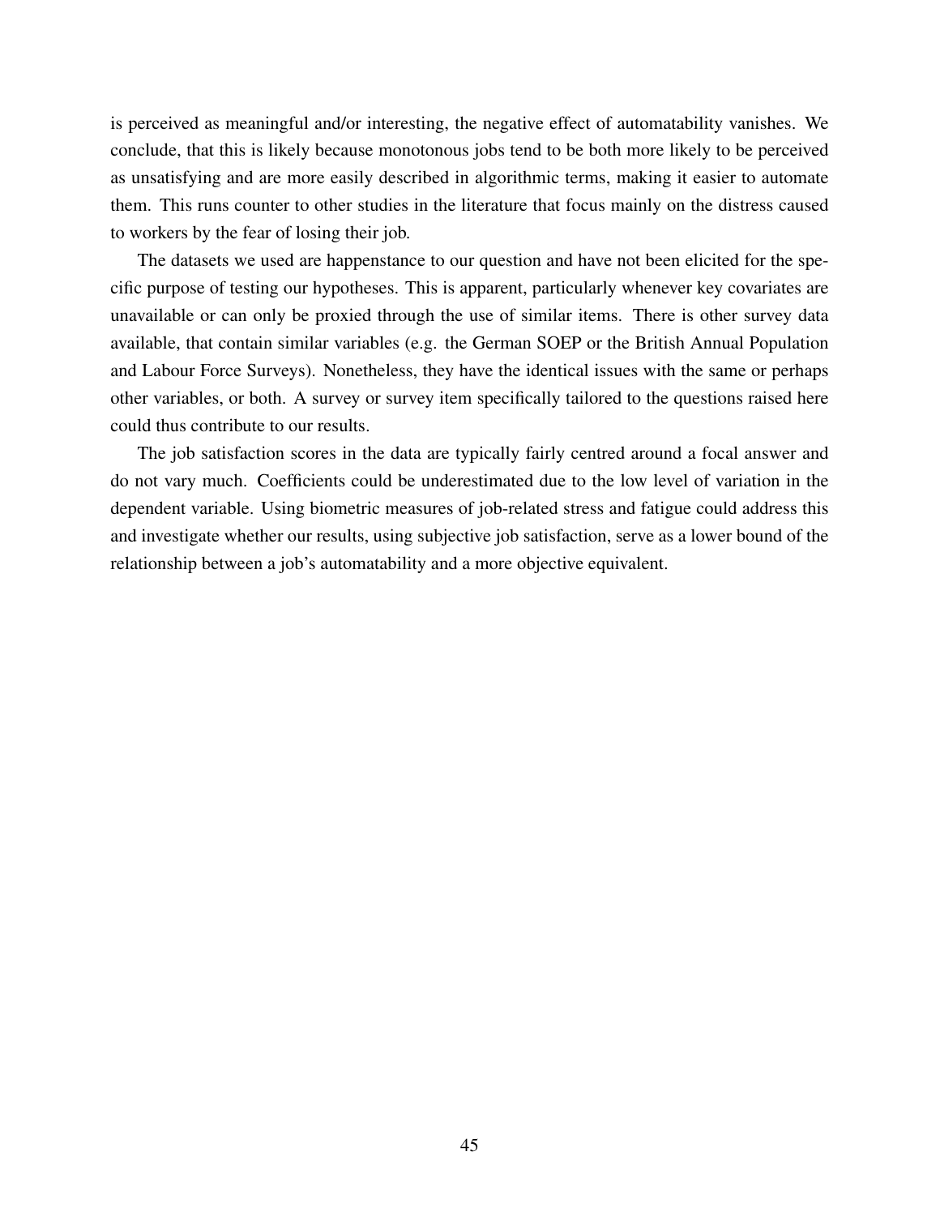is perceived as meaningful and/or interesting, the negative effect of automatability vanishes. We conclude, that this is likely because monotonous jobs tend to be both more likely to be perceived as unsatisfying and are more easily described in algorithmic terms, making it easier to automate them. This runs counter to other studies in the literature that focus mainly on the distress caused to workers by the fear of losing their job.

The datasets we used are happenstance to our question and have not been elicited for the specific purpose of testing our hypotheses. This is apparent, particularly whenever key covariates are unavailable or can only be proxied through the use of similar items. There is other survey data available, that contain similar variables (e.g. the German SOEP or the British Annual Population and Labour Force Surveys). Nonetheless, they have the identical issues with the same or perhaps other variables, or both. A survey or survey item specifically tailored to the questions raised here could thus contribute to our results.

The job satisfaction scores in the data are typically fairly centred around a focal answer and do not vary much. Coefficients could be underestimated due to the low level of variation in the dependent variable. Using biometric measures of job-related stress and fatigue could address this and investigate whether our results, using subjective job satisfaction, serve as a lower bound of the relationship between a job's automatability and a more objective equivalent.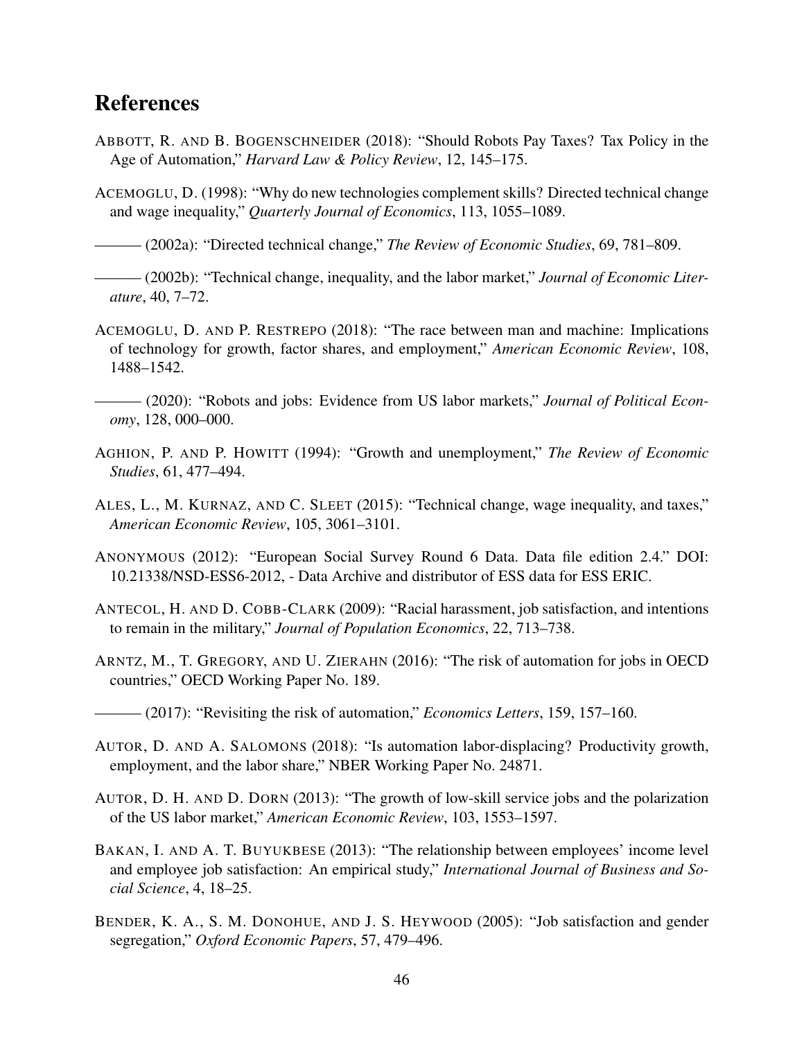# References

ABBOTT, R. AND B. BOGENSCHNEIDER (2018): "Should Robots Pay Taxes? Tax Policy in the Age of Automation," *Harvard Law & Policy Review*, 12, 145–175.

ACEMOGLU, D. (1998): "Why do new technologies complement skills? Directed technical change and wage inequality," *Quarterly Journal of Economics*, 113, 1055–1089.

——— (2002a): "Directed technical change," *The Review of Economic Studies*, 69, 781–809.

——— (2002b): "Technical change, inequality, and the labor market," *Journal of Economic Literature*, 40, 7–72.

ACEMOGLU, D. AND P. RESTREPO (2018): "The race between man and machine: Implications of technology for growth, factor shares, and employment," *American Economic Review*, 108, 1488–1542.

——— (2020): "Robots and jobs: Evidence from US labor markets," *Journal of Political Economy*, 128, 000–000.

AGHION, P. AND P. HOWITT (1994): "Growth and unemployment," *The Review of Economic Studies*, 61, 477–494.

ALES, L., M. KURNAZ, AND C. SLEET (2015): "Technical change, wage inequality, and taxes," *American Economic Review*, 105, 3061–3101.

ANONYMOUS (2012): "European Social Survey Round 6 Data. Data file edition 2.4." DOI: 10.21338/NSD-ESS6-2012, - Data Archive and distributor of ESS data for ESS ERIC.

ANTECOL, H. AND D. COBB-CLARK (2009): "Racial harassment, job satisfaction, and intentions to remain in the military," *Journal of Population Economics*, 22, 713–738.

ARNTZ, M., T. GREGORY, AND U. ZIERAHN (2016): "The risk of automation for jobs in OECD countries," OECD Working Paper No. 189.

——— (2017): "Revisiting the risk of automation," *Economics Letters*, 159, 157–160.

AUTOR, D. AND A. SALOMONS (2018): "Is automation labor-displacing? Productivity growth, employment, and the labor share," NBER Working Paper No. 24871.

AUTOR, D. H. AND D. DORN (2013): "The growth of low-skill service jobs and the polarization of the US labor market," *American Economic Review*, 103, 1553–1597.

BAKAN, I. AND A. T. BUYUKBESE (2013): "The relationship between employees' income level and employee job satisfaction: An empirical study," *International Journal of Business and Social Science*, 4, 18–25.

BENDER, K. A., S. M. DONOHUE, AND J. S. HEYWOOD (2005): "Job satisfaction and gender segregation," *Oxford Economic Papers*, 57, 479–496.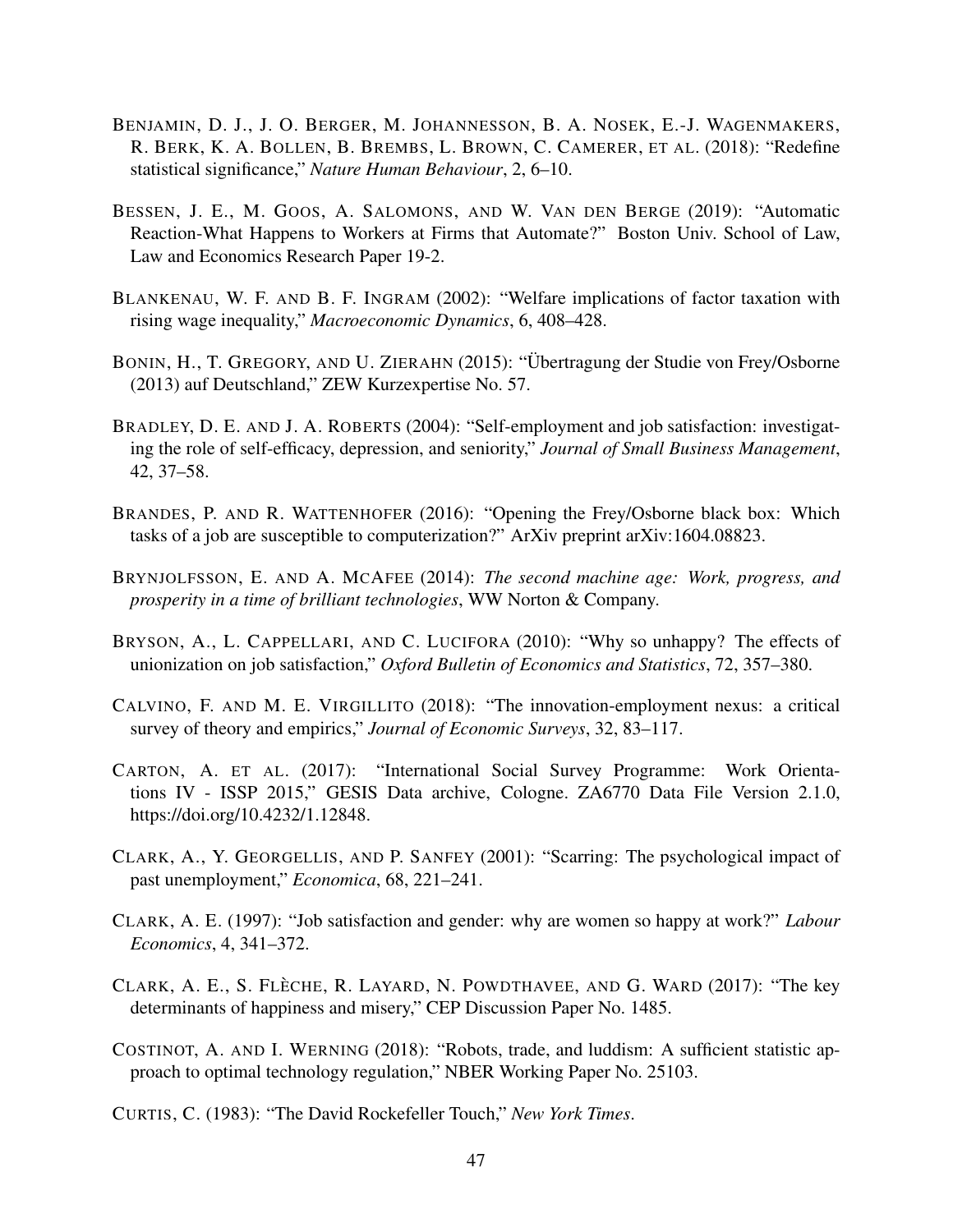BENJAMIN, D. J., J. O. BERGER, M. JOHANNESSON, B. A. NOSEK, E.-J. WAGENMAKERS, R. BERK, K. A. BOLLEN, B. BREMBS, L. BROWN, C. CAMERER, ET AL. (2018): "Redefine statistical significance," *Nature Human Behaviour*, 2, 6–10.

BESSEN, J. E., M. GOOS, A. SALOMONS, AND W. VAN DEN BERGE (2019): "Automatic Reaction-What Happens to Workers at Firms that Automate?" Boston Univ. School of Law, Law and Economics Research Paper 19-2.

BLANKENAU, W. F. AND B. F. INGRAM (2002): "Welfare implications of factor taxation with rising wage inequality," *Macroeconomic Dynamics*, 6, 408–428.

BONIN, H., T. GREGORY, AND U. ZIERAHN (2015): "Übertragung der Studie von Frey/Osborne (2013) auf Deutschland," ZEW Kurzexpertise No. 57.

BRADLEY, D. E. AND J. A. ROBERTS (2004): "Self-employment and job satisfaction: investigating the role of self-efficacy, depression, and seniority," *Journal of Small Business Management*, 42, 37–58.

BRANDES, P. AND R. WATTENHOFER (2016): "Opening the Frey/Osborne black box: Which tasks of a job are susceptible to computerization?" ArXiv preprint arXiv:1604.08823.

BRYNJOLFSSON, E. AND A. MCAFEE (2014): *The second machine age: Work, progress, and prosperity in a time of brilliant technologies*, WW Norton & Company.

BRYSON, A., L. CAPPELLARI, AND C. LUCIFORA (2010): "Why so unhappy? The effects of unionization on job satisfaction," *Oxford Bulletin of Economics and Statistics*, 72, 357–380.

CALVINO, F. AND M. E. VIRGILLITO (2018): "The innovation-employment nexus: a critical survey of theory and empirics," *Journal of Economic Surveys*, 32, 83–117.

CARTON, A. ET AL. (2017): "International Social Survey Programme: Work Orientations IV - ISSP 2015," GESIS Data archive, Cologne. ZA6770 Data File Version 2.1.0, https://doi.org/10.4232/1.12848.

CLARK, A., Y. GEORGELLIS, AND P. SANFEY (2001): "Scarring: The psychological impact of past unemployment," *Economica*, 68, 221–241.

CLARK, A. E. (1997): "Job satisfaction and gender: why are women so happy at work?" *Labour Economics*, 4, 341–372.

CLARK, A. E., S. FLÈCHE, R. LAYARD, N. POWDTHAVEE, AND G. WARD (2017): "The key determinants of happiness and misery," CEP Discussion Paper No. 1485.

COSTINOT, A. AND I. WERNING (2018): "Robots, trade, and luddism: A sufficient statistic approach to optimal technology regulation," NBER Working Paper No. 25103.

CURTIS, C. (1983): "The David Rockefeller Touch," *New York Times*.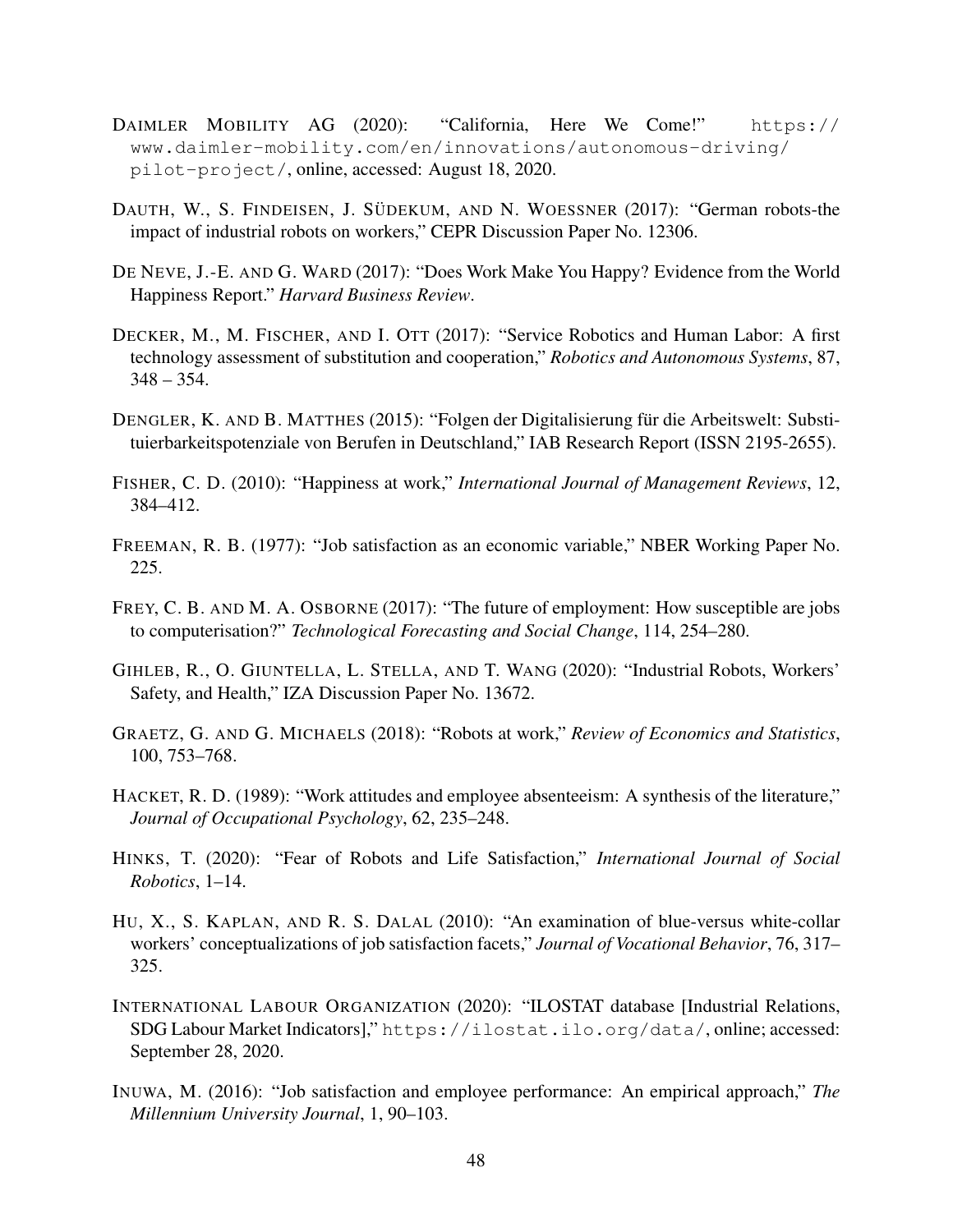DAIMLER MOBILITY AG (2020): "California, Here We Come!" https://www.daimler-mobility.com/en/innovations/autonomous-driving/pilot-project/, online, accessed: August 18, 2020.

DAUTH, W., S. FINDEISEN, J. SÜDEKUM, AND N. WOESSNER (2017): "German robots-the impact of industrial robots on workers," CEPR Discussion Paper No. 12306.

DE NEVE, J.-E. AND G. WARD (2017): "Does Work Make You Happy? Evidence from the World Happiness Report." *Harvard Business Review*.

DECKER, M., M. FISCHER, AND I. OTT (2017): "Service Robotics and Human Labor: A first technology assessment of substitution and cooperation," *Robotics and Autonomous Systems*, 87, 348 – 354.

DENGLER, K. AND B. MATTHES (2015): "Folgen der Digitalisierung für die Arbeitswelt: Substituierbarkeitspotenziale von Berufen in Deutschland," IAB Research Report (ISSN 2195-2655).

FISHER, C. D. (2010): "Happiness at work," *International Journal of Management Reviews*, 12, 384–412.

FREEMAN, R. B. (1977): "Job satisfaction as an economic variable," NBER Working Paper No. 225.

FREY, C. B. AND M. A. OSBORNE (2017): "The future of employment: How susceptible are jobs to computerisation?" *Technological Forecasting and Social Change*, 114, 254–280.

GIHLEB, R., O. GIUNTELLA, L. STELLA, AND T. WANG (2020): "Industrial Robots, Workers' Safety, and Health," IZA Discussion Paper No. 13672.

GRAETZ, G. AND G. MICHAELS (2018): "Robots at work," *Review of Economics and Statistics*, 100, 753–768.

HACKET, R. D. (1989): "Work attitudes and employee absenteeism: A synthesis of the literature," *Journal of Occupational Psychology*, 62, 235–248.

HINKS, T. (2020): "Fear of Robots and Life Satisfaction," *International Journal of Social Robotics*, 1–14.

HU, X., S. KAPLAN, AND R. S. DALAL (2010): "An examination of blue-versus white-collar workers' conceptualizations of job satisfaction facets," *Journal of Vocational Behavior*, 76, 317–325.

INTERNATIONAL LABOUR ORGANIZATION (2020): "ILOSTAT database [Industrial Relations, SDG Labour Market Indicators]," https://ilostat.ilo.org/data/, online; accessed: September 28, 2020.

INUWA, M. (2016): "Job satisfaction and employee performance: An empirical approach," *The Millennium University Journal*, 1, 90–103.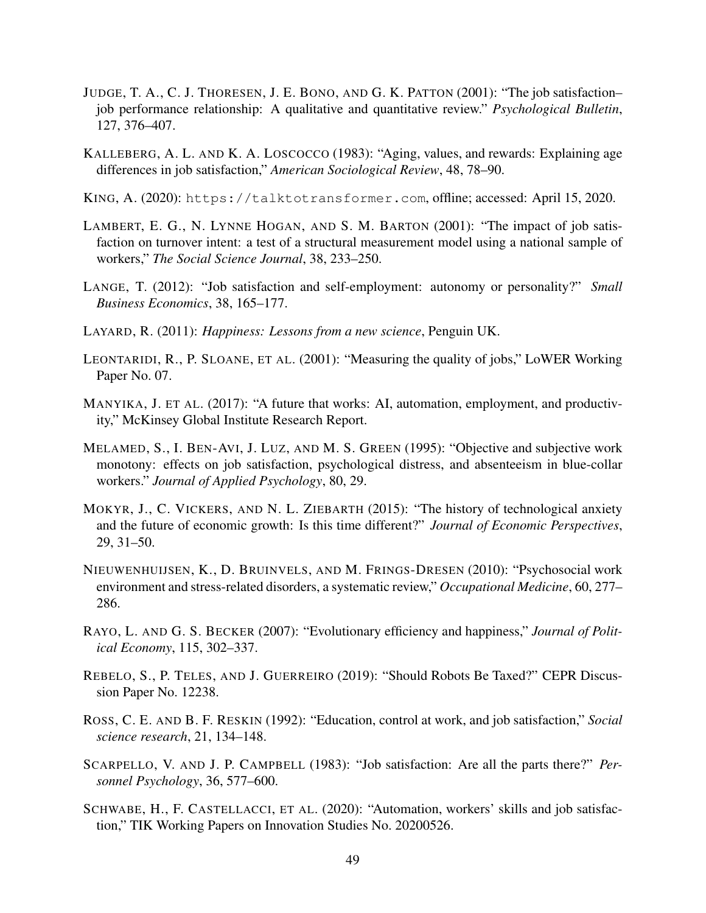JUDGE, T. A., C. J. THORESEN, J. E. BONO, AND G. K. PATTON (2001): "The job satisfaction–job performance relationship: A qualitative and quantitative review." *Psychological Bulletin*, 127, 376–407.

KALLEBERG, A. L. AND K. A. LOSCOCCO (1983): "Aging, values, and rewards: Explaining age differences in job satisfaction," *American Sociological Review*, 48, 78–90.

KING, A. (2020): `https://talktotransformer.com`, offline; accessed: April 15, 2020.

LAMBERT, E. G., N. LYNNE HOGAN, AND S. M. BARTON (2001): "The impact of job satisfaction on turnover intent: a test of a structural measurement model using a national sample of workers," *The Social Science Journal*, 38, 233–250.

LANGE, T. (2012): "Job satisfaction and self-employment: autonomy or personality?" *Small Business Economics*, 38, 165–177.

LAYARD, R. (2011): *Happiness: Lessons from a new science*, Penguin UK.

LEONTARIDI, R., P. SLOANE, ET AL. (2001): "Measuring the quality of jobs," LoWER Working Paper No. 07.

MANYIKA, J. ET AL. (2017): "A future that works: AI, automation, employment, and productivity," McKinsey Global Institute Research Report.

MELAMED, S., I. BEN-AVI, J. LUZ, AND M. S. GREEN (1995): "Objective and subjective work monotony: effects on job satisfaction, psychological distress, and absenteeism in blue-collar workers." *Journal of Applied Psychology*, 80, 29.

MOKYR, J., C. VICKERS, AND N. L. ZIEBARTH (2015): "The history of technological anxiety and the future of economic growth: Is this time different?" *Journal of Economic Perspectives*, 29, 31–50.

NIEUWENHUIJSEN, K., D. BRUINVELS, AND M. FRINGS-DRESEN (2010): "Psychosocial work environment and stress-related disorders, a systematic review," *Occupational Medicine*, 60, 277–286.

RAYO, L. AND G. S. BECKER (2007): "Evolutionary efficiency and happiness," *Journal of Political Economy*, 115, 302–337.

REBELO, S., P. TELES, AND J. GUERREIRO (2019): "Should Robots Be Taxed?" CEPR Discussion Paper No. 12238.

ROSS, C. E. AND B. F. RESKIN (1992): "Education, control at work, and job satisfaction," *Social science research*, 21, 134–148.

SCARPELLO, V. AND J. P. CAMPBELL (1983): "Job satisfaction: Are all the parts there?" *Personnel Psychology*, 36, 577–600.

SCHWABE, H., F. CASTELLACCI, ET AL. (2020): "Automation, workers' skills and job satisfaction," TIK Working Papers on Innovation Studies No. 20200526.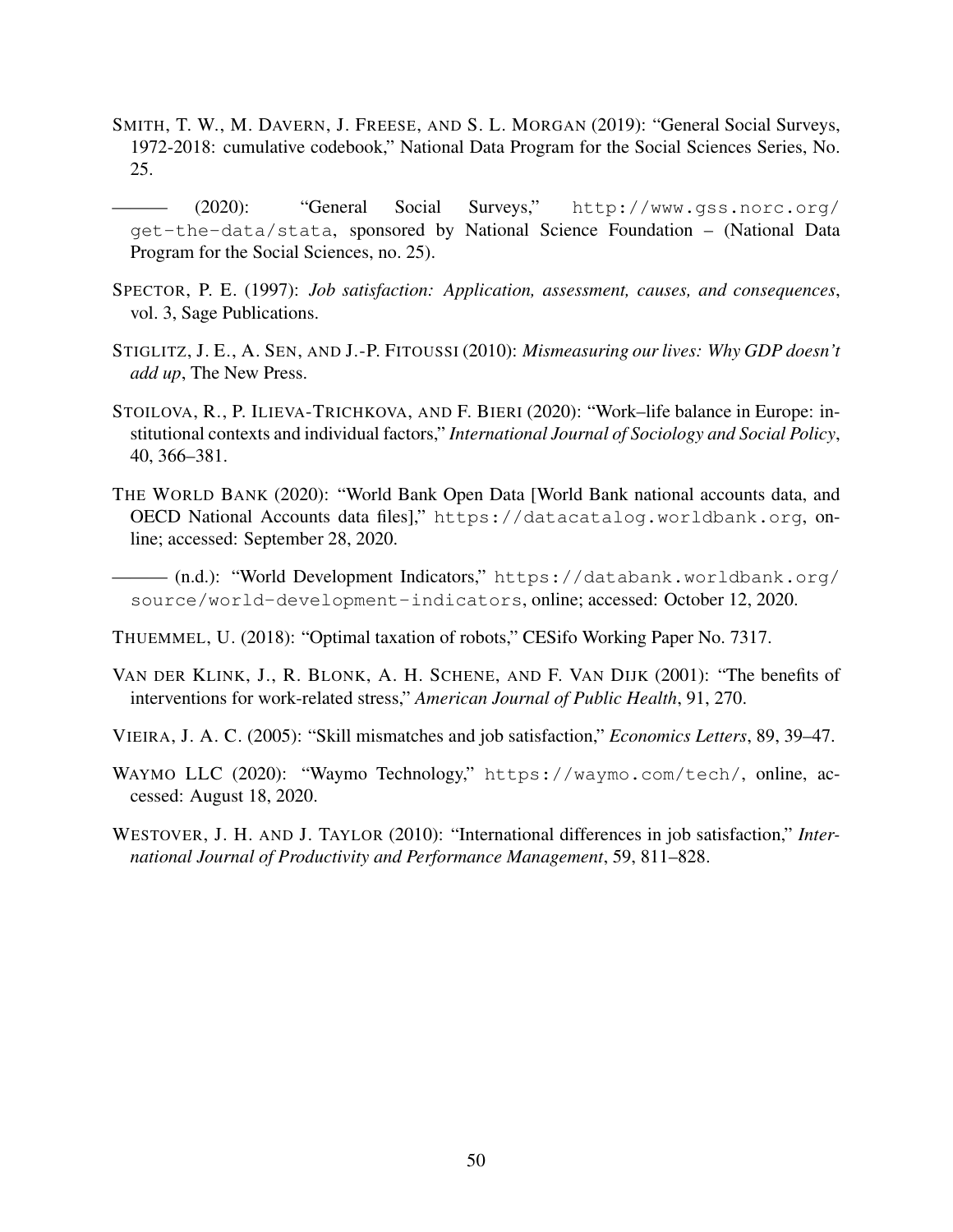SMITH, T. W., M. DAVERN, J. FREESE, AND S. L. MORGAN (2019): "General Social Surveys, 1972-2018: cumulative codebook," National Data Program for the Social Sciences Series, No. 25.

——— (2020): "General Social Surveys," http://www.gss.norc.org/get-the-data/stata, sponsored by National Science Foundation – (National Data Program for the Social Sciences, no. 25).

SPECTOR, P. E. (1997): *Job satisfaction: Application, assessment, causes, and consequences*, vol. 3, Sage Publications.

STIGLITZ, J. E., A. SEN, AND J.-P. FITOUSSI (2010): *Mismeasuring our lives: Why GDP doesn't add up*, The New Press.

STOILOVA, R., P. ILIEVA-TRICHKOVA, AND F. BIERI (2020): "Work–life balance in Europe: institutional contexts and individual factors," *International Journal of Sociology and Social Policy*, 40, 366–381.

THE WORLD BANK (2020): "World Bank Open Data [World Bank national accounts data, and OECD National Accounts data files]," https://datacatalog.worldbank.org, online; accessed: September 28, 2020.

——— (n.d.): "World Development Indicators," https://databank.worldbank.org/source/world-development-indicators, online; accessed: October 12, 2020.

THUEMMEL, U. (2018): "Optimal taxation of robots," CESifo Working Paper No. 7317.

VAN DER KLINK, J., R. BLONK, A. H. SCHENE, AND F. VAN DIJK (2001): "The benefits of interventions for work-related stress," *American Journal of Public Health*, 91, 270.

VIEIRA, J. A. C. (2005): "Skill mismatches and job satisfaction," *Economics Letters*, 89, 39–47.

WAYMO LLC (2020): "Waymo Technology," https://waymo.com/tech/, online, accessed: August 18, 2020.

WESTOVER, J. H. AND J. TAYLOR (2010): "International differences in job satisfaction," *International Journal of Productivity and Performance Management*, 59, 811–828.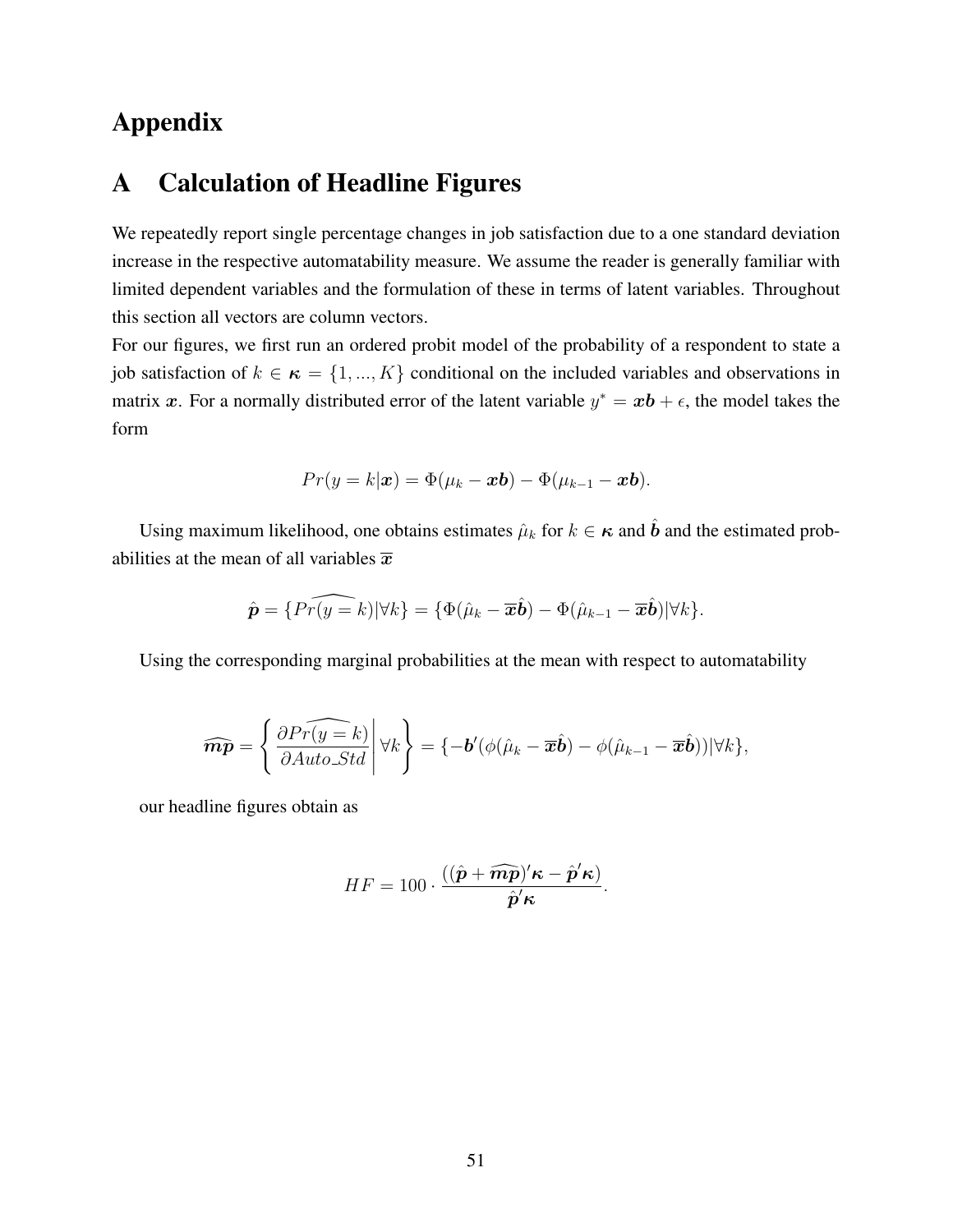# Appendix

## A Calculation of Headline Figures

We repeatedly report single percentage changes in job satisfaction due to a one standard deviation increase in the respective automatability measure. We assume the reader is generally familiar with limited dependent variables and the formulation of these in terms of latent variables. Throughout this section all vectors are column vectors.

For our figures, we first run an ordered probit model of the probability of a respondent to state a job satisfaction of $k \in \boldsymbol{\kappa} = \{1, ..., K\}$ conditional on the included variables and observations in matrix $\boldsymbol{x}$. For a normally distributed error of the latent variable $y^* = \boldsymbol{x}\boldsymbol{b} + \epsilon$, the model takes the form

$$Pr(y = k|\boldsymbol{x}) = \Phi(\mu_k - \boldsymbol{x}\boldsymbol{b}) - \Phi(\mu_{k-1} - \boldsymbol{x}\boldsymbol{b}).$$

Using maximum likelihood, one obtains estimates $\hat{\mu}_k$ for $k \in \boldsymbol{\kappa}$ and $\hat{\boldsymbol{b}}$ and the estimated probabilities at the mean of all variables $\overline{\boldsymbol{x}}$

$$\hat{\boldsymbol{p}} = \{\widehat{Pr(y = k)}|\forall k\} = \{\Phi(\hat{\mu}_k - \overline{\boldsymbol{x}}\hat{\boldsymbol{b}}) - \Phi(\hat{\mu}_{k-1} - \overline{\boldsymbol{x}}\hat{\boldsymbol{b}})|\forall k\}.$$

Using the corresponding marginal probabilities at the mean with respect to automatability

$$\widehat{\boldsymbol{mp}} = \left\{ \frac{\partial \widehat{Pr(y = k)}}{\partial Auto\_Std} \middle| \forall k \right\} = \{-\boldsymbol{b}'(\phi(\hat{\mu}_k - \overline{\boldsymbol{x}}\hat{\boldsymbol{b}}) - \phi(\hat{\mu}_{k-1} - \overline{\boldsymbol{x}}\hat{\boldsymbol{b}}))|\forall k\},$$

our headline figures obtain as

$$HF = 100 \cdot \frac{((\hat{\boldsymbol{p}} + \widehat{\boldsymbol{mp}})'\boldsymbol{\kappa} - \hat{\boldsymbol{p}}'\boldsymbol{\kappa})}{\hat{\boldsymbol{p}}'\boldsymbol{\kappa}}.$$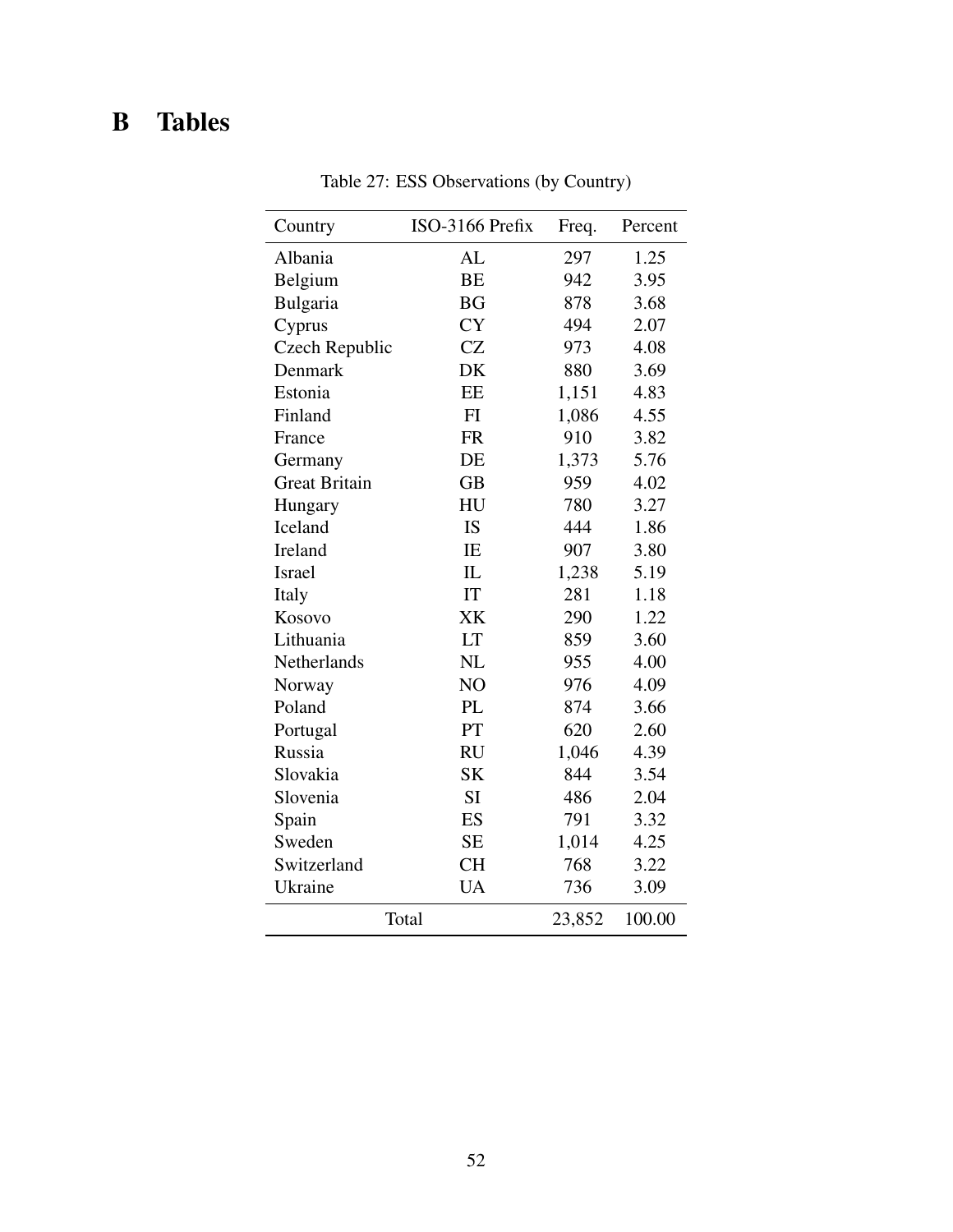# B Tables

Table 27: ESS Observations (by Country)

| Country | ISO-3166 Prefix | Freq. | Percent |
|---|---|---|---|
| Albania | AL | 297 | 1.25 |
| Belgium | BE | 942 | 3.95 |
| Bulgaria | BG | 878 | 3.68 |
| Cyprus | CY | 494 | 2.07 |
| Czech Republic | CZ | 973 | 4.08 |
| Denmark | DK | 880 | 3.69 |
| Estonia | EE | 1,151 | 4.83 |
| Finland | FI | 1,086 | 4.55 |
| France | FR | 910 | 3.82 |
| Germany | DE | 1,373 | 5.76 |
| Great Britain | GB | 959 | 4.02 |
| Hungary | HU | 780 | 3.27 |
| Iceland | IS | 444 | 1.86 |
| Ireland | IE | 907 | 3.80 |
| Israel | IL | 1,238 | 5.19 |
| Italy | IT | 281 | 1.18 |
| Kosovo | XK | 290 | 1.22 |
| Lithuania | LT | 859 | 3.60 |
| Netherlands | NL | 955 | 4.00 |
| Norway | NO | 976 | 4.09 |
| Poland | PL | 874 | 3.66 |
| Portugal | PT | 620 | 2.60 |
| Russia | RU | 1,046 | 4.39 |
| Slovakia | SK | 844 | 3.54 |
| Slovenia | SI | 486 | 2.04 |
| Spain | ES | 791 | 3.32 |
| Sweden | SE | 1,014 | 4.25 |
| Switzerland | CH | 768 | 3.22 |
| Ukraine | UA | 736 | 3.09 |
| Total | | 23,852 | 100.00 |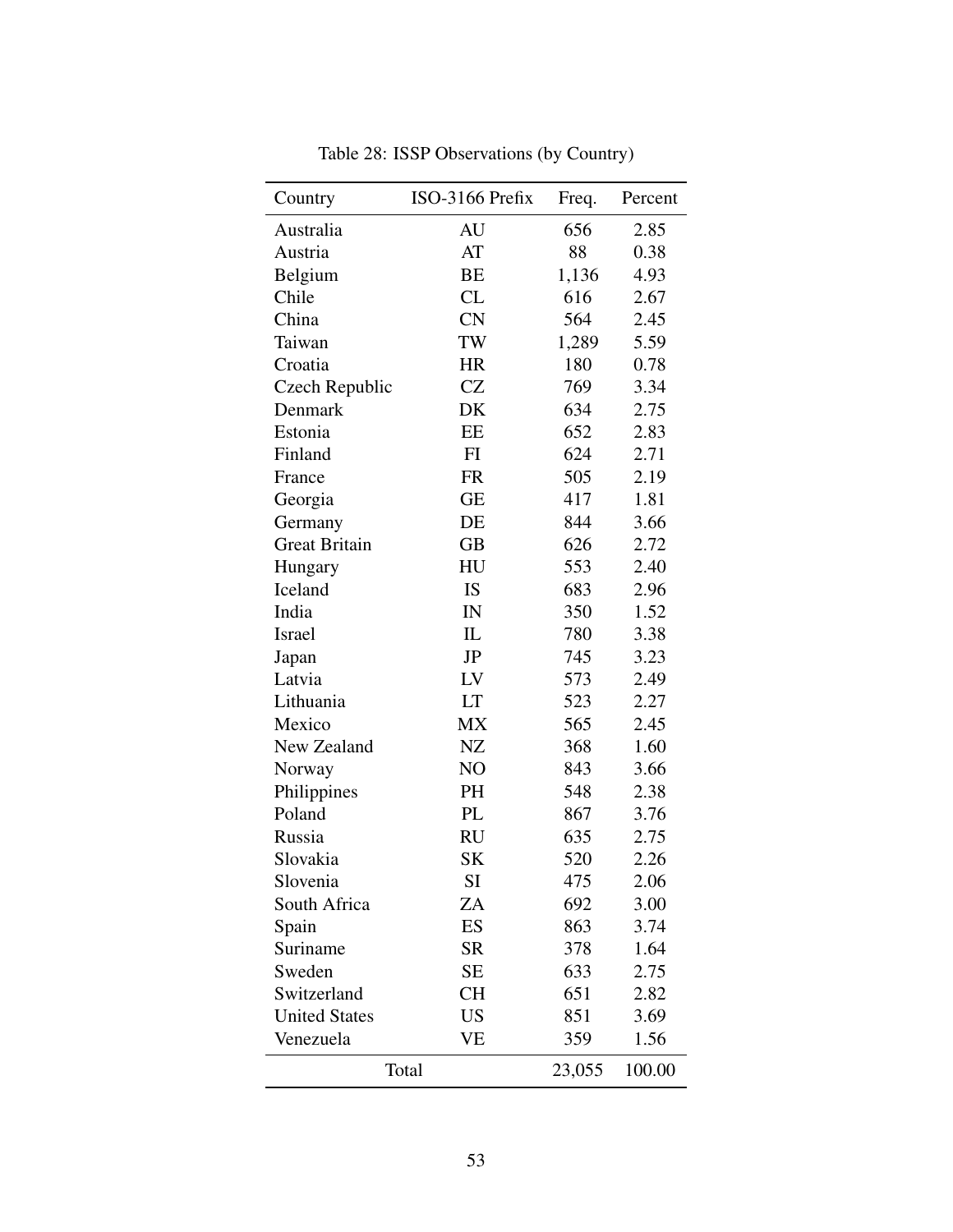Table 28: ISSP Observations (by Country)

| Country | ISO-3166 Prefix | Freq. | Percent |
|---|---|---|---|
| Australia | AU | 656 | 2.85 |
| Austria | AT | 88 | 0.38 |
| Belgium | BE | 1,136 | 4.93 |
| Chile | CL | 616 | 2.67 |
| China | CN | 564 | 2.45 |
| Taiwan | TW | 1,289 | 5.59 |
| Croatia | HR | 180 | 0.78 |
| Czech Republic | CZ | 769 | 3.34 |
| Denmark | DK | 634 | 2.75 |
| Estonia | EE | 652 | 2.83 |
| Finland | FI | 624 | 2.71 |
| France | FR | 505 | 2.19 |
| Georgia | GE | 417 | 1.81 |
| Germany | DE | 844 | 3.66 |
| Great Britain | GB | 626 | 2.72 |
| Hungary | HU | 553 | 2.40 |
| Iceland | IS | 683 | 2.96 |
| India | IN | 350 | 1.52 |
| Israel | IL | 780 | 3.38 |
| Japan | JP | 745 | 3.23 |
| Latvia | LV | 573 | 2.49 |
| Lithuania | LT | 523 | 2.27 |
| Mexico | MX | 565 | 2.45 |
| New Zealand | NZ | 368 | 1.60 |
| Norway | NO | 843 | 3.66 |
| Philippines | PH | 548 | 2.38 |
| Poland | PL | 867 | 3.76 |
| Russia | RU | 635 | 2.75 |
| Slovakia | SK | 520 | 2.26 |
| Slovenia | SI | 475 | 2.06 |
| South Africa | ZA | 692 | 3.00 |
| Spain | ES | 863 | 3.74 |
| Suriname | SR | 378 | 1.64 |
| Sweden | SE | 633 | 2.75 |
| Switzerland | CH | 651 | 2.82 |
| United States | US | 851 | 3.69 |
| Venezuela | VE | 359 | 1.56 |
| Total | | 23,055 | 100.00 |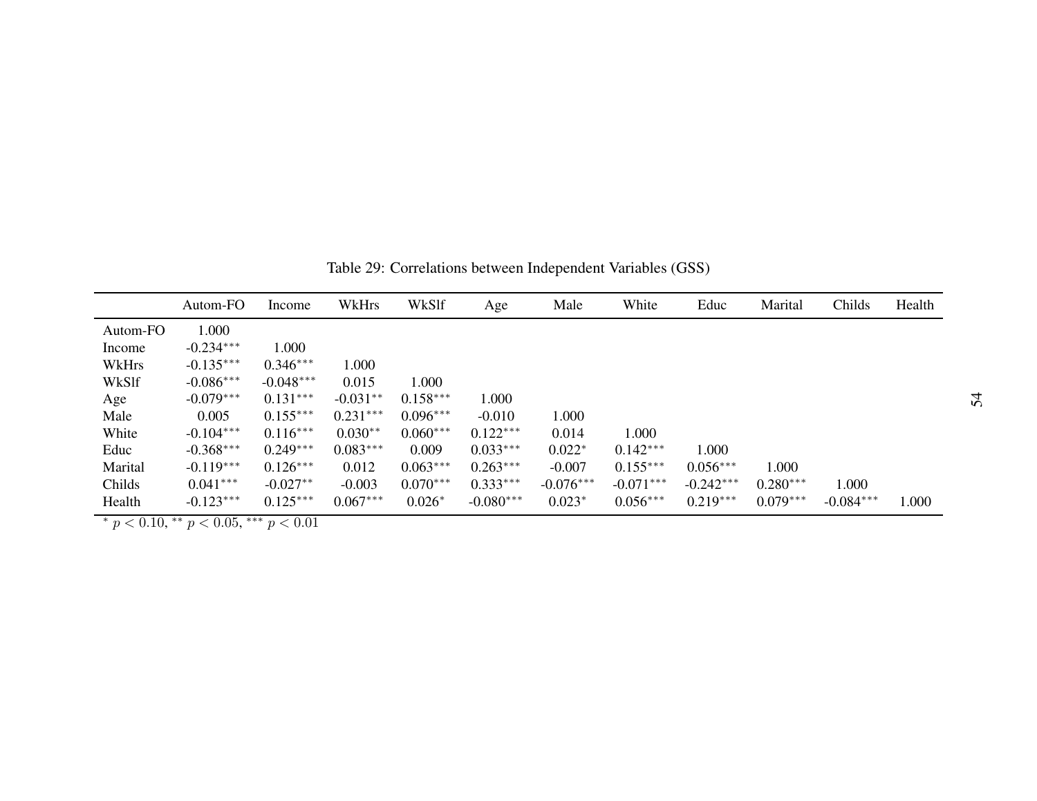Table 29: Correlations between Independent Variables (GSS)

| | Autom-FO | Income | WkHrs | WkSlf | Age | Male | White | Educ | Marital | Childs | Health |
|---|---|---|---|---|---|---|---|---|---|---|---|
| Autom-FO | 1.000 | | | | | | | | | | |
| Income | -0.234*** | 1.000 | | | | | | | | | |
| WkHrs | -0.135*** | 0.346*** | 1.000 | | | | | | | | |
| WkSlf | -0.086*** | -0.048*** | 0.015 | 1.000 | | | | | | | |
| Age | -0.079*** | 0.131*** | -0.031** | 0.158*** | 1.000 | | | | | | |
| Male | 0.005 | 0.155*** | 0.231*** | 0.096*** | -0.010 | 1.000 | | | | | |
| White | -0.104*** | 0.116*** | 0.030** | 0.060*** | 0.122*** | 0.014 | 1.000 | | | | |
| Educ | -0.368*** | 0.249*** | 0.083*** | 0.009 | 0.033*** | 0.022* | 0.142*** | 1.000 | | | |
| Marital | -0.119*** | 0.126*** | 0.012 | 0.063*** | 0.263*** | -0.007 | 0.155*** | 0.056*** | 1.000 | | |
| Childs | 0.041*** | -0.027** | -0.003 | 0.070*** | 0.333*** | -0.076*** | -0.071*** | -0.242*** | 0.280*** | 1.000 | |
| Health | -0.123*** | 0.125*** | 0.067*** | 0.026* | -0.080*** | 0.023* | 0.056*** | 0.219*** | 0.079*** | -0.084*** | 1.000 |

* $p < 0.10$, ** $p < 0.05$, *** $p < 0.01$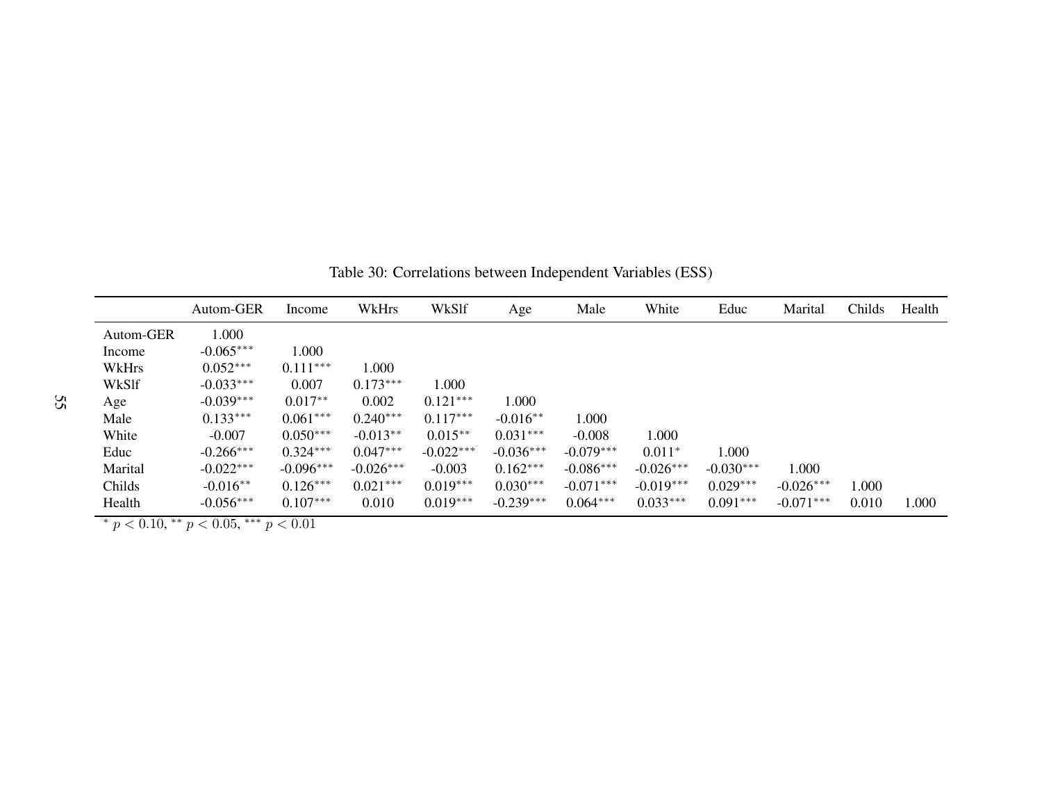Table 30: Correlations between Independent Variables (ESS)

| | Autom-GER | Income | WkHrs | WkSlf | Age | Male | White | Educ | Marital | Childs | Health |
|---|---|---|---|---|---|---|---|---|---|---|---|
| Autom-GER | 1.000 | | | | | | | | | | |
| Income | -0.065*** | 1.000 | | | | | | | | | |
| WkHrs | 0.052*** | 0.111*** | 1.000 | | | | | | | | |
| WkSlf | -0.033*** | 0.007 | 0.173*** | 1.000 | | | | | | | |
| Age | -0.039*** | 0.017** | 0.002 | 0.121*** | 1.000 | | | | | | |
| Male | 0.133*** | 0.061*** | 0.240*** | 0.117*** | -0.016** | 1.000 | | | | | |
| White | -0.007 | 0.050*** | -0.013** | 0.015** | 0.031*** | -0.008 | 1.000 | | | | |
| Educ | -0.266*** | 0.324*** | 0.047*** | -0.022*** | -0.036*** | -0.079*** | 0.011* | 1.000 | | | |
| Marital | -0.022*** | -0.096*** | -0.026*** | -0.003 | 0.162*** | -0.086*** | -0.026*** | -0.030*** | 1.000 | | |
| Childs | -0.016** | 0.126*** | 0.021*** | 0.019*** | 0.030*** | -0.071*** | -0.019*** | 0.029*** | -0.026*** | 1.000 | |
| Health | -0.056*** | 0.107*** | 0.010 | 0.019*** | -0.239*** | 0.064*** | 0.033*** | 0.091*** | -0.071*** | 0.010 | 1.000 |

* $p < 0.10$, ** $p < 0.05$, *** $p < 0.01$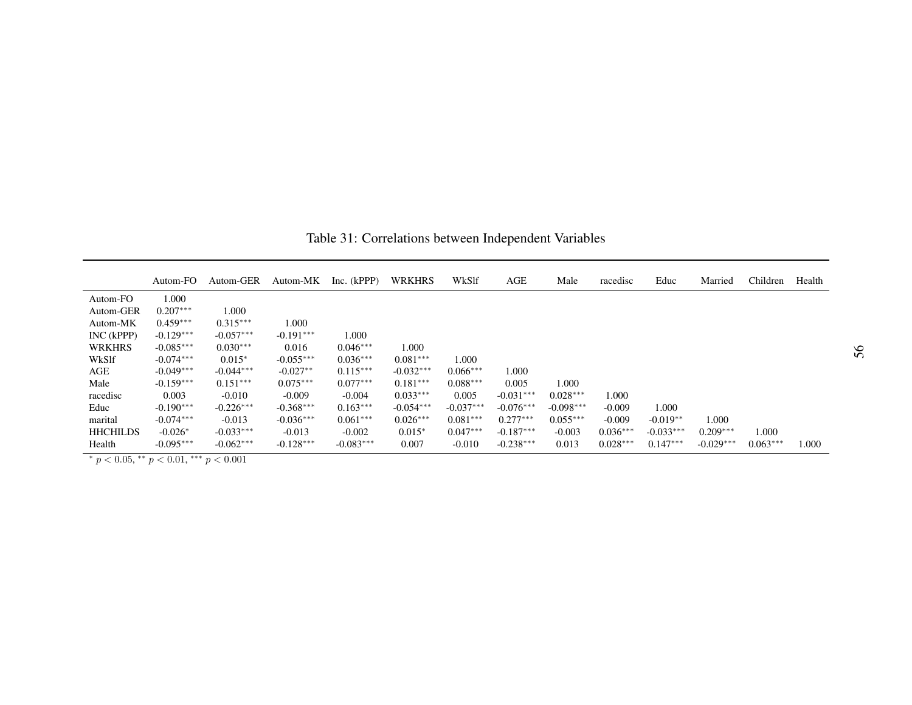Table 31: Correlations between Independent Variables

| | Autom-FO | Autom-GER | Autom-MK | Inc. (kPPP) | WRKHRS | WkSlf | AGE | Male | racedisc | Educ | Married | Children | Health |
|---|---|---|---|---|---|---|---|---|---|---|---|---|---|
| Autom-FO | 1.000 | | | | | | | | | | | | |
| Autom-GER | 0.207*** | 1.000 | | | | | | | | | | | |
| Autom-MK | 0.459*** | 0.315*** | 1.000 | | | | | | | | | | |
| INC (kPPP) | -0.129*** | -0.057*** | -0.191*** | 1.000 | | | | | | | | | |
| WRKHRS | -0.085*** | 0.030*** | 0.016 | 0.046*** | 1.000 | | | | | | | | |
| WkSlf | -0.074*** | 0.015* | -0.055*** | 0.036*** | 0.081*** | 1.000 | | | | | | | |
| AGE | -0.049*** | -0.044*** | -0.027** | 0.115*** | -0.032*** | 0.066*** | 1.000 | | | | | | |
| Male | -0.159*** | 0.151*** | 0.075*** | 0.077*** | 0.181*** | 0.088*** | 0.005 | 1.000 | | | | | |
| racedisc | 0.003 | -0.010 | -0.009 | -0.004 | 0.033*** | 0.005 | -0.031*** | 0.028*** | 1.000 | | | | |
| Educ | -0.190*** | -0.226*** | -0.368*** | 0.163*** | -0.054*** | -0.037*** | -0.076*** | -0.098*** | -0.009 | 1.000 | | | |
| marital | -0.074*** | -0.013 | -0.036*** | 0.061*** | 0.026*** | 0.081*** | 0.277*** | 0.055*** | -0.009 | -0.019** | 1.000 | | |
| HHCHILDS | -0.026* | -0.033*** | -0.013 | -0.002 | 0.015* | 0.047*** | -0.187*** | -0.003 | 0.036*** | -0.033*** | 0.209*** | 1.000 | |
| Health | -0.095*** | -0.062*** | -0.128*** | -0.083*** | 0.007 | -0.010 | -0.238*** | 0.013 | 0.028*** | 0.147*** | -0.029*** | 0.063*** | 1.000 |

\* $p < 0.05$, \*\* $p < 0.01$, \*\*\* $p < 0.001$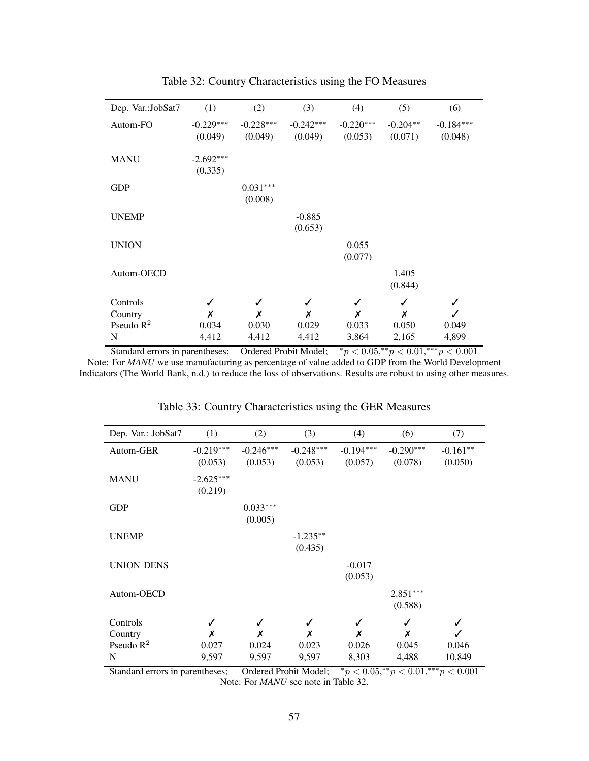Table 32: Country Characteristics using the FO Measures

| Dep. Var.:JobSat7 | (1) | (2) | (3) | (4) | (5) | (6) |
|---|---|---|---|---|---|---|
| Autom-FO | -0.229*** | -0.228*** | -0.242*** | -0.220*** | -0.204** | -0.184*** |
| | (0.049) | (0.049) | (0.049) | (0.053) | (0.071) | (0.048) |
| MANU | -2.692*** | | | | | |
| | (0.335) | | | | | |
| GDP | | 0.031*** | | | | |
| | | (0.008) | | | | |
| UNEMP | | | -0.885 | | | |
| | | | (0.653) | | | |
| UNION | | | | 0.055 | | |
| | | | | (0.077) | | |
| Autom-OECD | | | | | 1.405 | |
| | | | | | (0.844) | |
| Controls | ✓ | ✓ | ✓ | ✓ | ✓ | ✓ |
| Country | ✗ | ✗ | ✗ | ✗ | ✗ | ✓ |
| Pseudo $R^2$ | 0.034 | 0.030 | 0.029 | 0.033 | 0.050 | 0.049 |
| N | 4,412 | 4,412 | 4,412 | 3,864 | 2,165 | 4,899 |

Standard errors in parentheses; Ordered Probit Model; $^{*}p < 0.05, ^{**}p < 0.01, ^{***}p < 0.001$

Note: For *MANU* we use manufacturing as percentage of value added to GDP from the World Development Indicators (The World Bank, n.d.) to reduce the loss of observations. Results are robust to using other measures.

Table 33: Country Characteristics using the GER Measures

| Dep. Var.: JobSat7 | (1) | (2) | (3) | (4) | (6) | (7) |
|---|---|---|---|---|---|---|
| Autom-GER | -0.219*** | -0.246*** | -0.248*** | -0.194*** | -0.290*** | -0.161** |
| | (0.053) | (0.053) | (0.053) | (0.057) | (0.078) | (0.050) |
| MANU | -2.625*** | | | | | |
| | (0.219) | | | | | |
| GDP | | 0.033*** | | | | |
| | | (0.005) | | | | |
| UNEMP | | | -1.235** | | | |
| | | | (0.435) | | | |
| UNION_DENS | | | | -0.017 | | |
| | | | | (0.053) | | |
| Autom-OECD | | | | | 2.851*** | |
| | | | | | (0.588) | |
| Controls | ✓ | ✓ | ✓ | ✓ | ✓ | ✓ |
| Country | ✗ | ✗ | ✗ | ✗ | ✗ | ✓ |
| Pseudo $R^2$ | 0.027 | 0.024 | 0.023 | 0.026 | 0.045 | 0.046 |
| N | 9,597 | 9,597 | 9,597 | 8,303 | 4,488 | 10,849 |

Standard errors in parentheses; Ordered Probit Model; $^{*}p < 0.05, ^{**}p < 0.01, ^{***}p < 0.001$

Note: For *MANU* see note in Table 32.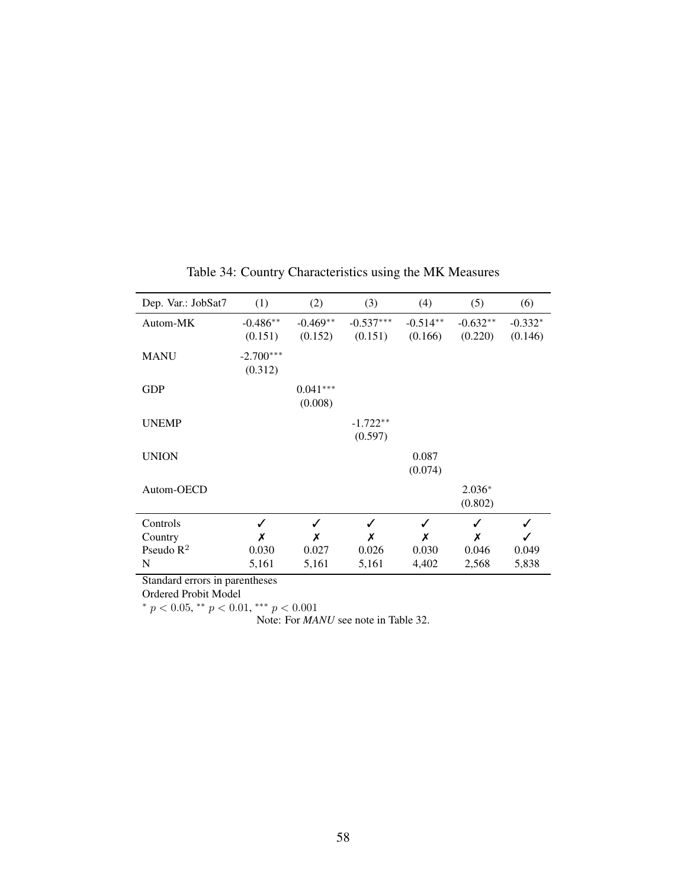Table 34: Country Characteristics using the MK Measures

| Dep. Var.: JobSat7 | (1) | (2) | (3) | (4) | (5) | (6) |
|---|---|---|---|---|---|---|
| Autom-MK | -0.486** | -0.469** | -0.537*** | -0.514** | -0.632** | -0.332* |
| | (0.151) | (0.152) | (0.151) | (0.166) | (0.220) | (0.146) |
| MANU | -2.700*** | | | | | |
| | (0.312) | | | | | |
| GDP | | 0.041*** | | | | |
| | | (0.008) | | | | |
| UNEMP | | | -1.722** | | | |
| | | | (0.597) | | | |
| UNION | | | | 0.087 | | |
| | | | | (0.074) | | |
| Autom-OECD | | | | | 2.036* | |
| | | | | | (0.802) | |
| Controls | ✓ | ✓ | ✓ | ✓ | ✓ | ✓ |
| Country | ✗ | ✗ | ✗ | ✗ | ✗ | ✓ |
| Pseudo $R^2$ | 0.030 | 0.027 | 0.026 | 0.030 | 0.046 | 0.049 |
| N | 5,161 | 5,161 | 5,161 | 4,402 | 2,568 | 5,838 |

Standard errors in parentheses

Ordered Probit Model

$^{*}$ $p < 0.05$, $^{**}$ $p < 0.01$, $^{***}$ $p < 0.001$

Note: For *MANU* see note in Table 32.